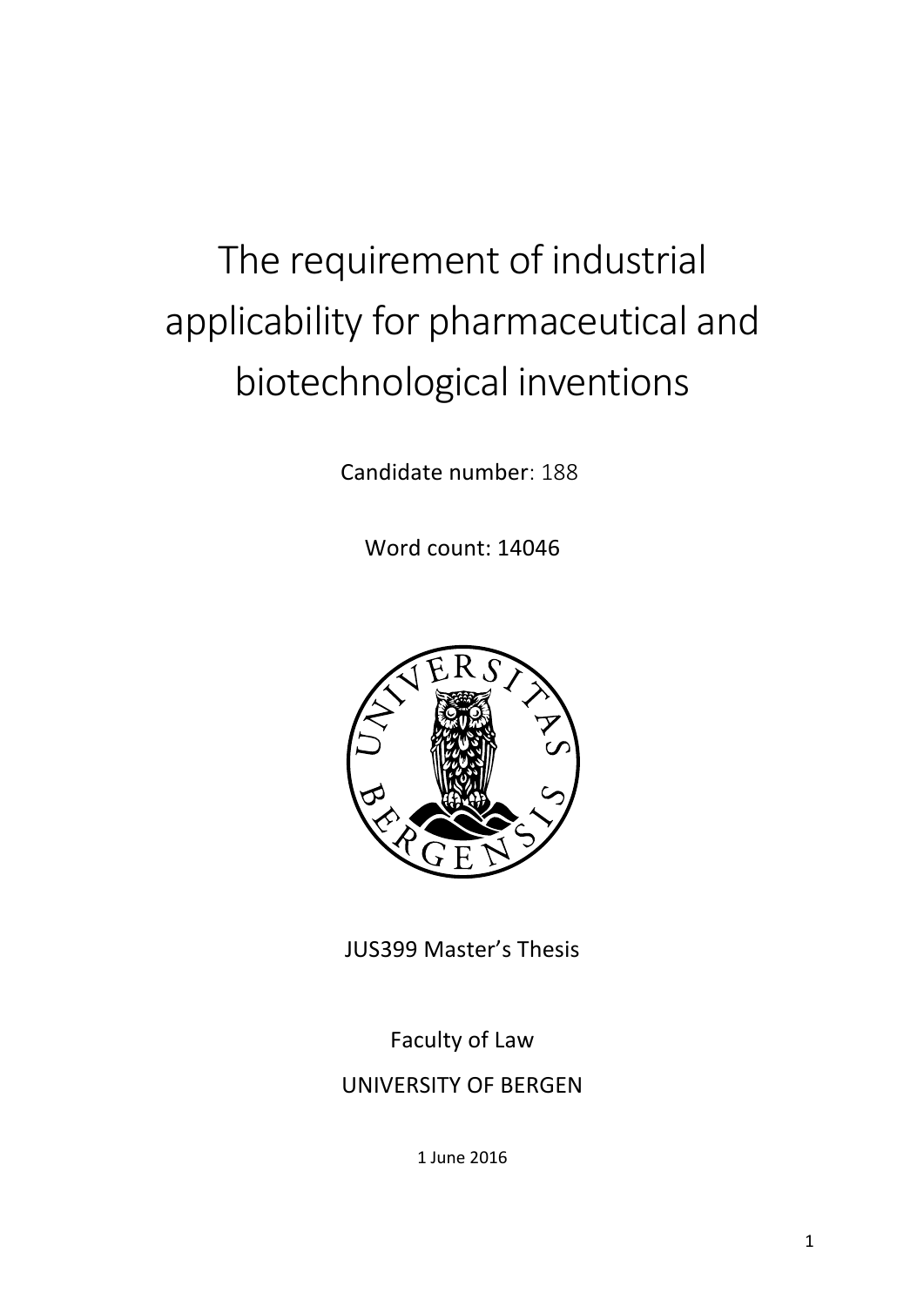# The requirement of industrial applicability for pharmaceutical and biotechnological inventions

Candidate number: 188

Word count: 14046

JUS399 Master's Thesis

Faculty of Law

UNIVERSITY OF BERGEN

1 June 2016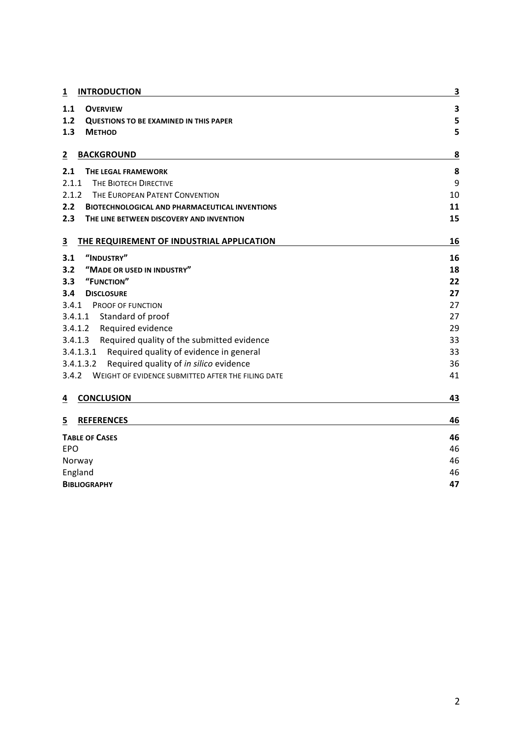| | |
|---|---|
| **1 INTRODUCTION** | **3** |
| **1.1 OVERVIEW** | **3** |
| **1.2 QUESTIONS TO BE EXAMINED IN THIS PAPER** | **5** |
| **1.3 METHOD** | **5** |
| **2 BACKGROUND** | **8** |
| **2.1 THE LEGAL FRAMEWORK** | **8** |
| 2.1.1 THE BIOTECH DIRECTIVE | 9 |
| 2.1.2 THE EUROPEAN PATENT CONVENTION | 10 |
| **2.2 BIOTECHNOLOGICAL AND PHARMACEUTICAL INVENTIONS** | **11** |
| **2.3 THE LINE BETWEEN DISCOVERY AND INVENTION** | **15** |
| **3 THE REQUIREMENT OF INDUSTRIAL APPLICATION** | **16** |
| **3.1 "INDUSTRY"** | **16** |
| **3.2 "MADE OR USED IN INDUSTRY"** | **18** |
| **3.3 "FUNCTION"** | **22** |
| **3.4 DISCLOSURE** | **27** |
| 3.4.1 PROOF OF FUNCTION | 27 |
| 3.4.1.1 Standard of proof | 27 |
| 3.4.1.2 Required evidence | 29 |
| 3.4.1.3 Required quality of the submitted evidence | 33 |
| 3.4.1.3.1 Required quality of evidence in general | 33 |
| 3.4.1.3.2 Required quality of *in silico* evidence | 36 |
| 3.4.2 WEIGHT OF EVIDENCE SUBMITTED AFTER THE FILING DATE | 41 |
| **4 CONCLUSION** | **43** |
| **5 REFERENCES** | **46** |
| **TABLE OF CASES** | **46** |
| EPO | 46 |
| Norway | 46 |
| England | 46 |
| **BIBLIOGRAPHY** | **47** |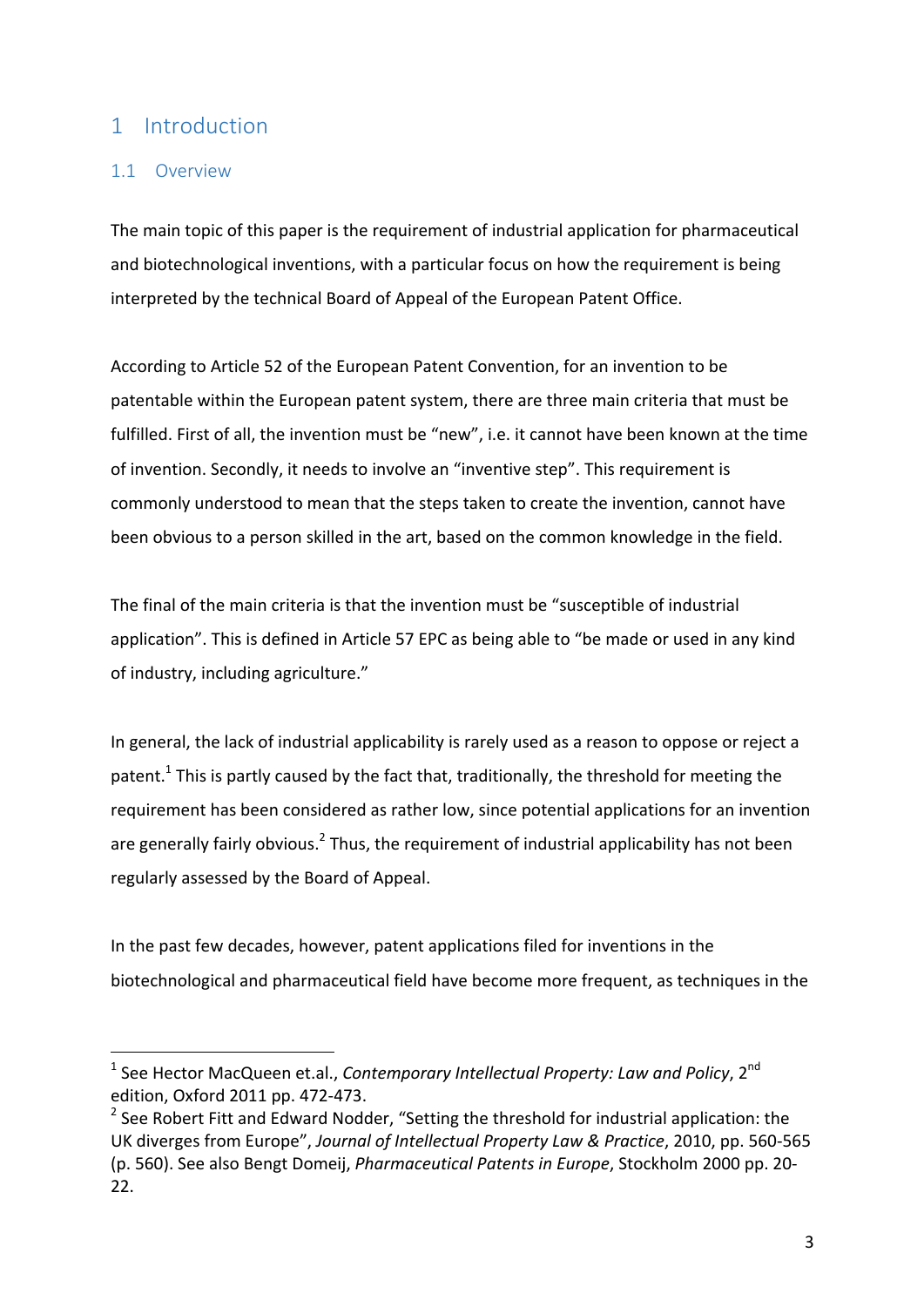# 1 Introduction

## 1.1 Overview

The main topic of this paper is the requirement of industrial application for pharmaceutical and biotechnological inventions, with a particular focus on how the requirement is being interpreted by the technical Board of Appeal of the European Patent Office.

According to Article 52 of the European Patent Convention, for an invention to be patentable within the European patent system, there are three main criteria that must be fulfilled. First of all, the invention must be "new", i.e. it cannot have been known at the time of invention. Secondly, it needs to involve an "inventive step". This requirement is commonly understood to mean that the steps taken to create the invention, cannot have been obvious to a person skilled in the art, based on the common knowledge in the field.

The final of the main criteria is that the invention must be "susceptible of industrial application". This is defined in Article 57 EPC as being able to "be made or used in any kind of industry, including agriculture."

In general, the lack of industrial applicability is rarely used as a reason to oppose or reject a patent.[1] This is partly caused by the fact that, traditionally, the threshold for meeting the requirement has been considered as rather low, since potential applications for an invention are generally fairly obvious.[2] Thus, the requirement of industrial applicability has not been regularly assessed by the Board of Appeal.

In the past few decades, however, patent applications filed for inventions in the biotechnological and pharmaceutical field have become more frequent, as techniques in the

---

[1] See Hector MacQueen et.al., *Contemporary Intellectual Property: Law and Policy*, 2nd edition, Oxford 2011 pp. 472-473.

[2] See Robert Fitt and Edward Nodder, "Setting the threshold for industrial application: the UK diverges from Europe", *Journal of Intellectual Property Law & Practice*, 2010, pp. 560-565 (p. 560). See also Bengt Domeij, *Pharmaceutical Patents in Europe*, Stockholm 2000 pp. 20-22.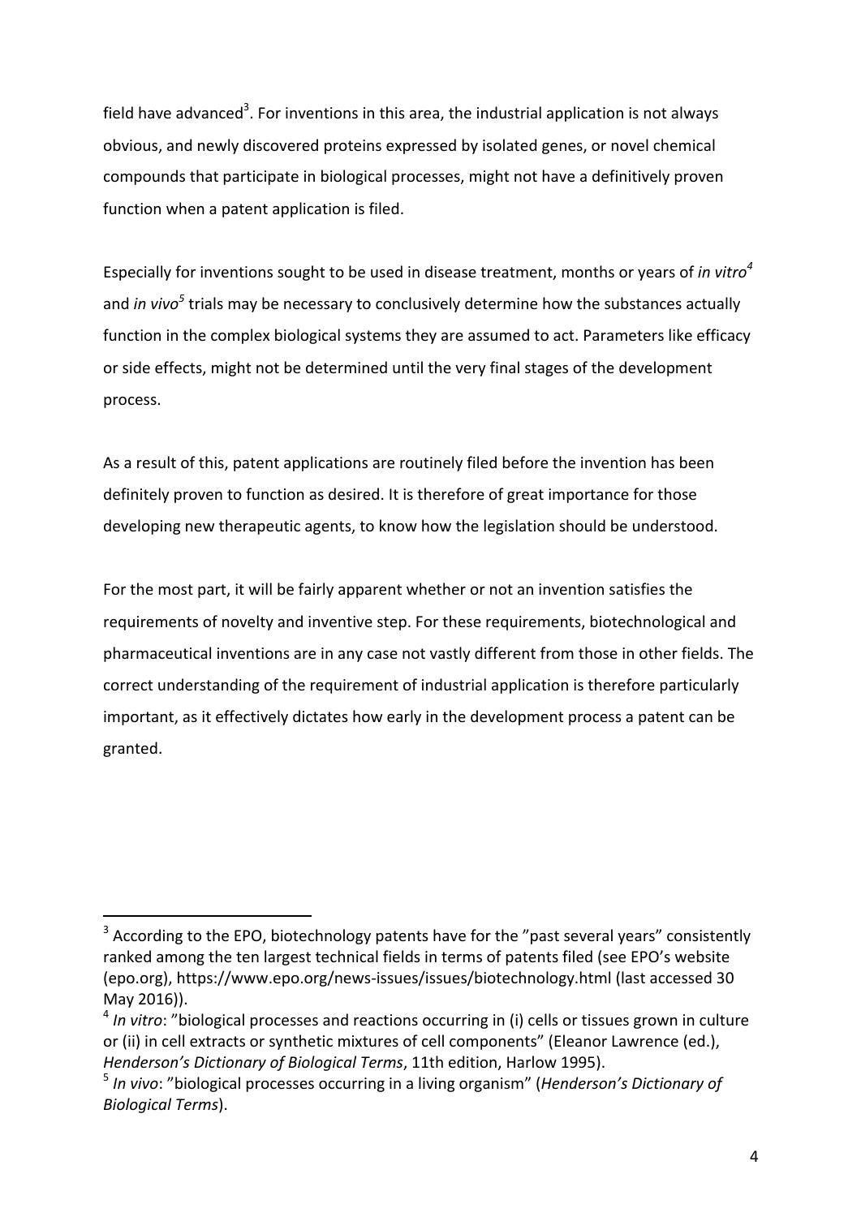field have advanced[3]. For inventions in this area, the industrial application is not always obvious, and newly discovered proteins expressed by isolated genes, or novel chemical compounds that participate in biological processes, might not have a definitively proven function when a patent application is filed.

Especially for inventions sought to be used in disease treatment, months or years of *in vitro*[4] and *in vivo*[5] trials may be necessary to conclusively determine how the substances actually function in the complex biological systems they are assumed to act. Parameters like efficacy or side effects, might not be determined until the very final stages of the development process.

As a result of this, patent applications are routinely filed before the invention has been definitely proven to function as desired. It is therefore of great importance for those developing new therapeutic agents, to know how the legislation should be understood.

For the most part, it will be fairly apparent whether or not an invention satisfies the requirements of novelty and inventive step. For these requirements, biotechnological and pharmaceutical inventions are in any case not vastly different from those in other fields. The correct understanding of the requirement of industrial application is therefore particularly important, as it effectively dictates how early in the development process a patent can be granted.

---

[3] According to the EPO, biotechnology patents have for the "past several years" consistently ranked among the ten largest technical fields in terms of patents filed (see EPO's website (epo.org), https://www.epo.org/news-issues/issues/biotechnology.html (last accessed 30 May 2016)).

[4] *In vitro*: "biological processes and reactions occurring in (i) cells or tissues grown in culture or (ii) in cell extracts or synthetic mixtures of cell components" (Eleanor Lawrence (ed.), *Henderson's Dictionary of Biological Terms*, 11th edition, Harlow 1995).

[5] *In vivo*: "biological processes occurring in a living organism" (*Henderson's Dictionary of Biological Terms*).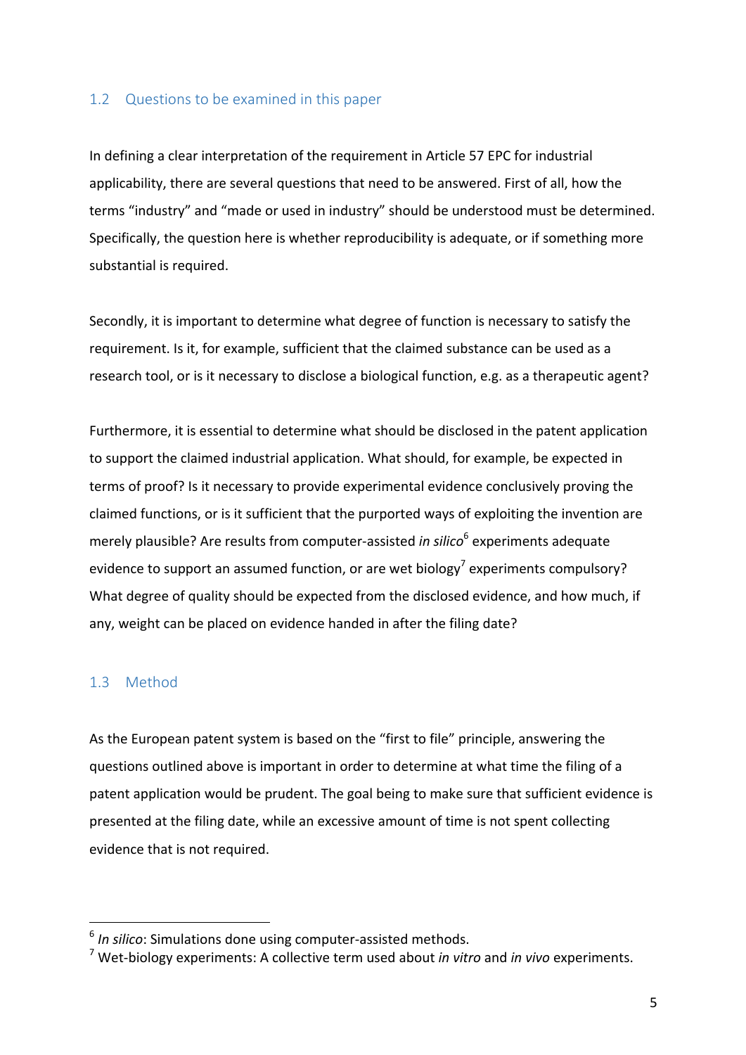## 1.2 Questions to be examined in this paper

In defining a clear interpretation of the requirement in Article 57 EPC for industrial applicability, there are several questions that need to be answered. First of all, how the terms "industry" and "made or used in industry" should be understood must be determined. Specifically, the question here is whether reproducibility is adequate, or if something more substantial is required.

Secondly, it is important to determine what degree of function is necessary to satisfy the requirement. Is it, for example, sufficient that the claimed substance can be used as a research tool, or is it necessary to disclose a biological function, e.g. as a therapeutic agent?

Furthermore, it is essential to determine what should be disclosed in the patent application to support the claimed industrial application. What should, for example, be expected in terms of proof? Is it necessary to provide experimental evidence conclusively proving the claimed functions, or is it sufficient that the purported ways of exploiting the invention are merely plausible? Are results from computer-assisted *in silico*[6] experiments adequate evidence to support an assumed function, or are wet biology[7] experiments compulsory? What degree of quality should be expected from the disclosed evidence, and how much, if any, weight can be placed on evidence handed in after the filing date?

## 1.3 Method

As the European patent system is based on the "first to file" principle, answering the questions outlined above is important in order to determine at what time the filing of a patent application would be prudent. The goal being to make sure that sufficient evidence is presented at the filing date, while an excessive amount of time is not spent collecting evidence that is not required.

---

[6] *In silico*: Simulations done using computer-assisted methods.

[7] Wet-biology experiments: A collective term used about *in vitro* and *in vivo* experiments.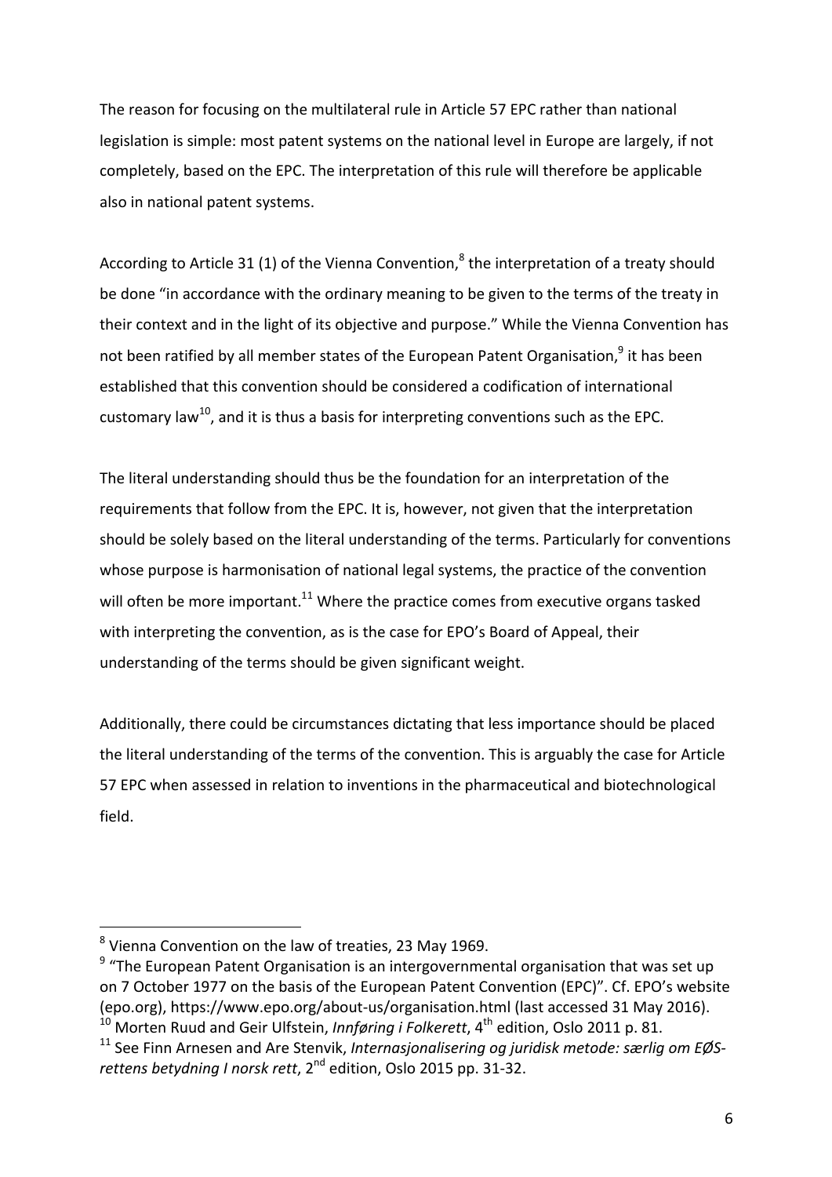The reason for focusing on the multilateral rule in Article 57 EPC rather than national legislation is simple: most patent systems on the national level in Europe are largely, if not completely, based on the EPC. The interpretation of this rule will therefore be applicable also in national patent systems.

According to Article 31 (1) of the Vienna Convention,[8] the interpretation of a treaty should be done "in accordance with the ordinary meaning to be given to the terms of the treaty in their context and in the light of its objective and purpose." While the Vienna Convention has not been ratified by all member states of the European Patent Organisation,[9] it has been established that this convention should be considered a codification of international customary law[10], and it is thus a basis for interpreting conventions such as the EPC.

The literal understanding should thus be the foundation for an interpretation of the requirements that follow from the EPC. It is, however, not given that the interpretation should be solely based on the literal understanding of the terms. Particularly for conventions whose purpose is harmonisation of national legal systems, the practice of the convention will often be more important.[11] Where the practice comes from executive organs tasked with interpreting the convention, as is the case for EPO's Board of Appeal, their understanding of the terms should be given significant weight.

Additionally, there could be circumstances dictating that less importance should be placed the literal understanding of the terms of the convention. This is arguably the case for Article 57 EPC when assessed in relation to inventions in the pharmaceutical and biotechnological field.

---

[8] Vienna Convention on the law of treaties, 23 May 1969.

[9] "The European Patent Organisation is an intergovernmental organisation that was set up on 7 October 1977 on the basis of the European Patent Convention (EPC)". Cf. EPO's website (epo.org), https://www.epo.org/about-us/organisation.html (last accessed 31 May 2016).

[10] Morten Ruud and Geir Ulfstein, *Innføring i Folkerett*, 4th edition, Oslo 2011 p. 81.

[11] See Finn Arnesen and Are Stenvik, *Internasjonalisering og juridisk metode: særlig om EØS-rettens betydning I norsk rett*, 2nd edition, Oslo 2015 pp. 31-32.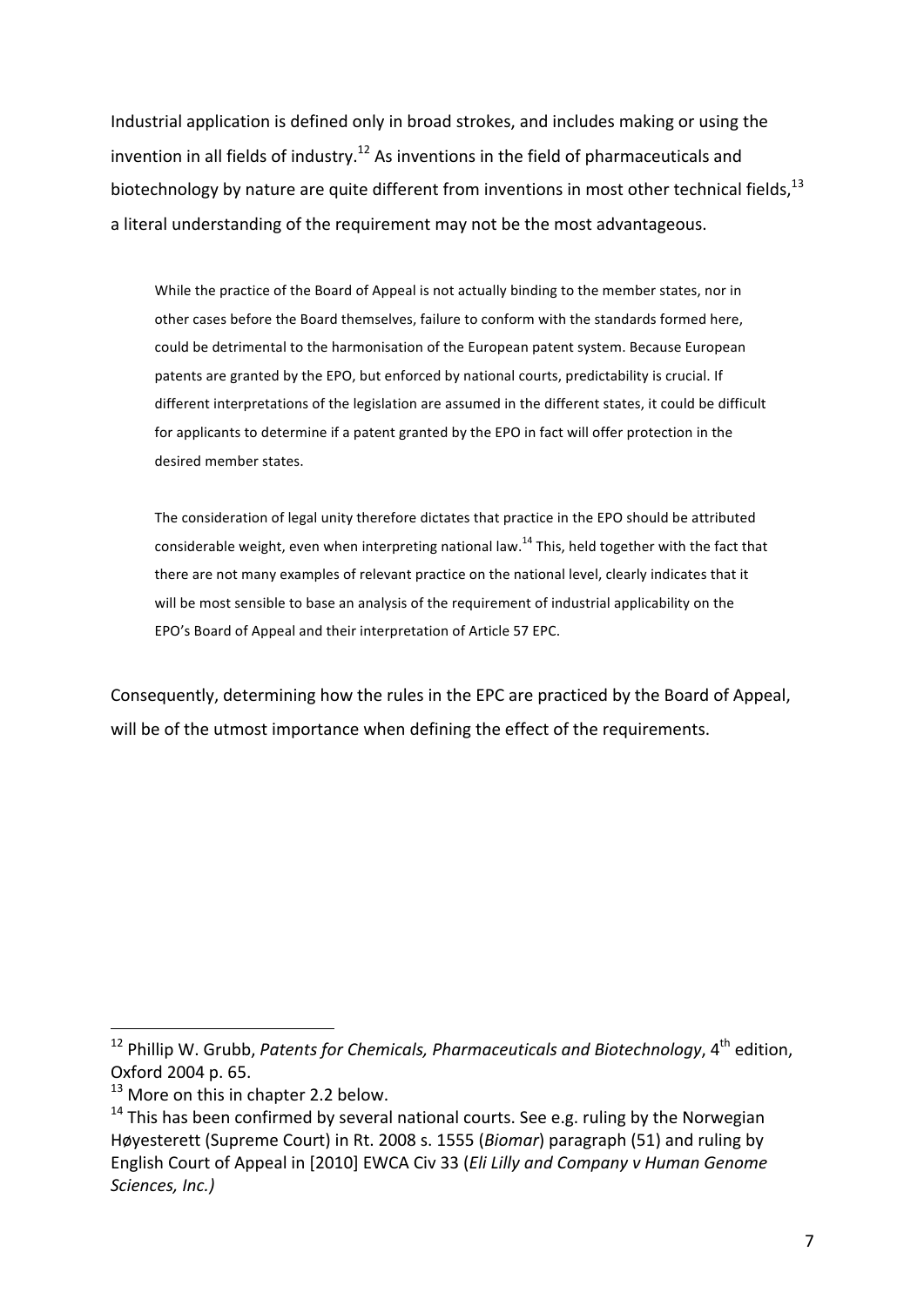Industrial application is defined only in broad strokes, and includes making or using the invention in all fields of industry.[12] As inventions in the field of pharmaceuticals and biotechnology by nature are quite different from inventions in most other technical fields,[13] a literal understanding of the requirement may not be the most advantageous.

> While the practice of the Board of Appeal is not actually binding to the member states, nor in other cases before the Board themselves, failure to conform with the standards formed here, could be detrimental to the harmonisation of the European patent system. Because European patents are granted by the EPO, but enforced by national courts, predictability is crucial. If different interpretations of the legislation are assumed in the different states, it could be difficult for applicants to determine if a patent granted by the EPO in fact will offer protection in the desired member states.
>
> The consideration of legal unity therefore dictates that practice in the EPO should be attributed considerable weight, even when interpreting national law.[14] This, held together with the fact that there are not many examples of relevant practice on the national level, clearly indicates that it will be most sensible to base an analysis of the requirement of industrial applicability on the EPO's Board of Appeal and their interpretation of Article 57 EPC.

Consequently, determining how the rules in the EPC are practiced by the Board of Appeal, will be of the utmost importance when defining the effect of the requirements.

---

[12] Phillip W. Grubb, *Patents for Chemicals, Pharmaceuticals and Biotechnology*, 4th edition, Oxford 2004 p. 65.

[13] More on this in chapter 2.2 below.

[14] This has been confirmed by several national courts. See e.g. ruling by the Norwegian Høyesterett (Supreme Court) in Rt. 2008 s. 1555 (*Biomar*) paragraph (51) and ruling by English Court of Appeal in [2010] EWCA Civ 33 (*Eli Lilly and Company v Human Genome Sciences, Inc.)*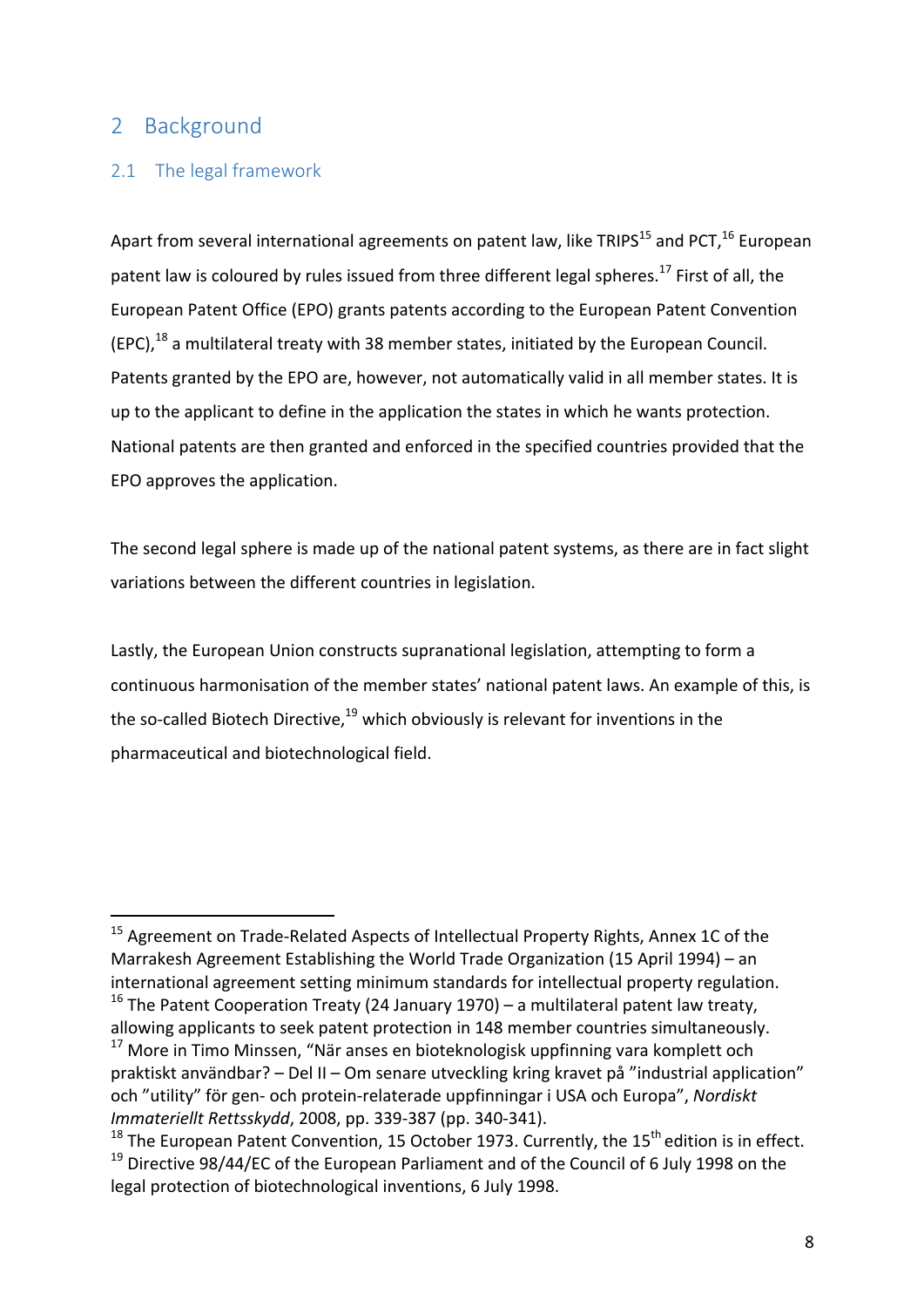## 2 Background

### 2.1 The legal framework

Apart from several international agreements on patent law, like TRIPS[15] and PCT,[16] European patent law is coloured by rules issued from three different legal spheres.[17] First of all, the European Patent Office (EPO) grants patents according to the European Patent Convention (EPC),[18] a multilateral treaty with 38 member states, initiated by the European Council. Patents granted by the EPO are, however, not automatically valid in all member states. It is up to the applicant to define in the application the states in which he wants protection. National patents are then granted and enforced in the specified countries provided that the EPO approves the application.

The second legal sphere is made up of the national patent systems, as there are in fact slight variations between the different countries in legislation.

Lastly, the European Union constructs supranational legislation, attempting to form a continuous harmonisation of the member states' national patent laws. An example of this, is the so-called Biotech Directive,[19] which obviously is relevant for inventions in the pharmaceutical and biotechnological field.

---

[15] Agreement on Trade-Related Aspects of Intellectual Property Rights, Annex 1C of the Marrakesh Agreement Establishing the World Trade Organization (15 April 1994) – an international agreement setting minimum standards for intellectual property regulation.

[16] The Patent Cooperation Treaty (24 January 1970) – a multilateral patent law treaty, allowing applicants to seek patent protection in 148 member countries simultaneously.

[17] More in Timo Minssen, "När anses en bioteknologisk uppfinning vara komplett och praktiskt användbar? – Del II – Om senare utveckling kring kravet på "industrial application" och "utility" för gen- och protein-relaterade uppfinningar i USA och Europa", *Nordiskt Immateriellt Rettsskydd*, 2008, pp. 339-387 (pp. 340-341).

[18] The European Patent Convention, 15 October 1973. Currently, the 15th edition is in effect.

[19] Directive 98/44/EC of the European Parliament and of the Council of 6 July 1998 on the legal protection of biotechnological inventions, 6 July 1998.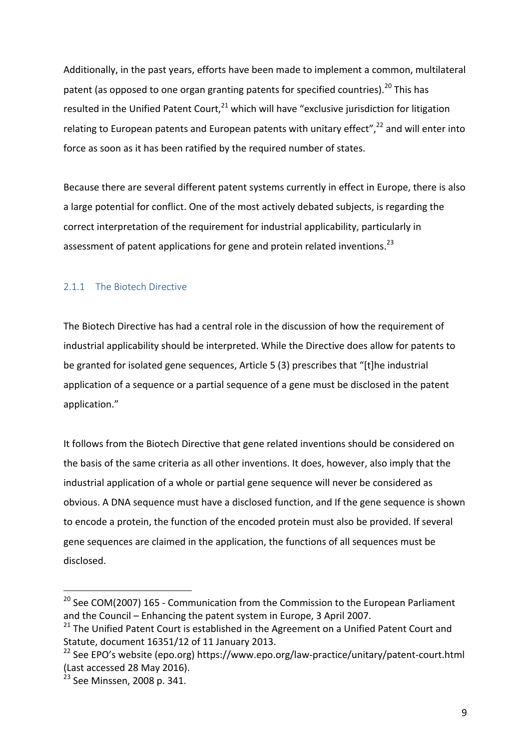Additionally, in the past years, efforts have been made to implement a common, multilateral patent (as opposed to one organ granting patents for specified countries).[20] This has resulted in the Unified Patent Court,[21] which will have "exclusive jurisdiction for litigation relating to European patents and European patents with unitary effect",[22] and will enter into force as soon as it has been ratified by the required number of states.

Because there are several different patent systems currently in effect in Europe, there is also a large potential for conflict. One of the most actively debated subjects, is regarding the correct interpretation of the requirement for industrial applicability, particularly in assessment of patent applications for gene and protein related inventions.[23]

### 2.1.1 The Biotech Directive

The Biotech Directive has had a central role in the discussion of how the requirement of industrial applicability should be interpreted. While the Directive does allow for patents to be granted for isolated gene sequences, Article 5 (3) prescribes that "[t]he industrial application of a sequence or a partial sequence of a gene must be disclosed in the patent application."

It follows from the Biotech Directive that gene related inventions should be considered on the basis of the same criteria as all other inventions. It does, however, also imply that the industrial application of a whole or partial gene sequence will never be considered as obvious. A DNA sequence must have a disclosed function, and If the gene sequence is shown to encode a protein, the function of the encoded protein must also be provided. If several gene sequences are claimed in the application, the functions of all sequences must be disclosed.

---

[20] See COM(2007) 165 - Communication from the Commission to the European Parliament and the Council – Enhancing the patent system in Europe, 3 April 2007.

[21] The Unified Patent Court is established in the Agreement on a Unified Patent Court and Statute, document 16351/12 of 11 January 2013.

[22] See EPO's website (epo.org) https://www.epo.org/law-practice/unitary/patent-court.html (Last accessed 28 May 2016).

[23] See Minssen, 2008 p. 341.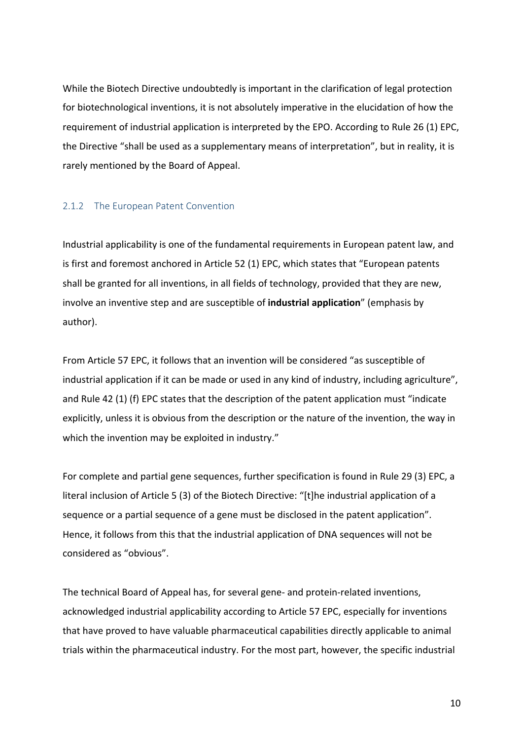While the Biotech Directive undoubtedly is important in the clarification of legal protection for biotechnological inventions, it is not absolutely imperative in the elucidation of how the requirement of industrial application is interpreted by the EPO. According to Rule 26 (1) EPC, the Directive "shall be used as a supplementary means of interpretation", but in reality, it is rarely mentioned by the Board of Appeal.

### 2.1.2 The European Patent Convention

Industrial applicability is one of the fundamental requirements in European patent law, and is first and foremost anchored in Article 52 (1) EPC, which states that "European patents shall be granted for all inventions, in all fields of technology, provided that they are new, involve an inventive step and are susceptible of **industrial application**" (emphasis by author).

From Article 57 EPC, it follows that an invention will be considered "as susceptible of industrial application if it can be made or used in any kind of industry, including agriculture", and Rule 42 (1) (f) EPC states that the description of the patent application must "indicate explicitly, unless it is obvious from the description or the nature of the invention, the way in which the invention may be exploited in industry."

For complete and partial gene sequences, further specification is found in Rule 29 (3) EPC, a literal inclusion of Article 5 (3) of the Biotech Directive: "[t]he industrial application of a sequence or a partial sequence of a gene must be disclosed in the patent application". Hence, it follows from this that the industrial application of DNA sequences will not be considered as "obvious".

The technical Board of Appeal has, for several gene- and protein-related inventions, acknowledged industrial applicability according to Article 57 EPC, especially for inventions that have proved to have valuable pharmaceutical capabilities directly applicable to animal trials within the pharmaceutical industry. For the most part, however, the specific industrial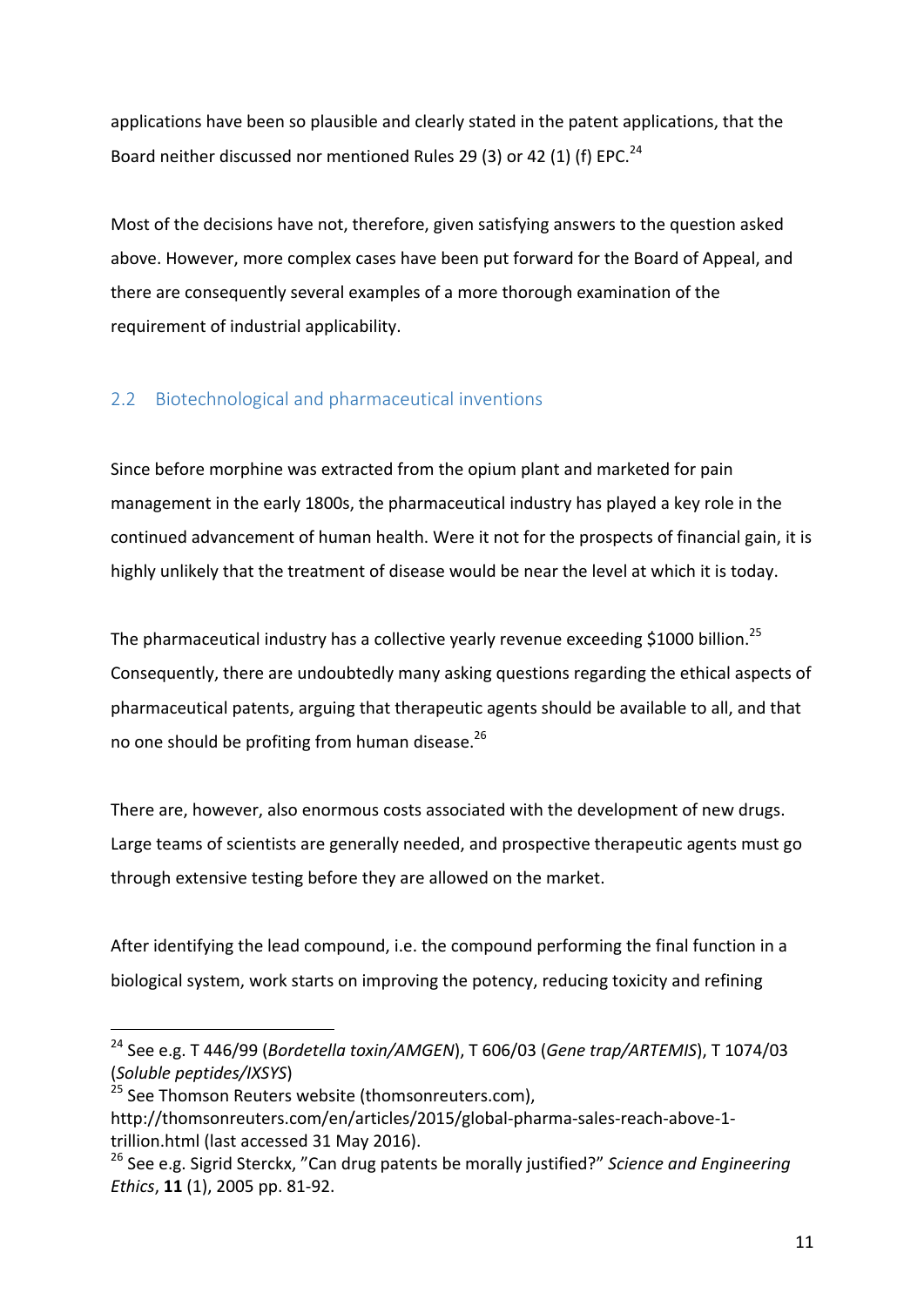applications have been so plausible and clearly stated in the patent applications, that the Board neither discussed nor mentioned Rules 29 (3) or 42 (1) (f) EPC.[24]

Most of the decisions have not, therefore, given satisfying answers to the question asked above. However, more complex cases have been put forward for the Board of Appeal, and there are consequently several examples of a more thorough examination of the requirement of industrial applicability.

## 2.2 Biotechnological and pharmaceutical inventions

Since before morphine was extracted from the opium plant and marketed for pain management in the early 1800s, the pharmaceutical industry has played a key role in the continued advancement of human health. Were it not for the prospects of financial gain, it is highly unlikely that the treatment of disease would be near the level at which it is today.

The pharmaceutical industry has a collective yearly revenue exceeding $1000 billion.[25] Consequently, there are undoubtedly many asking questions regarding the ethical aspects of pharmaceutical patents, arguing that therapeutic agents should be available to all, and that no one should be profiting from human disease.[26]

There are, however, also enormous costs associated with the development of new drugs. Large teams of scientists are generally needed, and prospective therapeutic agents must go through extensive testing before they are allowed on the market.

After identifying the lead compound, i.e. the compound performing the final function in a biological system, work starts on improving the potency, reducing toxicity and refining

---

[24] See e.g. T 446/99 (*Bordetella toxin/AMGEN*), T 606/03 (*Gene trap/ARTEMIS*), T 1074/03 (*Soluble peptides/IXSYS*)

[25] See Thomson Reuters website (thomsonreuters.com), http://thomsonreuters.com/en/articles/2015/global-pharma-sales-reach-above-1-trillion.html (last accessed 31 May 2016).

[26] See e.g. Sigrid Sterckx, "Can drug patents be morally justified?" *Science and Engineering Ethics*, **11** (1), 2005 pp. 81-92.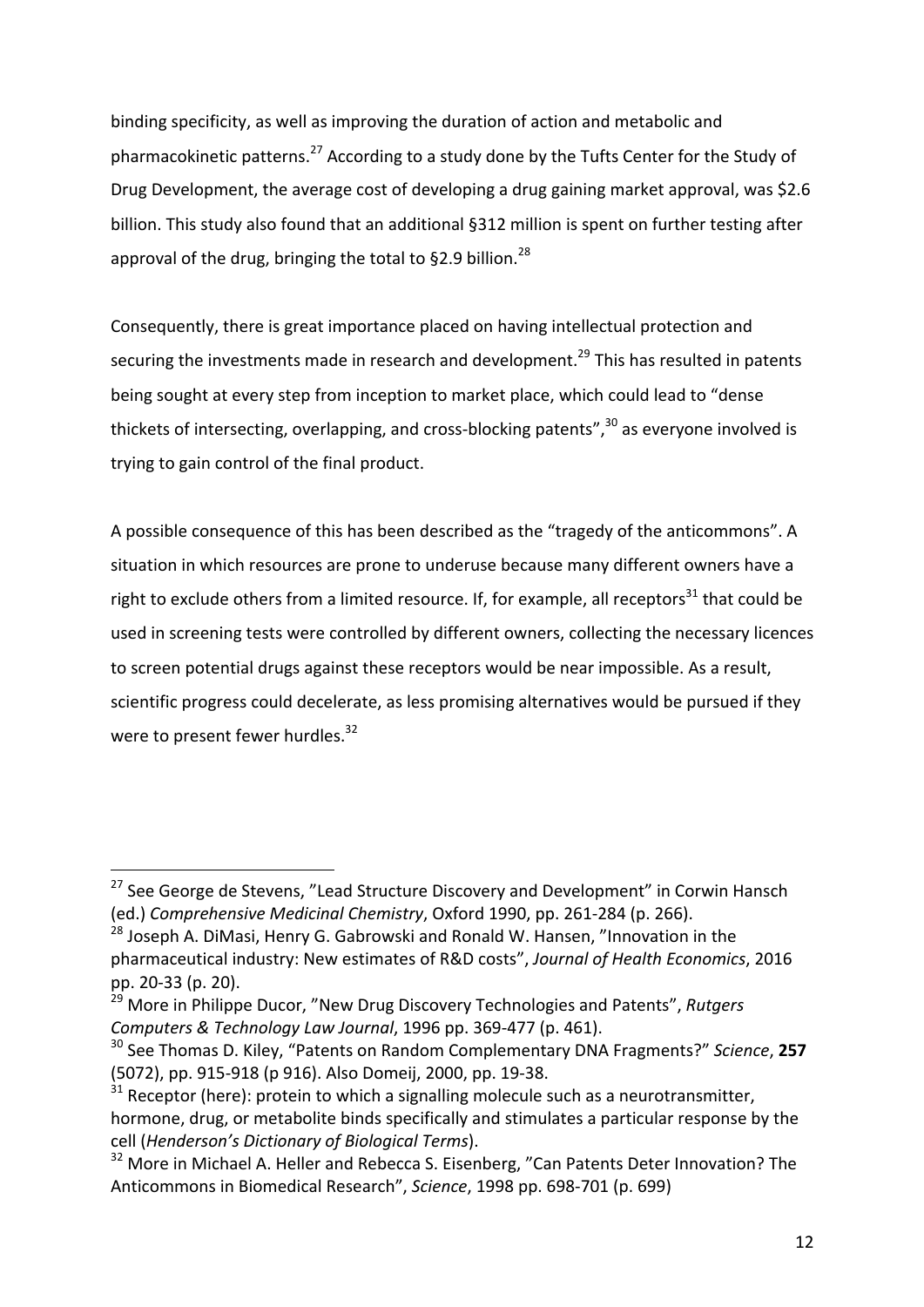binding specificity, as well as improving the duration of action and metabolic and pharmacokinetic patterns.[27] According to a study done by the Tufts Center for the Study of Drug Development, the average cost of developing a drug gaining market approval, was $2.6 billion. This study also found that an additional §312 million is spent on further testing after approval of the drug, bringing the total to §2.9 billion.[28]

Consequently, there is great importance placed on having intellectual protection and securing the investments made in research and development.[29] This has resulted in patents being sought at every step from inception to market place, which could lead to "dense thickets of intersecting, overlapping, and cross-blocking patents",[30] as everyone involved is trying to gain control of the final product.

A possible consequence of this has been described as the "tragedy of the anticommons". A situation in which resources are prone to underuse because many different owners have a right to exclude others from a limited resource. If, for example, all receptors[31] that could be used in screening tests were controlled by different owners, collecting the necessary licences to screen potential drugs against these receptors would be near impossible. As a result, scientific progress could decelerate, as less promising alternatives would be pursued if they were to present fewer hurdles.[32]

---

[27] See George de Stevens, "Lead Structure Discovery and Development" in Corwin Hansch (ed.) *Comprehensive Medicinal Chemistry*, Oxford 1990, pp. 261-284 (p. 266).

[28] Joseph A. DiMasi, Henry G. Gabrowski and Ronald W. Hansen, "Innovation in the pharmaceutical industry: New estimates of R&D costs", *Journal of Health Economics*, 2016 pp. 20-33 (p. 20).

[29] More in Philippe Ducor, "New Drug Discovery Technologies and Patents", *Rutgers Computers & Technology Law Journal*, 1996 pp. 369-477 (p. 461).

[30] See Thomas D. Kiley, "Patents on Random Complementary DNA Fragments?" *Science*, **257** (5072), pp. 915-918 (p 916). Also Domeij, 2000, pp. 19-38.

[31] Receptor (here): protein to which a signalling molecule such as a neurotransmitter, hormone, drug, or metabolite binds specifically and stimulates a particular response by the cell (*Henderson's Dictionary of Biological Terms*).

[32] More in Michael A. Heller and Rebecca S. Eisenberg, "Can Patents Deter Innovation? The Anticommons in Biomedical Research", *Science*, 1998 pp. 698-701 (p. 699)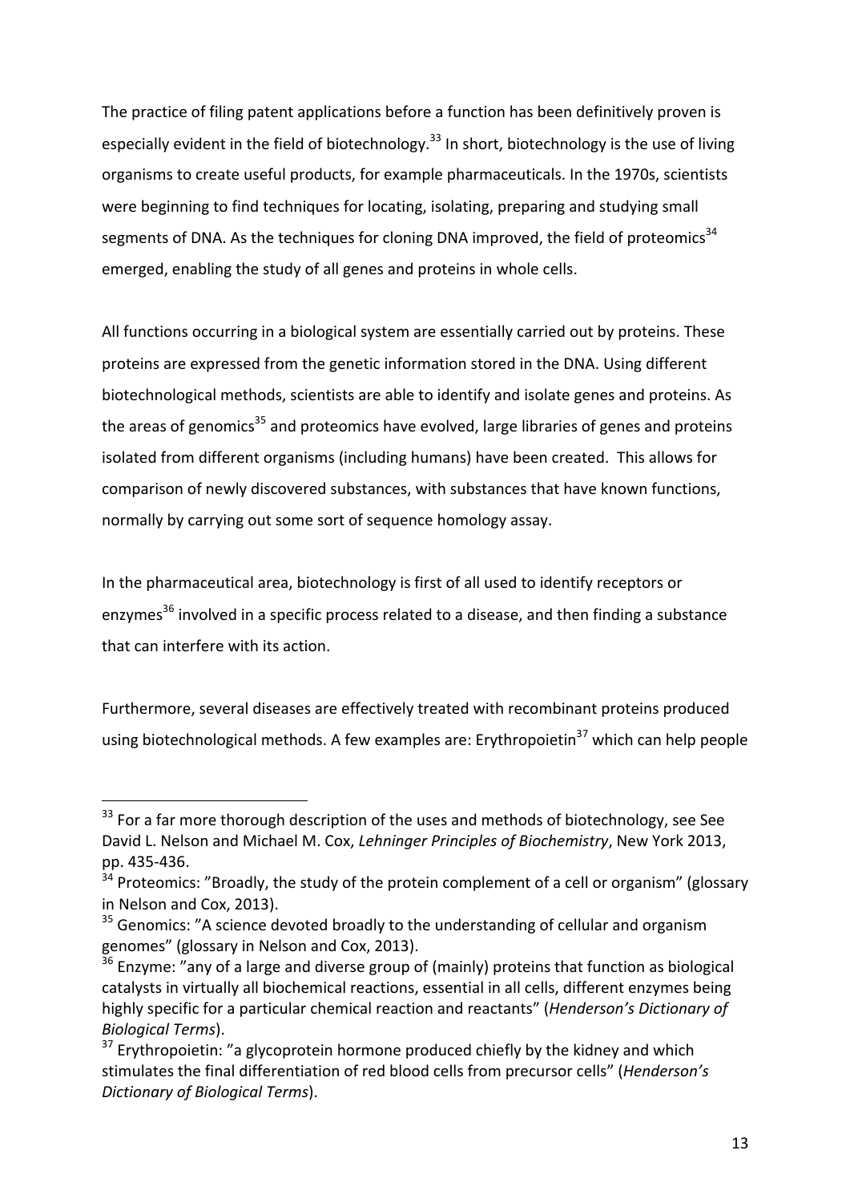The practice of filing patent applications before a function has been definitively proven is especially evident in the field of biotechnology.[33] In short, biotechnology is the use of living organisms to create useful products, for example pharmaceuticals. In the 1970s, scientists were beginning to find techniques for locating, isolating, preparing and studying small segments of DNA. As the techniques for cloning DNA improved, the field of proteomics[34] emerged, enabling the study of all genes and proteins in whole cells.

All functions occurring in a biological system are essentially carried out by proteins. These proteins are expressed from the genetic information stored in the DNA. Using different biotechnological methods, scientists are able to identify and isolate genes and proteins. As the areas of genomics[35] and proteomics have evolved, large libraries of genes and proteins isolated from different organisms (including humans) have been created. This allows for comparison of newly discovered substances, with substances that have known functions, normally by carrying out some sort of sequence homology assay.

In the pharmaceutical area, biotechnology is first of all used to identify receptors or enzymes[36] involved in a specific process related to a disease, and then finding a substance that can interfere with its action.

Furthermore, several diseases are effectively treated with recombinant proteins produced using biotechnological methods. A few examples are: Erythropoietin[37] which can help people

---

[33] For a far more thorough description of the uses and methods of biotechnology, see See David L. Nelson and Michael M. Cox, *Lehninger Principles of Biochemistry*, New York 2013, pp. 435-436.

[34] Proteomics: "Broadly, the study of the protein complement of a cell or organism" (glossary in Nelson and Cox, 2013).

[35] Genomics: "A science devoted broadly to the understanding of cellular and organism genomes" (glossary in Nelson and Cox, 2013).

[36] Enzyme: "any of a large and diverse group of (mainly) proteins that function as biological catalysts in virtually all biochemical reactions, essential in all cells, different enzymes being highly specific for a particular chemical reaction and reactants" (*Henderson's Dictionary of Biological Terms*).

[37] Erythropoietin: "a glycoprotein hormone produced chiefly by the kidney and which stimulates the final differentiation of red blood cells from precursor cells" (*Henderson's Dictionary of Biological Terms*).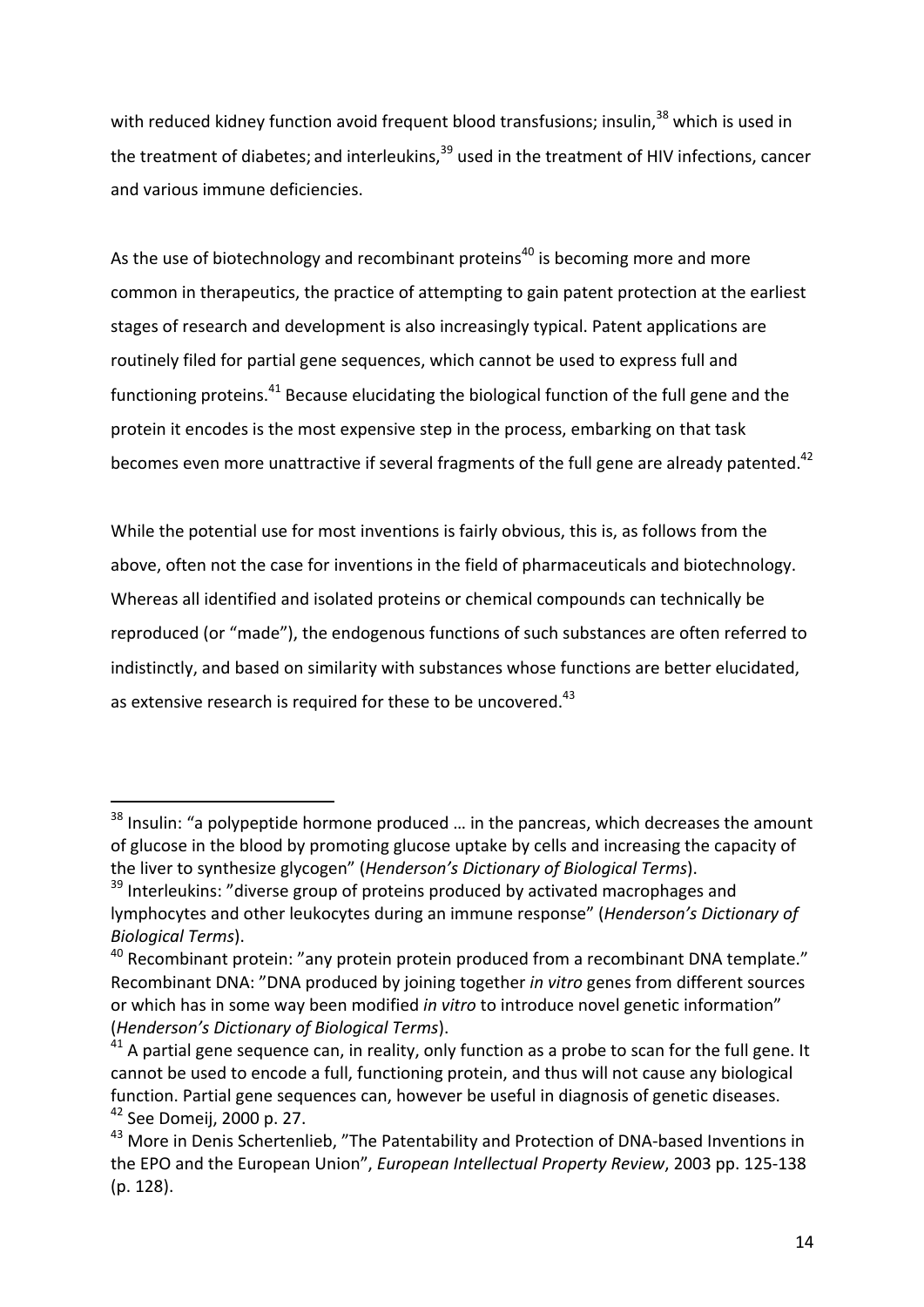with reduced kidney function avoid frequent blood transfusions; insulin,[38] which is used in the treatment of diabetes; and interleukins,[39] used in the treatment of HIV infections, cancer and various immune deficiencies.

As the use of biotechnology and recombinant proteins[40] is becoming more and more common in therapeutics, the practice of attempting to gain patent protection at the earliest stages of research and development is also increasingly typical. Patent applications are routinely filed for partial gene sequences, which cannot be used to express full and functioning proteins.[41] Because elucidating the biological function of the full gene and the protein it encodes is the most expensive step in the process, embarking on that task becomes even more unattractive if several fragments of the full gene are already patented.[42]

While the potential use for most inventions is fairly obvious, this is, as follows from the above, often not the case for inventions in the field of pharmaceuticals and biotechnology. Whereas all identified and isolated proteins or chemical compounds can technically be reproduced (or "made"), the endogenous functions of such substances are often referred to indistinctly, and based on similarity with substances whose functions are better elucidated, as extensive research is required for these to be uncovered.[43]

---

[38] Insulin: "a polypeptide hormone produced … in the pancreas, which decreases the amount of glucose in the blood by promoting glucose uptake by cells and increasing the capacity of the liver to synthesize glycogen" (*Henderson's Dictionary of Biological Terms*).

[39] Interleukins: "diverse group of proteins produced by activated macrophages and lymphocytes and other leukocytes during an immune response" (*Henderson's Dictionary of Biological Terms*).

[40] Recombinant protein: "any protein protein produced from a recombinant DNA template." Recombinant DNA: "DNA produced by joining together *in vitro* genes from different sources or which has in some way been modified *in vitro* to introduce novel genetic information" (*Henderson's Dictionary of Biological Terms*).

[41] A partial gene sequence can, in reality, only function as a probe to scan for the full gene. It cannot be used to encode a full, functioning protein, and thus will not cause any biological function. Partial gene sequences can, however be useful in diagnosis of genetic diseases.

[42] See Domeij, 2000 p. 27.

[43] More in Denis Schertenlieb, "The Patentability and Protection of DNA-based Inventions in the EPO and the European Union", *European Intellectual Property Review*, 2003 pp. 125-138 (p. 128).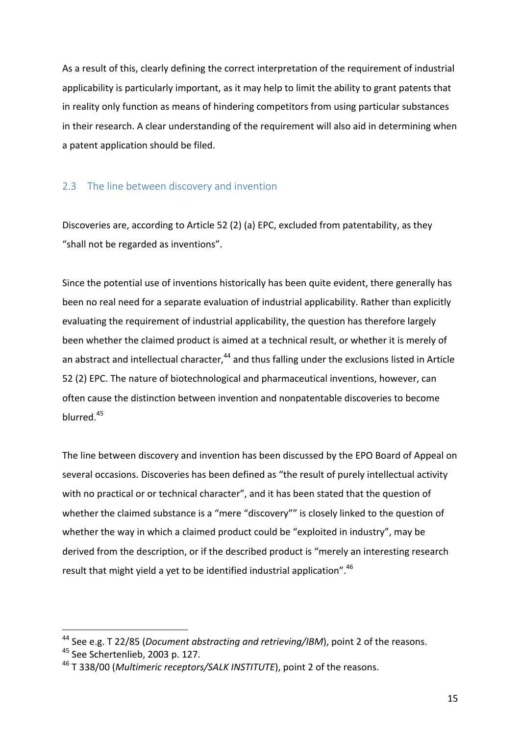As a result of this, clearly defining the correct interpretation of the requirement of industrial applicability is particularly important, as it may help to limit the ability to grant patents that in reality only function as means of hindering competitors from using particular substances in their research. A clear understanding of the requirement will also aid in determining when a patent application should be filed.

## 2.3 The line between discovery and invention

Discoveries are, according to Article 52 (2) (a) EPC, excluded from patentability, as they "shall not be regarded as inventions".

Since the potential use of inventions historically has been quite evident, there generally has been no real need for a separate evaluation of industrial applicability. Rather than explicitly evaluating the requirement of industrial applicability, the question has therefore largely been whether the claimed product is aimed at a technical result, or whether it is merely of an abstract and intellectual character,[44] and thus falling under the exclusions listed in Article 52 (2) EPC. The nature of biotechnological and pharmaceutical inventions, however, can often cause the distinction between invention and nonpatentable discoveries to become blurred.[45]

The line between discovery and invention has been discussed by the EPO Board of Appeal on several occasions. Discoveries has been defined as "the result of purely intellectual activity with no practical or or technical character", and it has been stated that the question of whether the claimed substance is a "mere "discovery"" is closely linked to the question of whether the way in which a claimed product could be "exploited in industry", may be derived from the description, or if the described product is "merely an interesting research result that might yield a yet to be identified industrial application".[46]

---

[44] See e.g. T 22/85 (*Document abstracting and retrieving/IBM*), point 2 of the reasons.

[45] See Schertenlieb, 2003 p. 127.

[46] T 338/00 (*Multimeric receptors/SALK INSTITUTE*), point 2 of the reasons.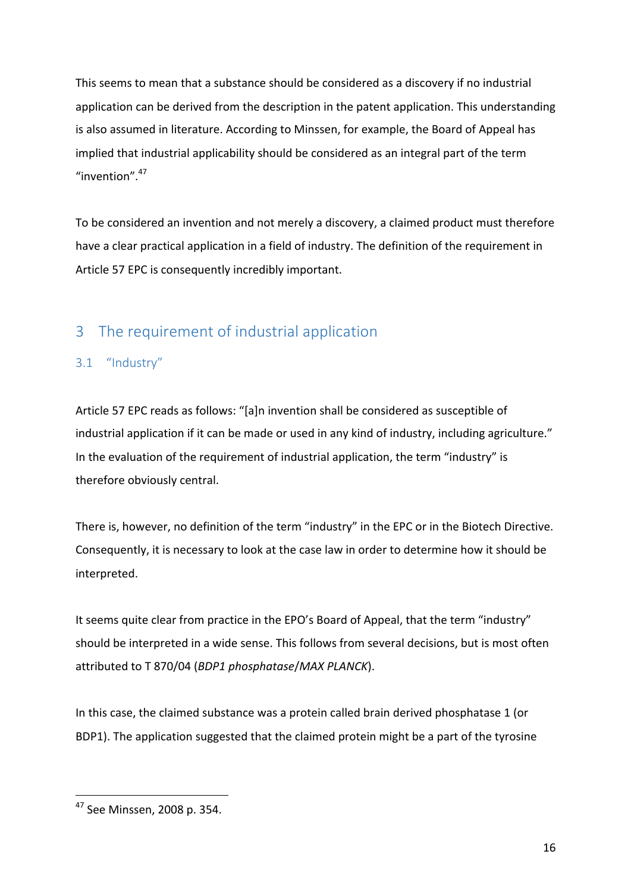This seems to mean that a substance should be considered as a discovery if no industrial application can be derived from the description in the patent application. This understanding is also assumed in literature. According to Minssen, for example, the Board of Appeal has implied that industrial applicability should be considered as an integral part of the term "invention".[47]

To be considered an invention and not merely a discovery, a claimed product must therefore have a clear practical application in a field of industry. The definition of the requirement in Article 57 EPC is consequently incredibly important.

# 3 The requirement of industrial application

## 3.1 "Industry"

Article 57 EPC reads as follows: "[a]n invention shall be considered as susceptible of industrial application if it can be made or used in any kind of industry, including agriculture." In the evaluation of the requirement of industrial application, the term "industry" is therefore obviously central.

There is, however, no definition of the term "industry" in the EPC or in the Biotech Directive. Consequently, it is necessary to look at the case law in order to determine how it should be interpreted.

It seems quite clear from practice in the EPO's Board of Appeal, that the term "industry" should be interpreted in a wide sense. This follows from several decisions, but is most often attributed to T 870/04 (*BDP1 phosphatase/MAX PLANCK*).

In this case, the claimed substance was a protein called brain derived phosphatase 1 (or BDP1). The application suggested that the claimed protein might be a part of the tyrosine

---

[47] See Minssen, 2008 p. 354.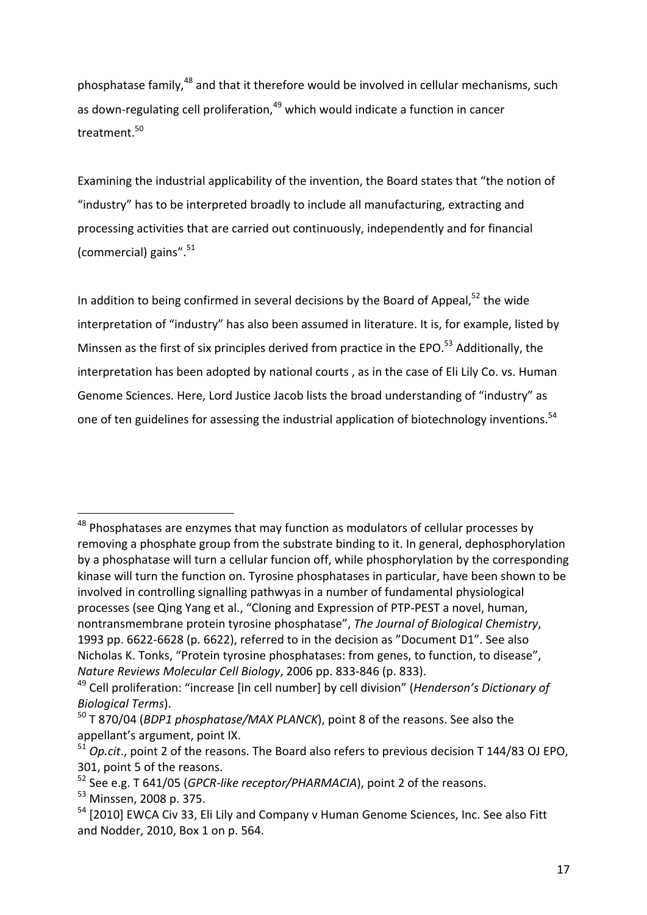phosphatase family,[48] and that it therefore would be involved in cellular mechanisms, such as down-regulating cell proliferation,[49] which would indicate a function in cancer treatment.[50]

Examining the industrial applicability of the invention, the Board states that "the notion of "industry" has to be interpreted broadly to include all manufacturing, extracting and processing activities that are carried out continuously, independently and for financial (commercial) gains".[51]

In addition to being confirmed in several decisions by the Board of Appeal,[52] the wide interpretation of "industry" has also been assumed in literature. It is, for example, listed by Minssen as the first of six principles derived from practice in the EPO.[53] Additionally, the interpretation has been adopted by national courts , as in the case of Eli Lily Co. vs. Human Genome Sciences. Here, Lord Justice Jacob lists the broad understanding of "industry" as one of ten guidelines for assessing the industrial application of biotechnology inventions.[54]

---

[48] Phosphatases are enzymes that may function as modulators of cellular processes by removing a phosphate group from the substrate binding to it. In general, dephosphorylation by a phosphatase will turn a cellular funcion off, while phosphorylation by the corresponding kinase will turn the function on. Tyrosine phosphatases in particular, have been shown to be involved in controlling signalling pathwyas in a number of fundamental physiological processes (see Qing Yang et al., "Cloning and Expression of PTP-PEST a novel, human, nontransmembrane protein tyrosine phosphatase", *The Journal of Biological Chemistry*, 1993 pp. 6622-6628 (p. 6622), referred to in the decision as "Document D1". See also Nicholas K. Tonks, "Protein tyrosine phosphatases: from genes, to function, to disease", *Nature Reviews Molecular Cell Biology*, 2006 pp. 833-846 (p. 833).

[49] Cell proliferation: "increase [in cell number] by cell division" (*Henderson's Dictionary of Biological Terms*).

[50] T 870/04 (*BDP1 phosphatase/MAX PLANCK*), point 8 of the reasons. See also the appellant's argument, point IX.

[51] *Op.cit*., point 2 of the reasons. The Board also refers to previous decision T 144/83 OJ EPO, 301, point 5 of the reasons.

[52] See e.g. T 641/05 (*GPCR-like receptor/PHARMACIA*), point 2 of the reasons.

[53] Minssen, 2008 p. 375.

[54] [2010] EWCA Civ 33, Eli Lily and Company v Human Genome Sciences, Inc. See also Fitt and Nodder, 2010, Box 1 on p. 564.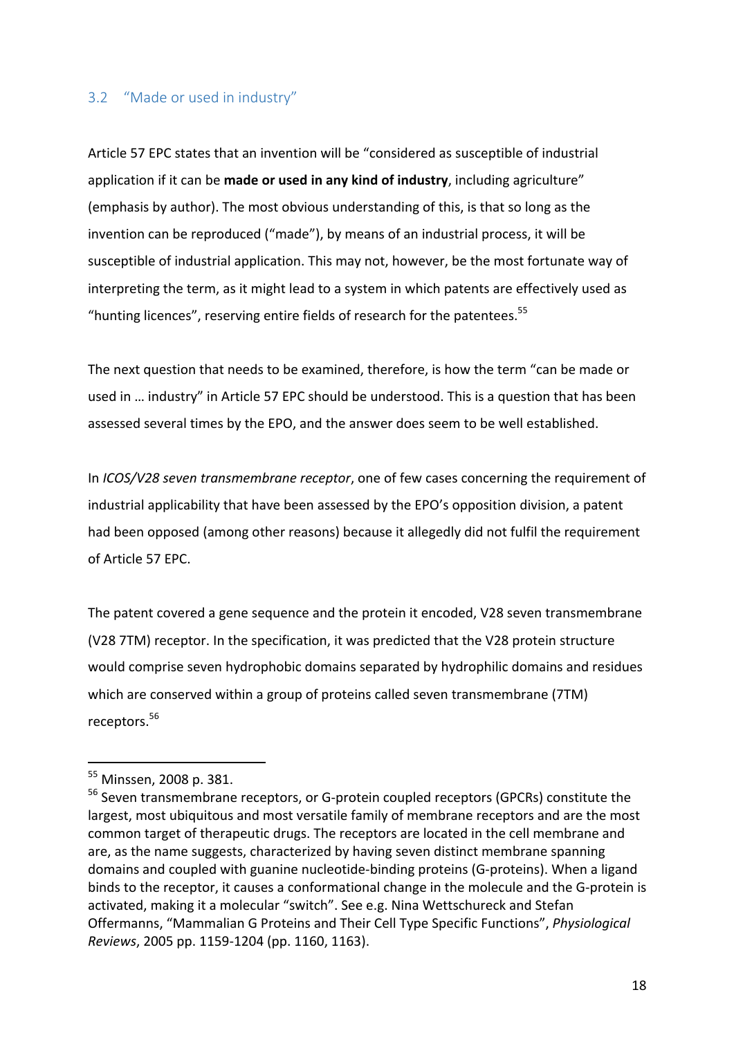## 3.2 "Made or used in industry"

Article 57 EPC states that an invention will be "considered as susceptible of industrial application if it can be **made or used in any kind of industry**, including agriculture" (emphasis by author). The most obvious understanding of this, is that so long as the invention can be reproduced ("made"), by means of an industrial process, it will be susceptible of industrial application. This may not, however, be the most fortunate way of interpreting the term, as it might lead to a system in which patents are effectively used as "hunting licences", reserving entire fields of research for the patentees.[55]

The next question that needs to be examined, therefore, is how the term "can be made or used in … industry" in Article 57 EPC should be understood. This is a question that has been assessed several times by the EPO, and the answer does seem to be well established.

In *ICOS/V28 seven transmembrane receptor*, one of few cases concerning the requirement of industrial applicability that have been assessed by the EPO's opposition division, a patent had been opposed (among other reasons) because it allegedly did not fulfil the requirement of Article 57 EPC.

The patent covered a gene sequence and the protein it encoded, V28 seven transmembrane (V28 7TM) receptor. In the specification, it was predicted that the V28 protein structure would comprise seven hydrophobic domains separated by hydrophilic domains and residues which are conserved within a group of proteins called seven transmembrane (7TM) receptors.[56]

---

[55] Minssen, 2008 p. 381.

[56] Seven transmembrane receptors, or G-protein coupled receptors (GPCRs) constitute the largest, most ubiquitous and most versatile family of membrane receptors and are the most common target of therapeutic drugs. The receptors are located in the cell membrane and are, as the name suggests, characterized by having seven distinct membrane spanning domains and coupled with guanine nucleotide-binding proteins (G-proteins). When a ligand binds to the receptor, it causes a conformational change in the molecule and the G-protein is activated, making it a molecular "switch". See e.g. Nina Wettschureck and Stefan Offermanns, "Mammalian G Proteins and Their Cell Type Specific Functions", *Physiological Reviews*, 2005 pp. 1159-1204 (pp. 1160, 1163).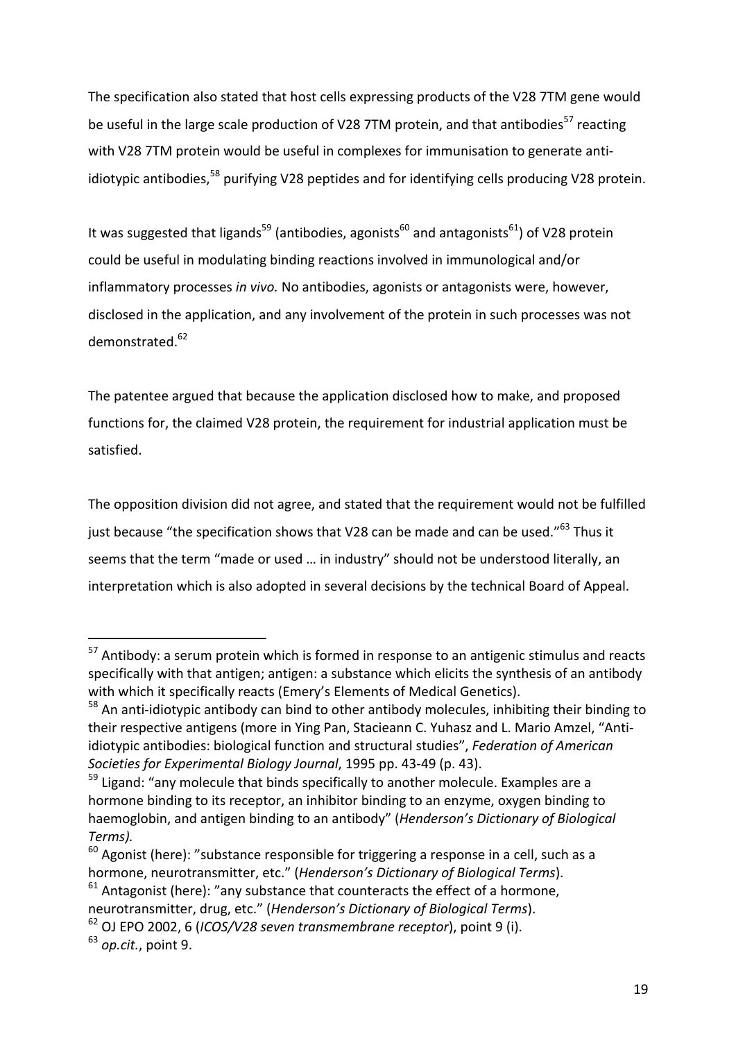The specification also stated that host cells expressing products of the V28 7TM gene would be useful in the large scale production of V28 7TM protein, and that antibodies[57] reacting with V28 7TM protein would be useful in complexes for immunisation to generate anti-idiotypic antibodies,[58] purifying V28 peptides and for identifying cells producing V28 protein.

It was suggested that ligands[59] (antibodies, agonists[60] and antagonists[61]) of V28 protein could be useful in modulating binding reactions involved in immunological and/or inflammatory processes *in vivo.* No antibodies, agonists or antagonists were, however, disclosed in the application, and any involvement of the protein in such processes was not demonstrated.[62]

The patentee argued that because the application disclosed how to make, and proposed functions for, the claimed V28 protein, the requirement for industrial application must be satisfied.

The opposition division did not agree, and stated that the requirement would not be fulfilled just because "the specification shows that V28 can be made and can be used."[63] Thus it seems that the term "made or used … in industry" should not be understood literally, an interpretation which is also adopted in several decisions by the technical Board of Appeal.

---

[57] Antibody: a serum protein which is formed in response to an antigenic stimulus and reacts specifically with that antigen; antigen: a substance which elicits the synthesis of an antibody with which it specifically reacts (Emery's Elements of Medical Genetics).

[58] An anti-idiotypic antibody can bind to other antibody molecules, inhibiting their binding to their respective antigens (more in Ying Pan, Stacieann C. Yuhasz and L. Mario Amzel, "Anti-idiotypic antibodies: biological function and structural studies", *Federation of American Societies for Experimental Biology Journal*, 1995 pp. 43-49 (p. 43).

[59] Ligand: "any molecule that binds specifically to another molecule. Examples are a hormone binding to its receptor, an inhibitor binding to an enzyme, oxygen binding to haemoglobin, and antigen binding to an antibody" (*Henderson's Dictionary of Biological Terms).*

[60] Agonist (here): "substance responsible for triggering a response in a cell, such as a hormone, neurotransmitter, etc." (*Henderson's Dictionary of Biological Terms*).

[61] Antagonist (here): "any substance that counteracts the effect of a hormone, neurotransmitter, drug, etc." (*Henderson's Dictionary of Biological Terms*).

[62] OJ EPO 2002, 6 (*ICOS/V28 seven transmembrane receptor*), point 9 (i).

[63] *op.cit.*, point 9.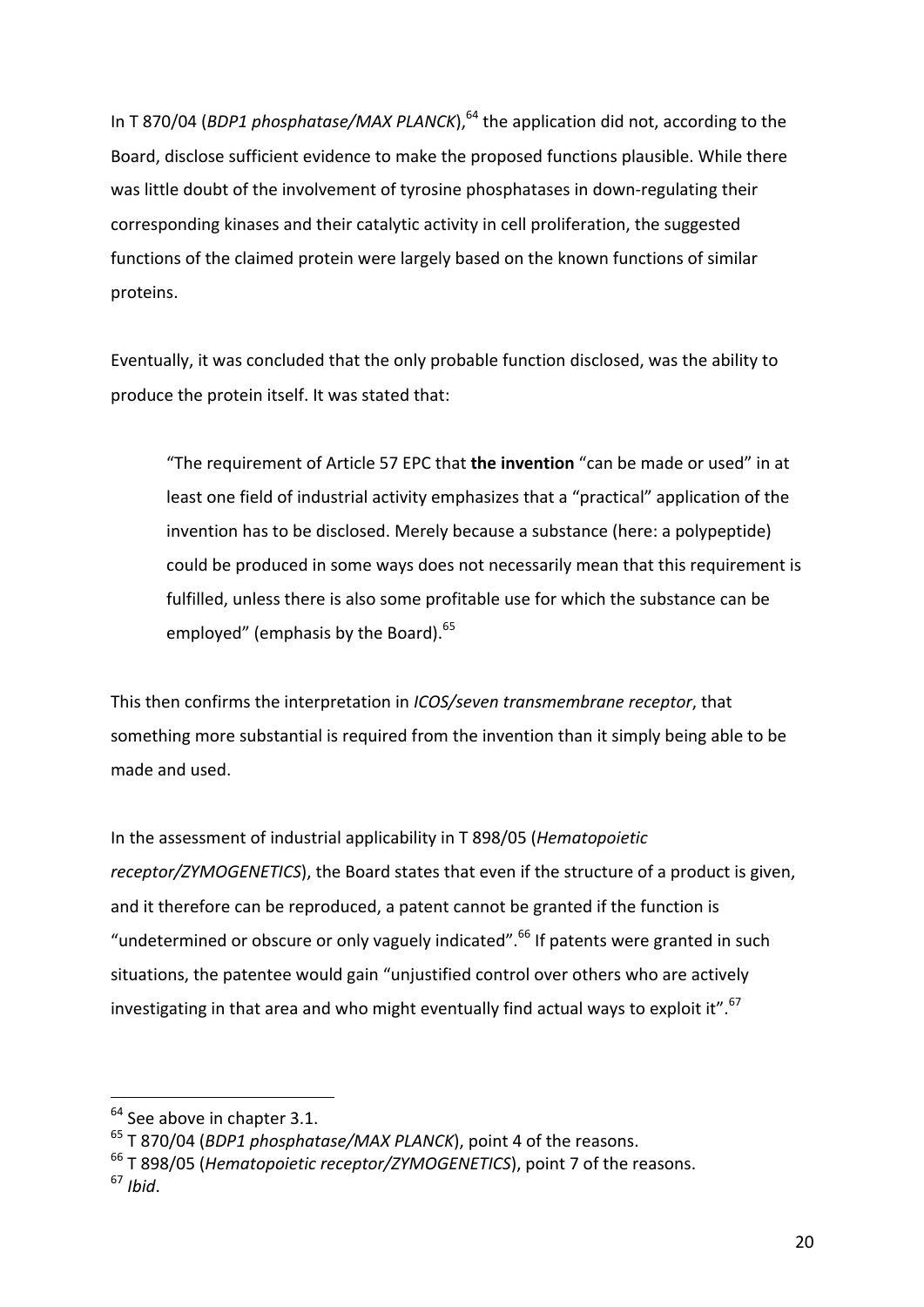In T 870/04 (*BDP1 phosphatase/MAX PLANCK*),[64] the application did not, according to the Board, disclose sufficient evidence to make the proposed functions plausible. While there was little doubt of the involvement of tyrosine phosphatases in down-regulating their corresponding kinases and their catalytic activity in cell proliferation, the suggested functions of the claimed protein were largely based on the known functions of similar proteins.

Eventually, it was concluded that the only probable function disclosed, was the ability to produce the protein itself. It was stated that:

> "The requirement of Article 57 EPC that **the invention** "can be made or used" in at least one field of industrial activity emphasizes that a "practical" application of the invention has to be disclosed. Merely because a substance (here: a polypeptide) could be produced in some ways does not necessarily mean that this requirement is fulfilled, unless there is also some profitable use for which the substance can be employed" (emphasis by the Board).[65]

This then confirms the interpretation in *ICOS/seven transmembrane receptor*, that something more substantial is required from the invention than it simply being able to be made and used.

In the assessment of industrial applicability in T 898/05 (*Hematopoietic receptor/ZYMOGENETICS*), the Board states that even if the structure of a product is given, and it therefore can be reproduced, a patent cannot be granted if the function is "undetermined or obscure or only vaguely indicated".[66] If patents were granted in such situations, the patentee would gain "unjustified control over others who are actively investigating in that area and who might eventually find actual ways to exploit it".[67]

---

[64] See above in chapter 3.1.

[65] T 870/04 (*BDP1 phosphatase/MAX PLANCK*), point 4 of the reasons.

[66] T 898/05 (*Hematopoietic receptor/ZYMOGENETICS*), point 7 of the reasons.

[67] *Ibid*.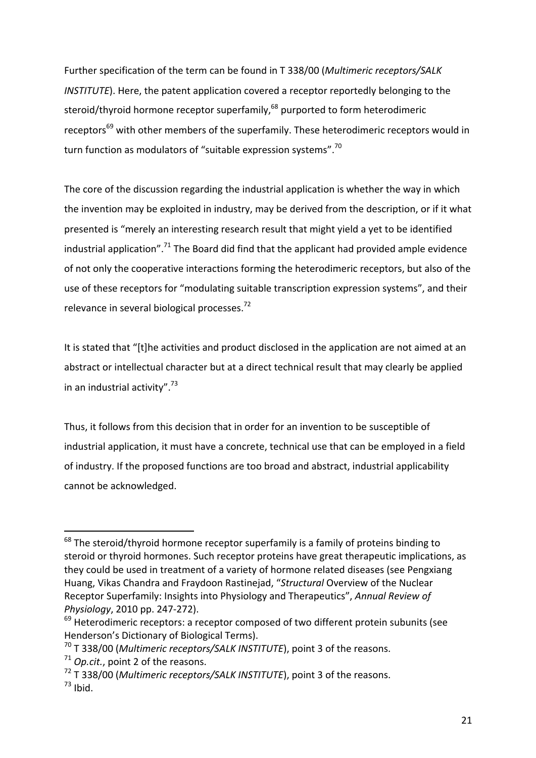Further specification of the term can be found in T 338/00 (*Multimeric receptors/SALK INSTITUTE*). Here, the patent application covered a receptor reportedly belonging to the steroid/thyroid hormone receptor superfamily,[68] purported to form heterodimeric receptors[69] with other members of the superfamily. These heterodimeric receptors would in turn function as modulators of "suitable expression systems".[70]

The core of the discussion regarding the industrial application is whether the way in which the invention may be exploited in industry, may be derived from the description, or if it what presented is "merely an interesting research result that might yield a yet to be identified industrial application".[71] The Board did find that the applicant had provided ample evidence of not only the cooperative interactions forming the heterodimeric receptors, but also of the use of these receptors for "modulating suitable transcription expression systems", and their relevance in several biological processes.[72]

It is stated that "[t]he activities and product disclosed in the application are not aimed at an abstract or intellectual character but at a direct technical result that may clearly be applied in an industrial activity".[73]

Thus, it follows from this decision that in order for an invention to be susceptible of industrial application, it must have a concrete, technical use that can be employed in a field of industry. If the proposed functions are too broad and abstract, industrial applicability cannot be acknowledged.

---

[68] The steroid/thyroid hormone receptor superfamily is a family of proteins binding to steroid or thyroid hormones. Such receptor proteins have great therapeutic implications, as they could be used in treatment of a variety of hormone related diseases (see Pengxiang Huang, Vikas Chandra and Fraydoon Rastinejad, "*Structural* Overview of the Nuclear Receptor Superfamily: Insights into Physiology and Therapeutics", *Annual Review of Physiology*, 2010 pp. 247-272).

[69] Heterodimeric receptors: a receptor composed of two different protein subunits (see Henderson's Dictionary of Biological Terms).

[70] T 338/00 (*Multimeric receptors/SALK INSTITUTE*), point 3 of the reasons.

[71] *Op.cit.*, point 2 of the reasons.

[72] T 338/00 (*Multimeric receptors/SALK INSTITUTE*), point 3 of the reasons.

[73] Ibid.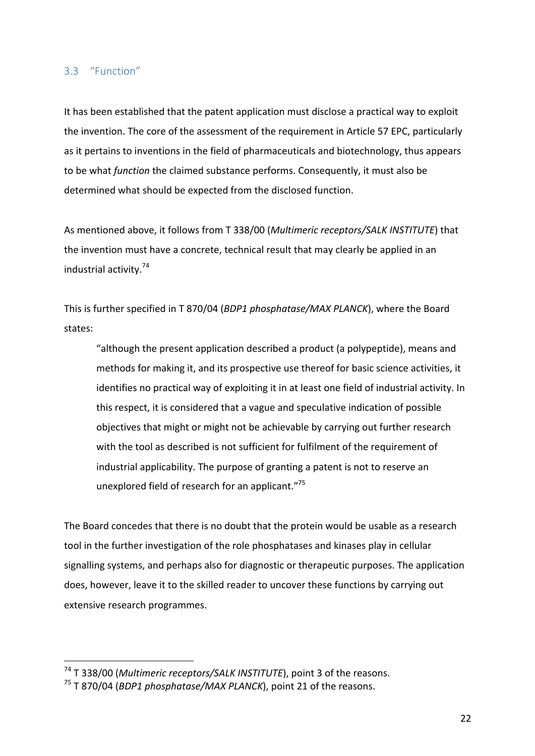### 3.3 "Function"

It has been established that the patent application must disclose a practical way to exploit the invention. The core of the assessment of the requirement in Article 57 EPC, particularly as it pertains to inventions in the field of pharmaceuticals and biotechnology, thus appears to be what *function* the claimed substance performs. Consequently, it must also be determined what should be expected from the disclosed function.

As mentioned above, it follows from T 338/00 (*Multimeric receptors/SALK INSTITUTE*) that the invention must have a concrete, technical result that may clearly be applied in an industrial activity.[74]

This is further specified in T 870/04 (*BDP1 phosphatase/MAX PLANCK*), where the Board states:

> "although the present application described a product (a polypeptide), means and methods for making it, and its prospective use thereof for basic science activities, it identifies no practical way of exploiting it in at least one field of industrial activity. In this respect, it is considered that a vague and speculative indication of possible objectives that might or might not be achievable by carrying out further research with the tool as described is not sufficient for fulfilment of the requirement of industrial applicability. The purpose of granting a patent is not to reserve an unexplored field of research for an applicant."[75]

The Board concedes that there is no doubt that the protein would be usable as a research tool in the further investigation of the role phosphatases and kinases play in cellular signalling systems, and perhaps also for diagnostic or therapeutic purposes. The application does, however, leave it to the skilled reader to uncover these functions by carrying out extensive research programmes.

---

[74] T 338/00 (*Multimeric receptors/SALK INSTITUTE*), point 3 of the reasons.

[75] T 870/04 (*BDP1 phosphatase/MAX PLANCK*), point 21 of the reasons.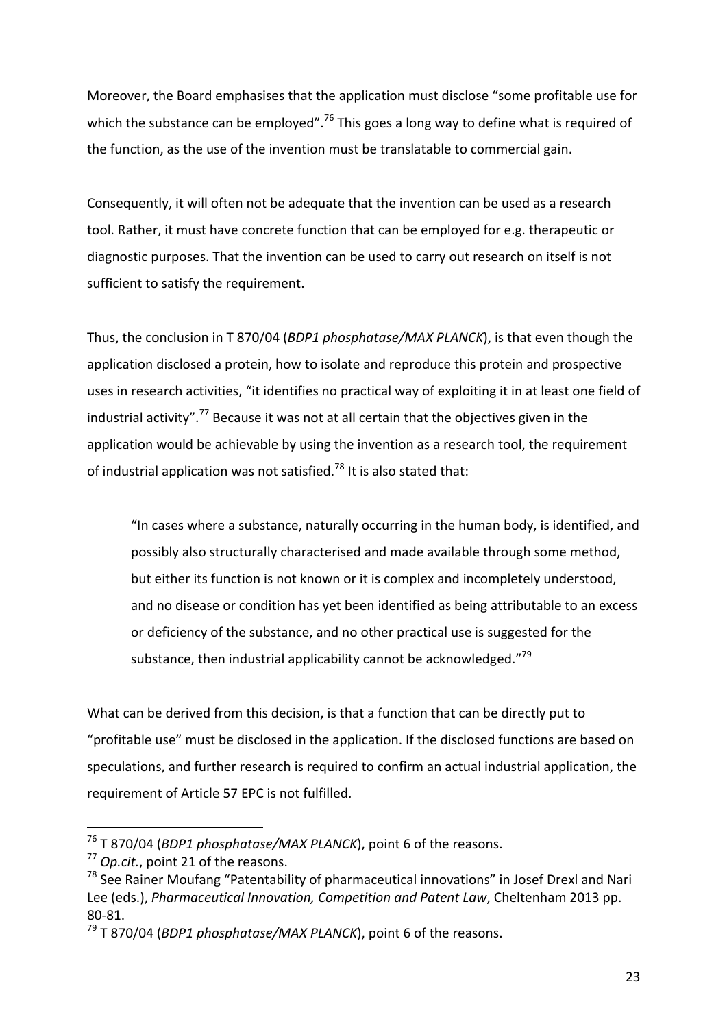Moreover, the Board emphasises that the application must disclose "some profitable use for which the substance can be employed".[76] This goes a long way to define what is required of the function, as the use of the invention must be translatable to commercial gain.

Consequently, it will often not be adequate that the invention can be used as a research tool. Rather, it must have concrete function that can be employed for e.g. therapeutic or diagnostic purposes. That the invention can be used to carry out research on itself is not sufficient to satisfy the requirement.

Thus, the conclusion in T 870/04 (*BDP1 phosphatase/MAX PLANCK*), is that even though the application disclosed a protein, how to isolate and reproduce this protein and prospective uses in research activities, "it identifies no practical way of exploiting it in at least one field of industrial activity".[77] Because it was not at all certain that the objectives given in the application would be achievable by using the invention as a research tool, the requirement of industrial application was not satisfied.[78] It is also stated that:

> "In cases where a substance, naturally occurring in the human body, is identified, and possibly also structurally characterised and made available through some method, but either its function is not known or it is complex and incompletely understood, and no disease or condition has yet been identified as being attributable to an excess or deficiency of the substance, and no other practical use is suggested for the substance, then industrial applicability cannot be acknowledged."[79]

What can be derived from this decision, is that a function that can be directly put to "profitable use" must be disclosed in the application. If the disclosed functions are based on speculations, and further research is required to confirm an actual industrial application, the requirement of Article 57 EPC is not fulfilled.

---

[76] T 870/04 (*BDP1 phosphatase/MAX PLANCK*), point 6 of the reasons.

[77] *Op.cit.*, point 21 of the reasons.

[78] See Rainer Moufang "Patentability of pharmaceutical innovations" in Josef Drexl and Nari Lee (eds.), *Pharmaceutical Innovation, Competition and Patent Law*, Cheltenham 2013 pp. 80-81.

[79] T 870/04 (*BDP1 phosphatase/MAX PLANCK*), point 6 of the reasons.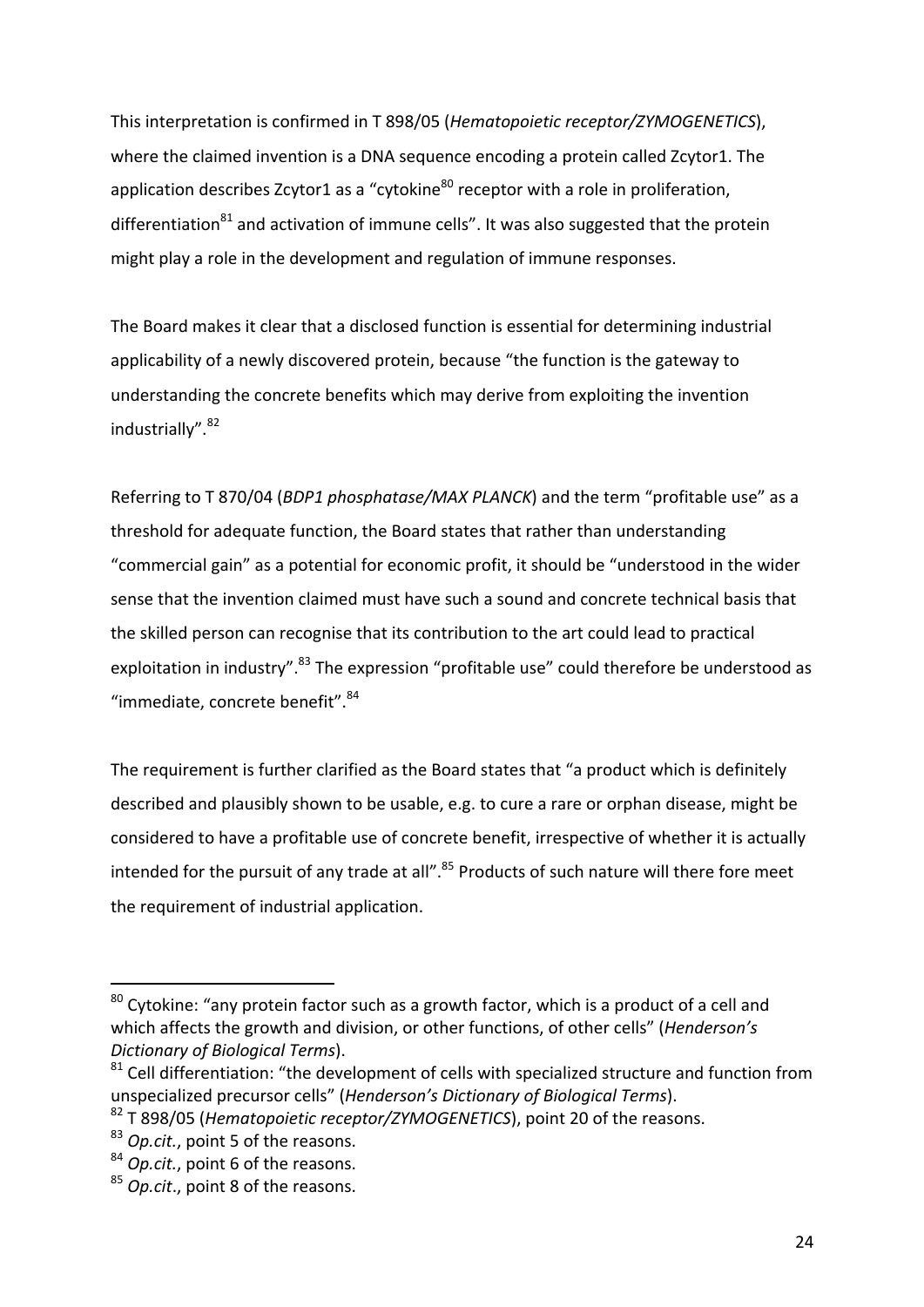This interpretation is confirmed in T 898/05 (*Hematopoietic receptor/ZYMOGENETICS*), where the claimed invention is a DNA sequence encoding a protein called Zcytor1. The application describes Zcytor1 as a "cytokine[80] receptor with a role in proliferation, differentiation[81] and activation of immune cells". It was also suggested that the protein might play a role in the development and regulation of immune responses.

The Board makes it clear that a disclosed function is essential for determining industrial applicability of a newly discovered protein, because "the function is the gateway to understanding the concrete benefits which may derive from exploiting the invention industrially".[82]

Referring to T 870/04 (*BDP1 phosphatase/MAX PLANCK*) and the term "profitable use" as a threshold for adequate function, the Board states that rather than understanding "commercial gain" as a potential for economic profit, it should be "understood in the wider sense that the invention claimed must have such a sound and concrete technical basis that the skilled person can recognise that its contribution to the art could lead to practical exploitation in industry".[83] The expression "profitable use" could therefore be understood as "immediate, concrete benefit".[84]

The requirement is further clarified as the Board states that "a product which is definitely described and plausibly shown to be usable, e.g. to cure a rare or orphan disease, might be considered to have a profitable use of concrete benefit, irrespective of whether it is actually intended for the pursuit of any trade at all".[85] Products of such nature will there fore meet the requirement of industrial application.

---

[80] Cytokine: "any protein factor such as a growth factor, which is a product of a cell and which affects the growth and division, or other functions, of other cells" (*Henderson's Dictionary of Biological Terms*).

[81] Cell differentiation: "the development of cells with specialized structure and function from unspecialized precursor cells" (*Henderson's Dictionary of Biological Terms*).

[82] T 898/05 (*Hematopoietic receptor/ZYMOGENETICS*), point 20 of the reasons.

[83] *Op.cit.*, point 5 of the reasons.

[84] *Op.cit.*, point 6 of the reasons.

[85] *Op.cit*., point 8 of the reasons.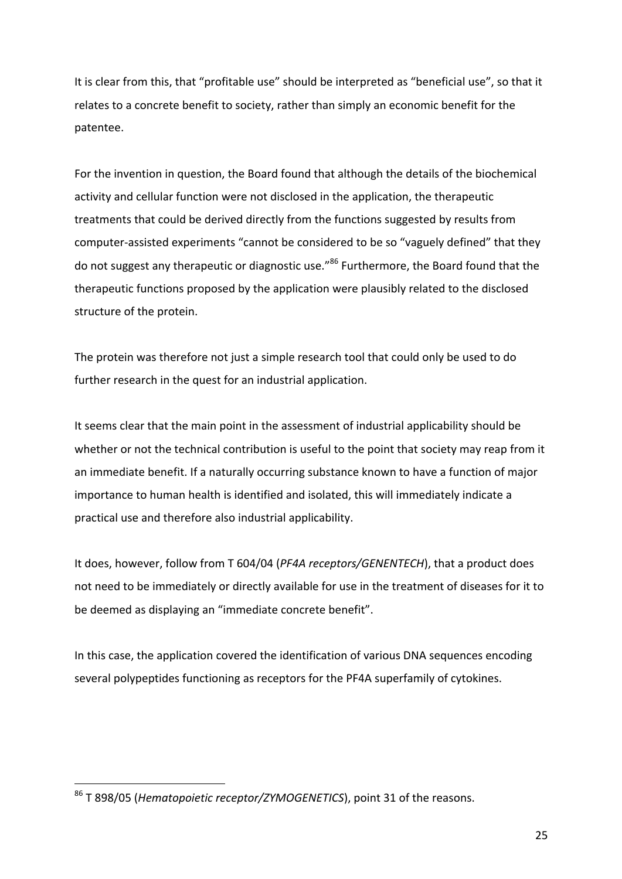It is clear from this, that "profitable use" should be interpreted as "beneficial use", so that it relates to a concrete benefit to society, rather than simply an economic benefit for the patentee.

For the invention in question, the Board found that although the details of the biochemical activity and cellular function were not disclosed in the application, the therapeutic treatments that could be derived directly from the functions suggested by results from computer-assisted experiments "cannot be considered to be so "vaguely defined" that they do not suggest any therapeutic or diagnostic use."[86] Furthermore, the Board found that the therapeutic functions proposed by the application were plausibly related to the disclosed structure of the protein.

The protein was therefore not just a simple research tool that could only be used to do further research in the quest for an industrial application.

It seems clear that the main point in the assessment of industrial applicability should be whether or not the technical contribution is useful to the point that society may reap from it an immediate benefit. If a naturally occurring substance known to have a function of major importance to human health is identified and isolated, this will immediately indicate a practical use and therefore also industrial applicability.

It does, however, follow from T 604/04 (*PF4A receptors/GENENTECH*), that a product does not need to be immediately or directly available for use in the treatment of diseases for it to be deemed as displaying an "immediate concrete benefit".

In this case, the application covered the identification of various DNA sequences encoding several polypeptides functioning as receptors for the PF4A superfamily of cytokines.

---

[86] T 898/05 (*Hematopoietic receptor/ZYMOGENETICS*), point 31 of the reasons.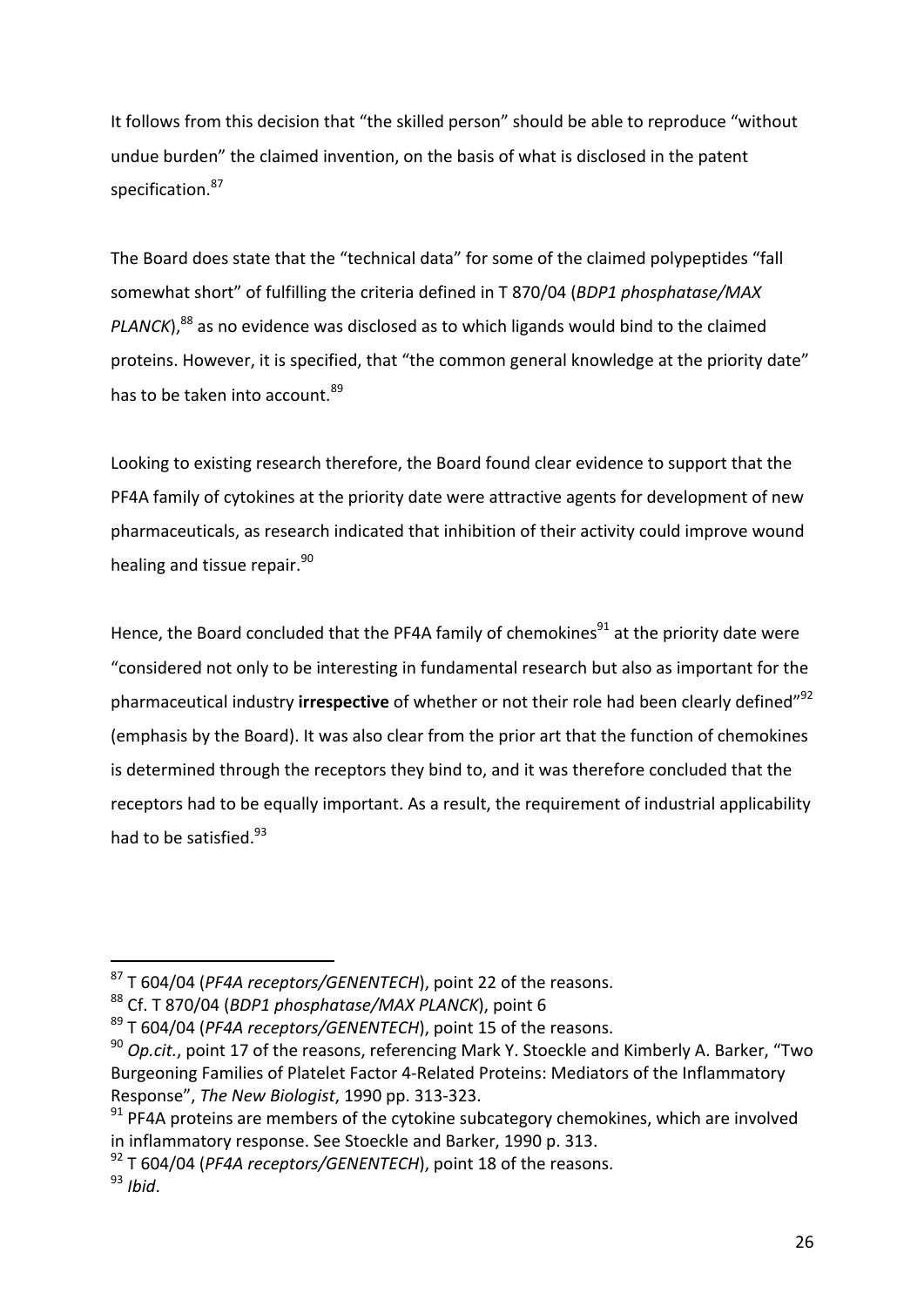It follows from this decision that "the skilled person" should be able to reproduce "without undue burden" the claimed invention, on the basis of what is disclosed in the patent specification.[87]

The Board does state that the "technical data" for some of the claimed polypeptides "fall somewhat short" of fulfilling the criteria defined in T 870/04 (*BDP1 phosphatase/MAX PLANCK*),[88] as no evidence was disclosed as to which ligands would bind to the claimed proteins. However, it is specified, that "the common general knowledge at the priority date" has to be taken into account.[89]

Looking to existing research therefore, the Board found clear evidence to support that the PF4A family of cytokines at the priority date were attractive agents for development of new pharmaceuticals, as research indicated that inhibition of their activity could improve wound healing and tissue repair.[90]

Hence, the Board concluded that the PF4A family of chemokines[91] at the priority date were "considered not only to be interesting in fundamental research but also as important for the pharmaceutical industry **irrespective** of whether or not their role had been clearly defined"[92] (emphasis by the Board). It was also clear from the prior art that the function of chemokines is determined through the receptors they bind to, and it was therefore concluded that the receptors had to be equally important. As a result, the requirement of industrial applicability had to be satisfied.[93]

---

[87] T 604/04 (*PF4A receptors/GENENTECH*), point 22 of the reasons.

[88] Cf. T 870/04 (*BDP1 phosphatase/MAX PLANCK*), point 6

[89] T 604/04 (*PF4A receptors/GENENTECH*), point 15 of the reasons.

[90] *Op.cit.*, point 17 of the reasons, referencing Mark Y. Stoeckle and Kimberly A. Barker, "Two Burgeoning Families of Platelet Factor 4-Related Proteins: Mediators of the Inflammatory Response", *The New Biologist*, 1990 pp. 313-323.

[91] PF4A proteins are members of the cytokine subcategory chemokines, which are involved in inflammatory response. See Stoeckle and Barker, 1990 p. 313.

[92] T 604/04 (*PF4A receptors/GENENTECH*), point 18 of the reasons.

[93] *Ibid*.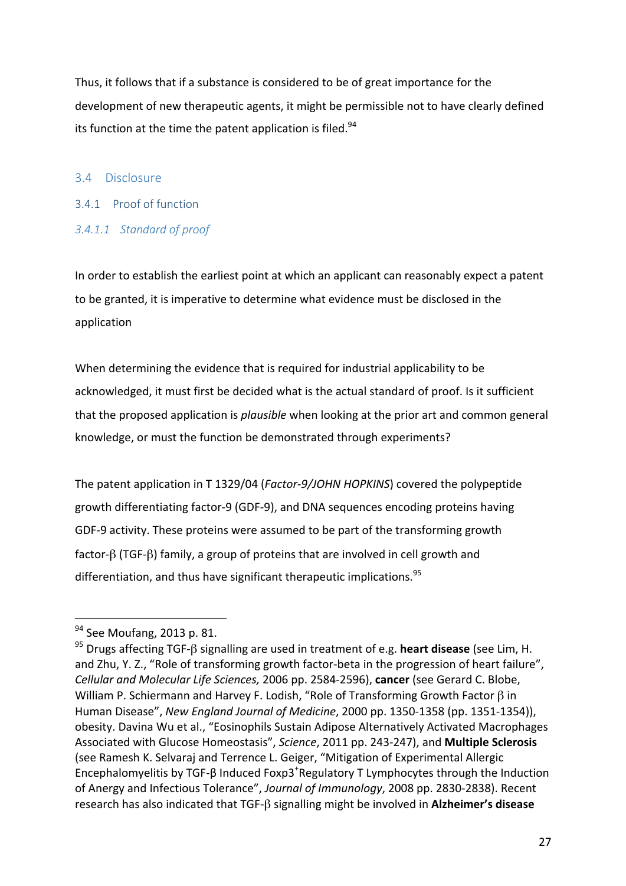Thus, it follows that if a substance is considered to be of great importance for the development of new therapeutic agents, it might be permissible not to have clearly defined its function at the time the patent application is filed.[94]

## 3.4 Disclosure

### 3.4.1 Proof of function

#### *3.4.1.1 Standard of proof*

In order to establish the earliest point at which an applicant can reasonably expect a patent to be granted, it is imperative to determine what evidence must be disclosed in the application

When determining the evidence that is required for industrial applicability to be acknowledged, it must first be decided what is the actual standard of proof. Is it sufficient that the proposed application is *plausible* when looking at the prior art and common general knowledge, or must the function be demonstrated through experiments?

The patent application in T 1329/04 (*Factor-9/JOHN HOPKINS*) covered the polypeptide growth differentiating factor-9 (GDF-9), and DNA sequences encoding proteins having GDF-9 activity. These proteins were assumed to be part of the transforming growth factor-β (TGF-β) family, a group of proteins that are involved in cell growth and differentiation, and thus have significant therapeutic implications.[95]

---

[94] See Moufang, 2013 p. 81.

[95] Drugs affecting TGF-β signalling are used in treatment of e.g. **heart disease** (see Lim, H. and Zhu, Y. Z., "Role of transforming growth factor-beta in the progression of heart failure", *Cellular and Molecular Life Sciences,* 2006 pp. 2584-2596), **cancer** (see Gerard C. Blobe, William P. Schiermann and Harvey F. Lodish, "Role of Transforming Growth Factor β in Human Disease", *New England Journal of Medicine*, 2000 pp. 1350-1358 (pp. 1351-1354)), obesity. Davina Wu et al., "Eosinophils Sustain Adipose Alternatively Activated Macrophages Associated with Glucose Homeostasis", *Science*, 2011 pp. 243-247), and **Multiple Sclerosis** (see Ramesh K. Selvaraj and Terrence L. Geiger, "Mitigation of Experimental Allergic Encephalomyelitis by TGF-β Induced Foxp3$^+$Regulatory T Lymphocytes through the Induction of Anergy and Infectious Tolerance", *Journal of Immunology*, 2008 pp. 2830-2838). Recent research has also indicated that TGF-β signalling might be involved in **Alzheimer's disease**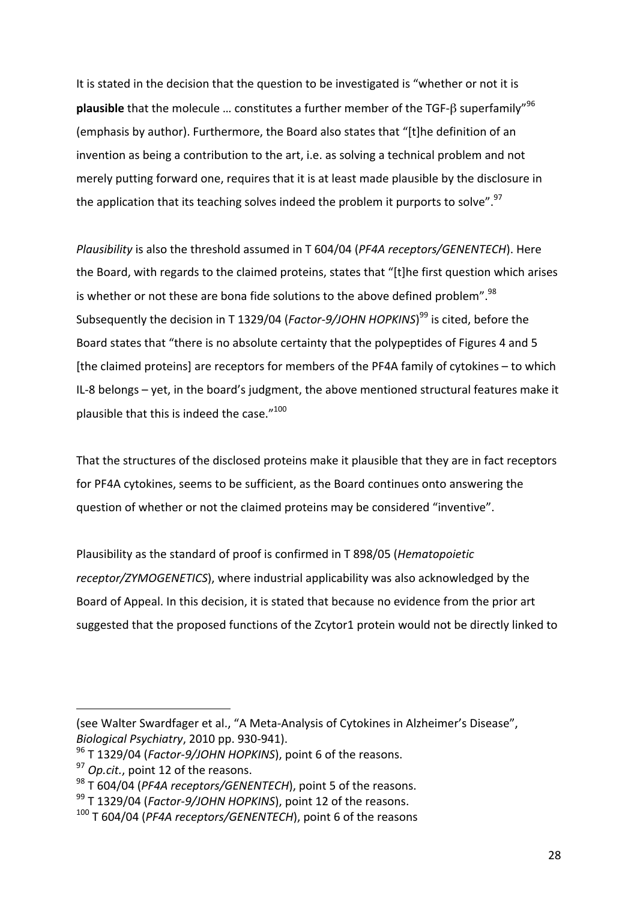It is stated in the decision that the question to be investigated is "whether or not it is **plausible** that the molecule … constitutes a further member of the TGF-β superfamily"[96] (emphasis by author). Furthermore, the Board also states that "[t]he definition of an invention as being a contribution to the art, i.e. as solving a technical problem and not merely putting forward one, requires that it is at least made plausible by the disclosure in the application that its teaching solves indeed the problem it purports to solve".[97]

*Plausibility* is also the threshold assumed in T 604/04 (*PF4A receptors/GENENTECH*). Here the Board, with regards to the claimed proteins, states that "[t]he first question which arises is whether or not these are bona fide solutions to the above defined problem".[98] Subsequently the decision in T 1329/04 (*Factor-9/JOHN HOPKINS*)[99] is cited, before the Board states that "there is no absolute certainty that the polypeptides of Figures 4 and 5 [the claimed proteins] are receptors for members of the PF4A family of cytokines – to which IL-8 belongs – yet, in the board's judgment, the above mentioned structural features make it plausible that this is indeed the case."[100]

That the structures of the disclosed proteins make it plausible that they are in fact receptors for PF4A cytokines, seems to be sufficient, as the Board continues onto answering the question of whether or not the claimed proteins may be considered "inventive".

Plausibility as the standard of proof is confirmed in T 898/05 (*Hematopoietic receptor/ZYMOGENETICS*), where industrial applicability was also acknowledged by the Board of Appeal. In this decision, it is stated that because no evidence from the prior art suggested that the proposed functions of the Zcytor1 protein would not be directly linked to

---

(see Walter Swardfager et al., "A Meta-Analysis of Cytokines in Alzheimer's Disease", *Biological Psychiatry*, 2010 pp. 930-941).

[96] T 1329/04 (*Factor-9/JOHN HOPKINS*), point 6 of the reasons.

[97] *Op.cit.*, point 12 of the reasons.

[98] T 604/04 (*PF4A receptors/GENENTECH*), point 5 of the reasons.

[99] T 1329/04 (*Factor-9/JOHN HOPKINS*), point 12 of the reasons.

[100] T 604/04 (*PF4A receptors/GENENTECH*), point 6 of the reasons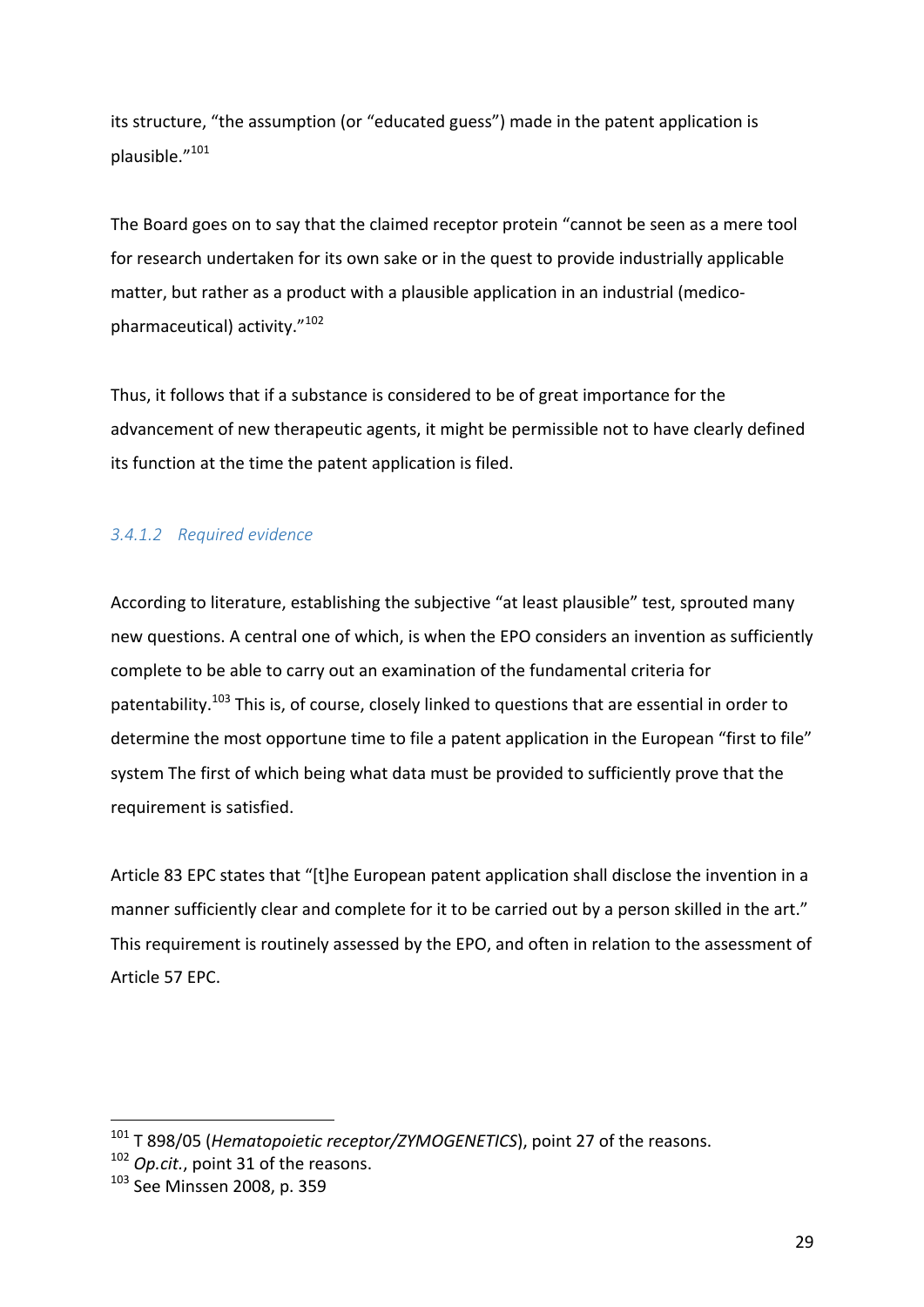its structure, "the assumption (or "educated guess") made in the patent application is plausible."[101]

The Board goes on to say that the claimed receptor protein "cannot be seen as a mere tool for research undertaken for its own sake or in the quest to provide industrially applicable matter, but rather as a product with a plausible application in an industrial (medico-pharmaceutical) activity."[102]

Thus, it follows that if a substance is considered to be of great importance for the advancement of new therapeutic agents, it might be permissible not to have clearly defined its function at the time the patent application is filed.

#### *3.4.1.2 Required evidence*

According to literature, establishing the subjective "at least plausible" test, sprouted many new questions. A central one of which, is when the EPO considers an invention as sufficiently complete to be able to carry out an examination of the fundamental criteria for patentability.[103] This is, of course, closely linked to questions that are essential in order to determine the most opportune time to file a patent application in the European "first to file" system The first of which being what data must be provided to sufficiently prove that the requirement is satisfied.

Article 83 EPC states that "[t]he European patent application shall disclose the invention in a manner sufficiently clear and complete for it to be carried out by a person skilled in the art." This requirement is routinely assessed by the EPO, and often in relation to the assessment of Article 57 EPC.

---

[101] T 898/05 (*Hematopoietic receptor/ZYMOGENETICS*), point 27 of the reasons.

[102] *Op.cit.*, point 31 of the reasons.

[103] See Minssen 2008, p. 359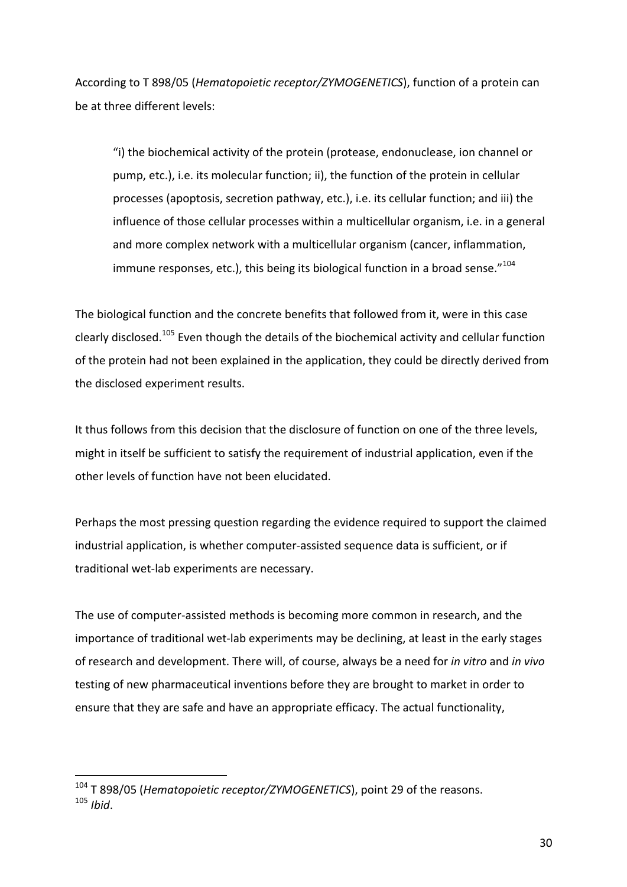According to T 898/05 (*Hematopoietic receptor/ZYMOGENETICS*), function of a protein can be at three different levels:

> "i) the biochemical activity of the protein (protease, endonuclease, ion channel or pump, etc.), i.e. its molecular function; ii), the function of the protein in cellular processes (apoptosis, secretion pathway, etc.), i.e. its cellular function; and iii) the influence of those cellular processes within a multicellular organism, i.e. in a general and more complex network with a multicellular organism (cancer, inflammation, immune responses, etc.), this being its biological function in a broad sense."[104]

The biological function and the concrete benefits that followed from it, were in this case clearly disclosed.[105] Even though the details of the biochemical activity and cellular function of the protein had not been explained in the application, they could be directly derived from the disclosed experiment results.

It thus follows from this decision that the disclosure of function on one of the three levels, might in itself be sufficient to satisfy the requirement of industrial application, even if the other levels of function have not been elucidated.

Perhaps the most pressing question regarding the evidence required to support the claimed industrial application, is whether computer-assisted sequence data is sufficient, or if traditional wet-lab experiments are necessary.

The use of computer-assisted methods is becoming more common in research, and the importance of traditional wet-lab experiments may be declining, at least in the early stages of research and development. There will, of course, always be a need for *in vitro* and *in vivo* testing of new pharmaceutical inventions before they are brought to market in order to ensure that they are safe and have an appropriate efficacy. The actual functionality,

---

[104] T 898/05 (*Hematopoietic receptor/ZYMOGENETICS*), point 29 of the reasons.

[105] *Ibid*.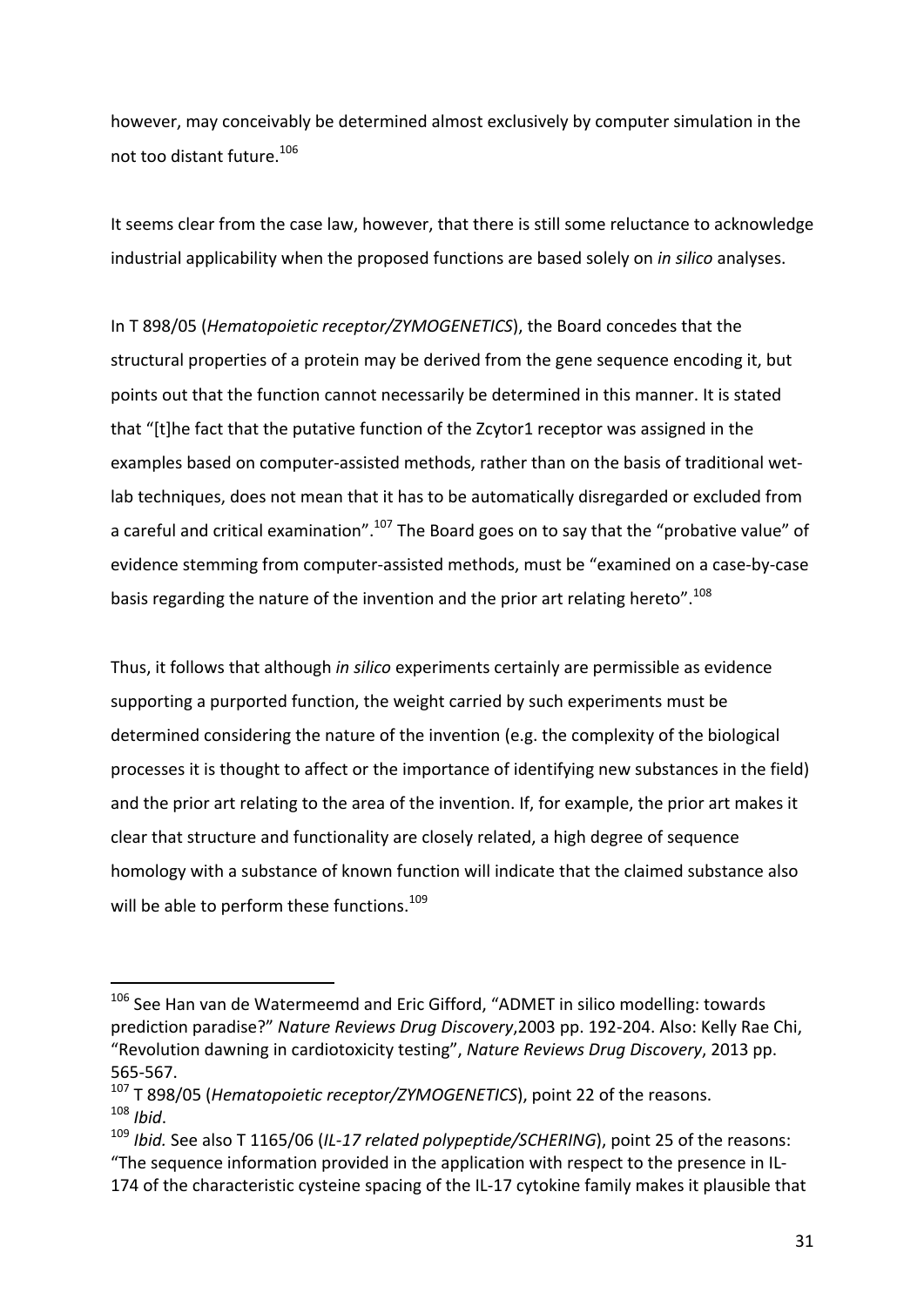however, may conceivably be determined almost exclusively by computer simulation in the not too distant future.[106]

It seems clear from the case law, however, that there is still some reluctance to acknowledge industrial applicability when the proposed functions are based solely on *in silico* analyses.

In T 898/05 (*Hematopoietic receptor/ZYMOGENETICS*), the Board concedes that the structural properties of a protein may be derived from the gene sequence encoding it, but points out that the function cannot necessarily be determined in this manner. It is stated that "[t]he fact that the putative function of the Zcytor1 receptor was assigned in the examples based on computer-assisted methods, rather than on the basis of traditional wet-lab techniques, does not mean that it has to be automatically disregarded or excluded from a careful and critical examination".[107] The Board goes on to say that the "probative value" of evidence stemming from computer-assisted methods, must be "examined on a case-by-case basis regarding the nature of the invention and the prior art relating hereto".[108]

Thus, it follows that although *in silico* experiments certainly are permissible as evidence supporting a purported function, the weight carried by such experiments must be determined considering the nature of the invention (e.g. the complexity of the biological processes it is thought to affect or the importance of identifying new substances in the field) and the prior art relating to the area of the invention. If, for example, the prior art makes it clear that structure and functionality are closely related, a high degree of sequence homology with a substance of known function will indicate that the claimed substance also will be able to perform these functions.[109]

---

[106] See Han van de Watermeemd and Eric Gifford, "ADMET in silico modelling: towards prediction paradise?" *Nature Reviews Drug Discovery*,2003 pp. 192-204. Also: Kelly Rae Chi, "Revolution dawning in cardiotoxicity testing", *Nature Reviews Drug Discovery*, 2013 pp. 565-567.

[107] T 898/05 (*Hematopoietic receptor/ZYMOGENETICS*), point 22 of the reasons.

[108] *Ibid*.

[109] *Ibid.* See also T 1165/06 (*IL-17 related polypeptide/SCHERING*), point 25 of the reasons: "The sequence information provided in the application with respect to the presence in IL-174 of the characteristic cysteine spacing of the IL-17 cytokine family makes it plausible that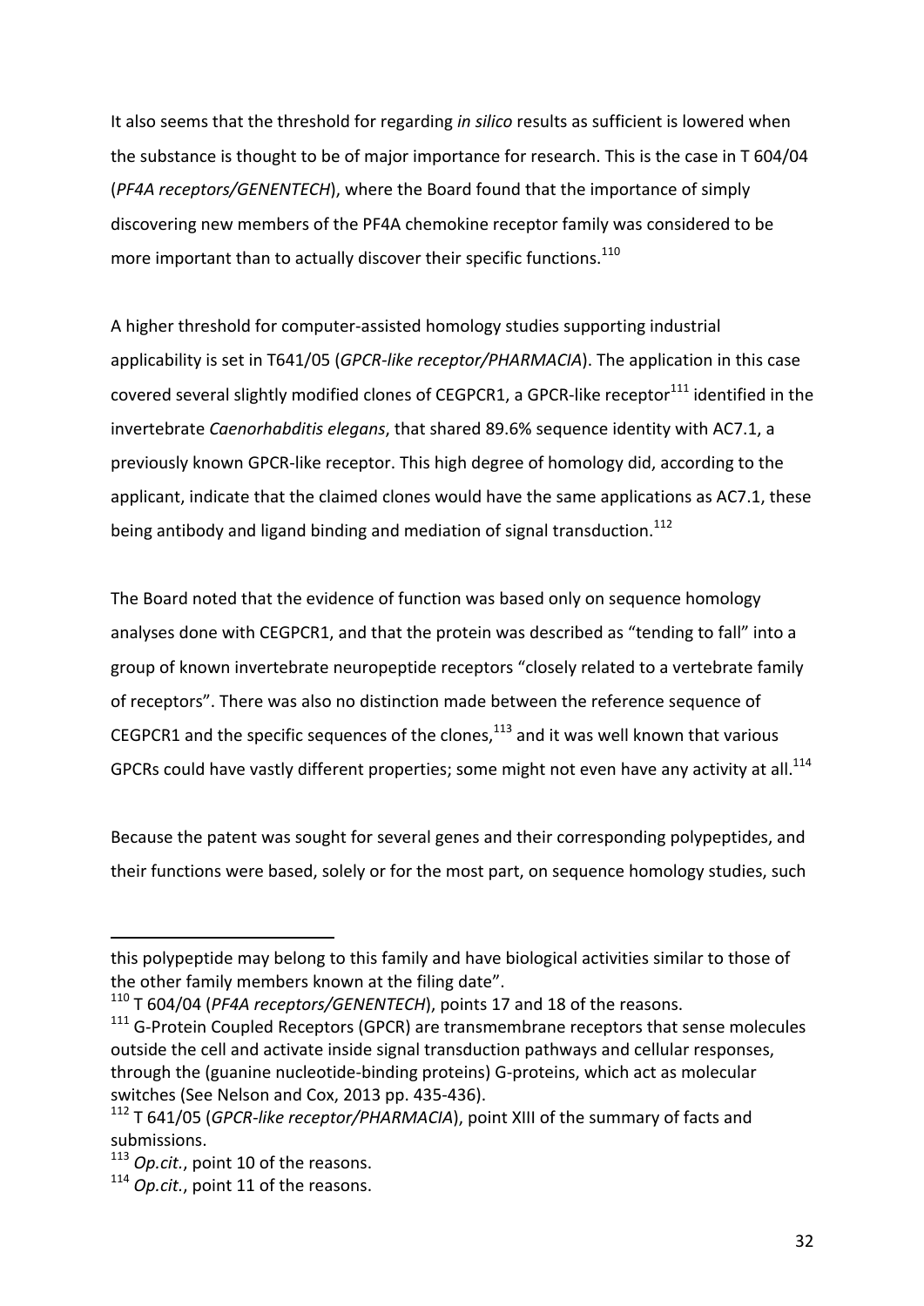It also seems that the threshold for regarding *in silico* results as sufficient is lowered when the substance is thought to be of major importance for research. This is the case in T 604/04 (*PF4A receptors/GENENTECH*), where the Board found that the importance of simply discovering new members of the PF4A chemokine receptor family was considered to be more important than to actually discover their specific functions.[110]

A higher threshold for computer-assisted homology studies supporting industrial applicability is set in T641/05 (*GPCR-like receptor/PHARMACIA*). The application in this case covered several slightly modified clones of CEGPCR1, a GPCR-like receptor[111] identified in the invertebrate *Caenorhabditis elegans*, that shared 89.6% sequence identity with AC7.1, a previously known GPCR-like receptor. This high degree of homology did, according to the applicant, indicate that the claimed clones would have the same applications as AC7.1, these being antibody and ligand binding and mediation of signal transduction.[112]

The Board noted that the evidence of function was based only on sequence homology analyses done with CEGPCR1, and that the protein was described as "tending to fall" into a group of known invertebrate neuropeptide receptors "closely related to a vertebrate family of receptors". There was also no distinction made between the reference sequence of CEGPCR1 and the specific sequences of the clones,[113] and it was well known that various GPCRs could have vastly different properties; some might not even have any activity at all.[114]

Because the patent was sought for several genes and their corresponding polypeptides, and their functions were based, solely or for the most part, on sequence homology studies, such

---

this polypeptide may belong to this family and have biological activities similar to those of the other family members known at the filing date".

[110] T 604/04 (*PF4A receptors/GENENTECH*), points 17 and 18 of the reasons.

[111] G-Protein Coupled Receptors (GPCR) are transmembrane receptors that sense molecules outside the cell and activate inside signal transduction pathways and cellular responses, through the (guanine nucleotide-binding proteins) G-proteins, which act as molecular switches (See Nelson and Cox, 2013 pp. 435-436).

[112] T 641/05 (*GPCR-like receptor/PHARMACIA*), point XIII of the summary of facts and submissions.

[113] *Op.cit.*, point 10 of the reasons.

[114] *Op.cit.*, point 11 of the reasons.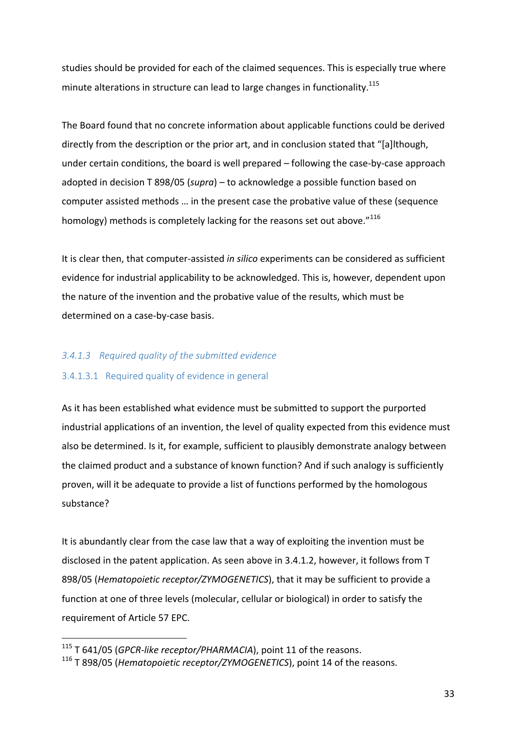studies should be provided for each of the claimed sequences. This is especially true where minute alterations in structure can lead to large changes in functionality.[115]

The Board found that no concrete information about applicable functions could be derived directly from the description or the prior art, and in conclusion stated that "[a]lthough, under certain conditions, the board is well prepared – following the case-by-case approach adopted in decision T 898/05 (*supra*) – to acknowledge a possible function based on computer assisted methods … in the present case the probative value of these (sequence homology) methods is completely lacking for the reasons set out above."[116]

It is clear then, that computer-assisted *in silico* experiments can be considered as sufficient evidence for industrial applicability to be acknowledged. This is, however, dependent upon the nature of the invention and the probative value of the results, which must be determined on a case-by-case basis.

### *3.4.1.3 Required quality of the submitted evidence*

#### 3.4.1.3.1 Required quality of evidence in general

As it has been established what evidence must be submitted to support the purported industrial applications of an invention, the level of quality expected from this evidence must also be determined. Is it, for example, sufficient to plausibly demonstrate analogy between the claimed product and a substance of known function? And if such analogy is sufficiently proven, will it be adequate to provide a list of functions performed by the homologous substance?

It is abundantly clear from the case law that a way of exploiting the invention must be disclosed in the patent application. As seen above in 3.4.1.2, however, it follows from T 898/05 (*Hematopoietic receptor/ZYMOGENETICS*), that it may be sufficient to provide a function at one of three levels (molecular, cellular or biological) in order to satisfy the requirement of Article 57 EPC.

---

[115] T 641/05 (*GPCR-like receptor/PHARMACIA*), point 11 of the reasons.

[116] T 898/05 (*Hematopoietic receptor/ZYMOGENETICS*), point 14 of the reasons.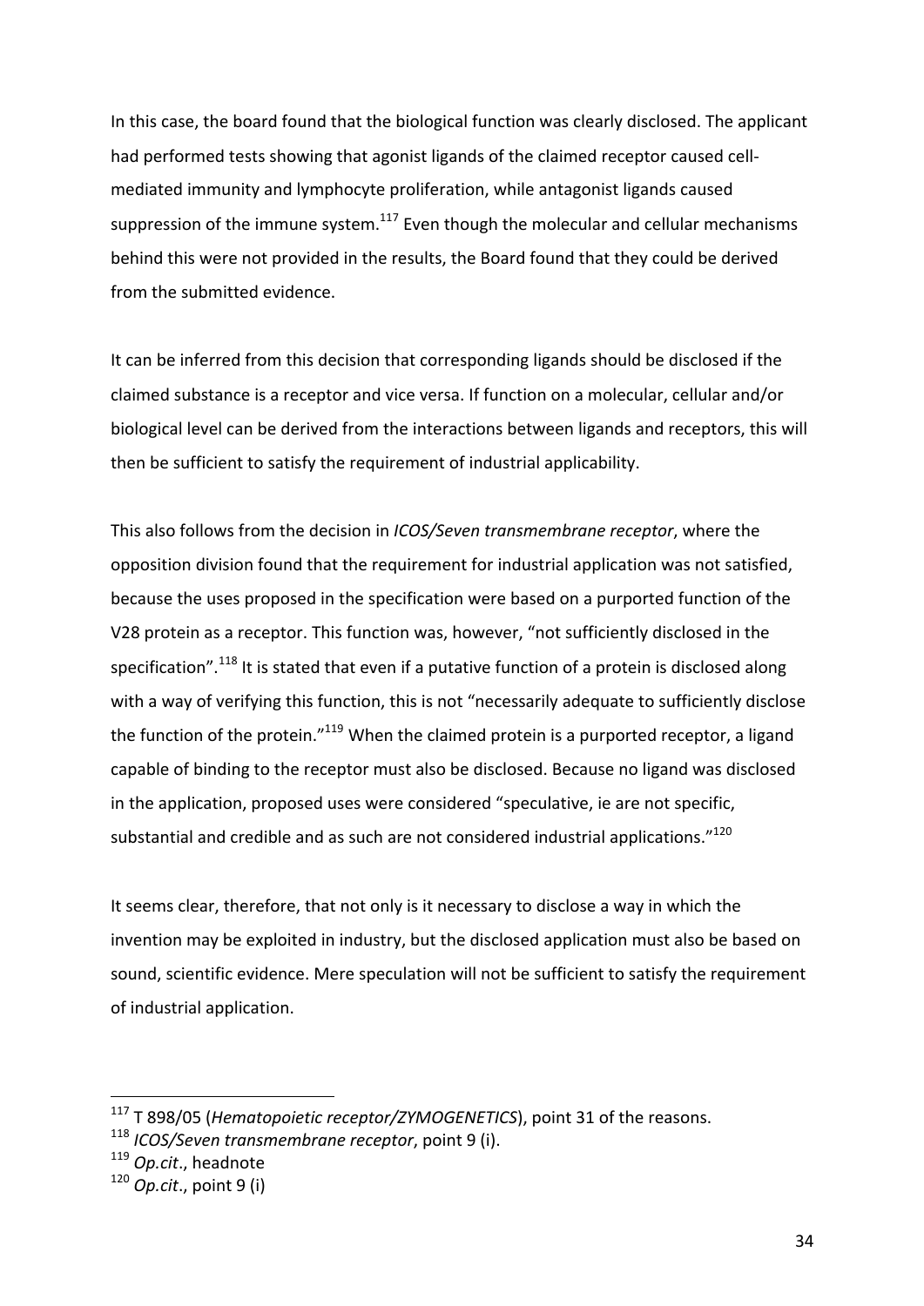In this case, the board found that the biological function was clearly disclosed. The applicant had performed tests showing that agonist ligands of the claimed receptor caused cell-mediated immunity and lymphocyte proliferation, while antagonist ligands caused suppression of the immune system.[117] Even though the molecular and cellular mechanisms behind this were not provided in the results, the Board found that they could be derived from the submitted evidence.

It can be inferred from this decision that corresponding ligands should be disclosed if the claimed substance is a receptor and vice versa. If function on a molecular, cellular and/or biological level can be derived from the interactions between ligands and receptors, this will then be sufficient to satisfy the requirement of industrial applicability.

This also follows from the decision in *ICOS/Seven transmembrane receptor*, where the opposition division found that the requirement for industrial application was not satisfied, because the uses proposed in the specification were based on a purported function of the V28 protein as a receptor. This function was, however, "not sufficiently disclosed in the specification".[118] It is stated that even if a putative function of a protein is disclosed along with a way of verifying this function, this is not "necessarily adequate to sufficiently disclose the function of the protein."[119] When the claimed protein is a purported receptor, a ligand capable of binding to the receptor must also be disclosed. Because no ligand was disclosed in the application, proposed uses were considered "speculative, ie are not specific, substantial and credible and as such are not considered industrial applications."[120]

It seems clear, therefore, that not only is it necessary to disclose a way in which the invention may be exploited in industry, but the disclosed application must also be based on sound, scientific evidence. Mere speculation will not be sufficient to satisfy the requirement of industrial application.

---

[117] T 898/05 (*Hematopoietic receptor/ZYMOGENETICS*), point 31 of the reasons.
[118] *ICOS/Seven transmembrane receptor*, point 9 (i).
[119] *Op.cit*., headnote
[120] *Op.cit*., point 9 (i)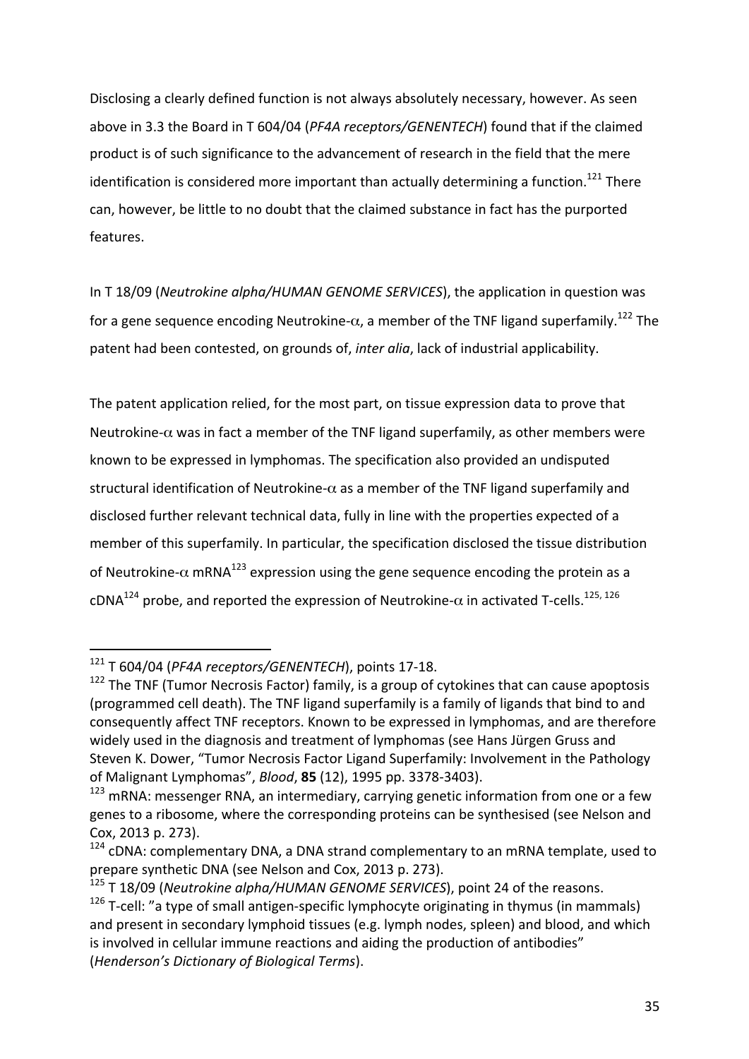Disclosing a clearly defined function is not always absolutely necessary, however. As seen above in 3.3 the Board in T 604/04 (*PF4A receptors/GENENTECH*) found that if the claimed product is of such significance to the advancement of research in the field that the mere identification is considered more important than actually determining a function.[121] There can, however, be little to no doubt that the claimed substance in fact has the purported features.

In T 18/09 (*Neutrokine alpha/HUMAN GENOME SERVICES*), the application in question was for a gene sequence encoding Neutrokine-$\alpha$, a member of the TNF ligand superfamily.[122] The patent had been contested, on grounds of, *inter alia*, lack of industrial applicability.

The patent application relied, for the most part, on tissue expression data to prove that Neutrokine-$\alpha$ was in fact a member of the TNF ligand superfamily, as other members were known to be expressed in lymphomas. The specification also provided an undisputed structural identification of Neutrokine-$\alpha$ as a member of the TNF ligand superfamily and disclosed further relevant technical data, fully in line with the properties expected of a member of this superfamily. In particular, the specification disclosed the tissue distribution of Neutrokine-$\alpha$ mRNA[123] expression using the gene sequence encoding the protein as a cDNA[124] probe, and reported the expression of Neutrokine-$\alpha$ in activated T-cells.[125, 126]

---

[121] T 604/04 (*PF4A receptors/GENENTECH*), points 17-18.

[122] The TNF (Tumor Necrosis Factor) family, is a group of cytokines that can cause apoptosis (programmed cell death). The TNF ligand superfamily is a family of ligands that bind to and consequently affect TNF receptors. Known to be expressed in lymphomas, and are therefore widely used in the diagnosis and treatment of lymphomas (see Hans Jürgen Gruss and Steven K. Dower, "Tumor Necrosis Factor Ligand Superfamily: Involvement in the Pathology of Malignant Lymphomas", *Blood*, **85** (12), 1995 pp. 3378-3403).

[123] mRNA: messenger RNA, an intermediary, carrying genetic information from one or a few genes to a ribosome, where the corresponding proteins can be synthesised (see Nelson and Cox, 2013 p. 273).

[124] cDNA: complementary DNA, a DNA strand complementary to an mRNA template, used to prepare synthetic DNA (see Nelson and Cox, 2013 p. 273).

[125] T 18/09 (*Neutrokine alpha/HUMAN GENOME SERVICES*), point 24 of the reasons.

[126] T-cell: "a type of small antigen-specific lymphocyte originating in thymus (in mammals) and present in secondary lymphoid tissues (e.g. lymph nodes, spleen) and blood, and which is involved in cellular immune reactions and aiding the production of antibodies" (*Henderson's Dictionary of Biological Terms*).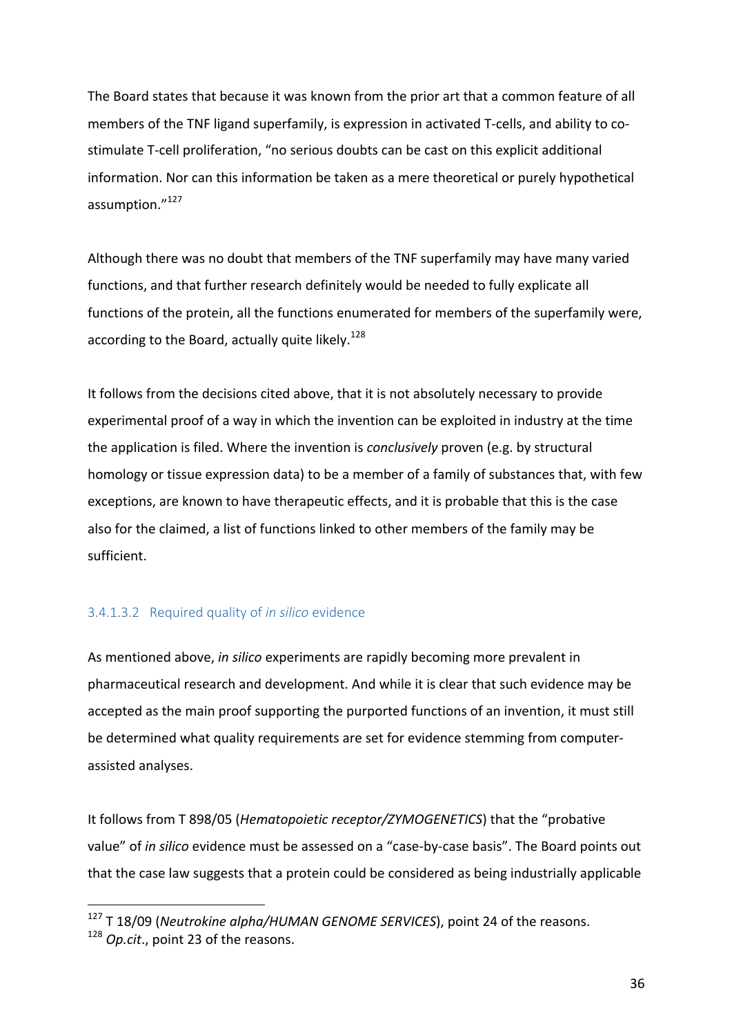The Board states that because it was known from the prior art that a common feature of all members of the TNF ligand superfamily, is expression in activated T-cells, and ability to co-stimulate T-cell proliferation, "no serious doubts can be cast on this explicit additional information. Nor can this information be taken as a mere theoretical or purely hypothetical assumption."[127]

Although there was no doubt that members of the TNF superfamily may have many varied functions, and that further research definitely would be needed to fully explicate all functions of the protein, all the functions enumerated for members of the superfamily were, according to the Board, actually quite likely.[128]

It follows from the decisions cited above, that it is not absolutely necessary to provide experimental proof of a way in which the invention can be exploited in industry at the time the application is filed. Where the invention is *conclusively* proven (e.g. by structural homology or tissue expression data) to be a member of a family of substances that, with few exceptions, are known to have therapeutic effects, and it is probable that this is the case also for the claimed, a list of functions linked to other members of the family may be sufficient.

#### 3.4.1.3.2 Required quality of *in silico* evidence

As mentioned above, *in silico* experiments are rapidly becoming more prevalent in pharmaceutical research and development. And while it is clear that such evidence may be accepted as the main proof supporting the purported functions of an invention, it must still be determined what quality requirements are set for evidence stemming from computer-assisted analyses.

It follows from T 898/05 (*Hematopoietic receptor/ZYMOGENETICS*) that the "probative value" of *in silico* evidence must be assessed on a "case-by-case basis". The Board points out that the case law suggests that a protein could be considered as being industrially applicable

---

[127] T 18/09 (*Neutrokine alpha/HUMAN GENOME SERVICES*), point 24 of the reasons.

[128] *Op.cit*., point 23 of the reasons.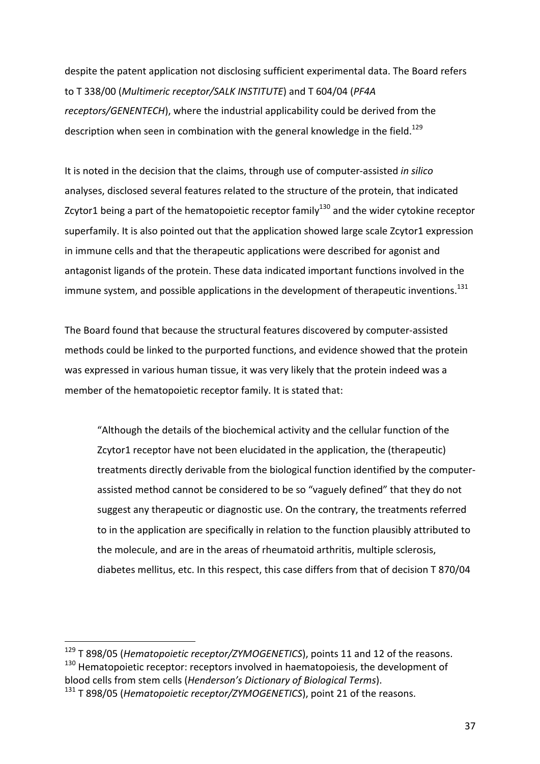despite the patent application not disclosing sufficient experimental data. The Board refers to T 338/00 (*Multimeric receptor/SALK INSTITUTE*) and T 604/04 (*PF4A receptors/GENENTECH*), where the industrial applicability could be derived from the description when seen in combination with the general knowledge in the field.[129]

It is noted in the decision that the claims, through use of computer-assisted *in silico* analyses, disclosed several features related to the structure of the protein, that indicated Zcytor1 being a part of the hematopoietic receptor family[130] and the wider cytokine receptor superfamily. It is also pointed out that the application showed large scale Zcytor1 expression in immune cells and that the therapeutic applications were described for agonist and antagonist ligands of the protein. These data indicated important functions involved in the immune system, and possible applications in the development of therapeutic inventions.[131]

The Board found that because the structural features discovered by computer-assisted methods could be linked to the purported functions, and evidence showed that the protein was expressed in various human tissue, it was very likely that the protein indeed was a member of the hematopoietic receptor family. It is stated that:

> "Although the details of the biochemical activity and the cellular function of the Zcytor1 receptor have not been elucidated in the application, the (therapeutic) treatments directly derivable from the biological function identified by the computer-assisted method cannot be considered to be so "vaguely defined" that they do not suggest any therapeutic or diagnostic use. On the contrary, the treatments referred to in the application are specifically in relation to the function plausibly attributed to the molecule, and are in the areas of rheumatoid arthritis, multiple sclerosis, diabetes mellitus, etc. In this respect, this case differs from that of decision T 870/04

---

[129] T 898/05 (*Hematopoietic receptor/ZYMOGENETICS*), points 11 and 12 of the reasons.

[130] Hematopoietic receptor: receptors involved in haematopoiesis, the development of blood cells from stem cells (*Henderson's Dictionary of Biological Terms*).

[131] T 898/05 (*Hematopoietic receptor/ZYMOGENETICS*), point 21 of the reasons.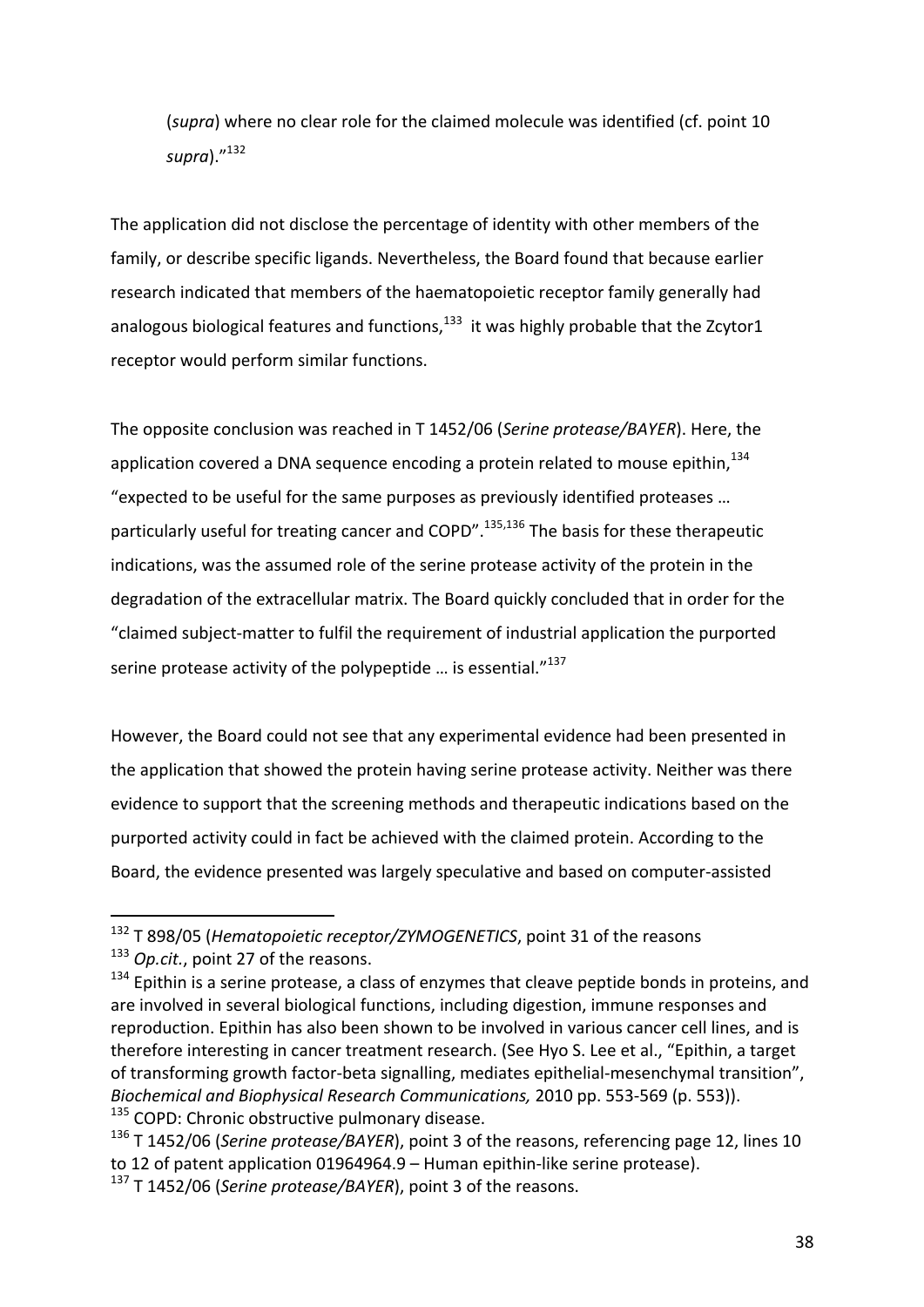(*supra*) where no clear role for the claimed molecule was identified (cf. point 10 *supra*)."[132]

The application did not disclose the percentage of identity with other members of the family, or describe specific ligands. Nevertheless, the Board found that because earlier research indicated that members of the haematopoietic receptor family generally had analogous biological features and functions,[133] it was highly probable that the Zcytor1 receptor would perform similar functions.

The opposite conclusion was reached in T 1452/06 (*Serine protease/BAYER*). Here, the application covered a DNA sequence encoding a protein related to mouse epithin,[134] "expected to be useful for the same purposes as previously identified proteases … particularly useful for treating cancer and COPD".[135,136] The basis for these therapeutic indications, was the assumed role of the serine protease activity of the protein in the degradation of the extracellular matrix. The Board quickly concluded that in order for the "claimed subject-matter to fulfil the requirement of industrial application the purported serine protease activity of the polypeptide … is essential."[137]

However, the Board could not see that any experimental evidence had been presented in the application that showed the protein having serine protease activity. Neither was there evidence to support that the screening methods and therapeutic indications based on the purported activity could in fact be achieved with the claimed protein. According to the Board, the evidence presented was largely speculative and based on computer-assisted

---

[132] T 898/05 (*Hematopoietic receptor/ZYMOGENETICS*, point 31 of the reasons

[133] *Op.cit.*, point 27 of the reasons.

[134] Epithin is a serine protease, a class of enzymes that cleave peptide bonds in proteins, and are involved in several biological functions, including digestion, immune responses and reproduction. Epithin has also been shown to be involved in various cancer cell lines, and is therefore interesting in cancer treatment research. (See Hyo S. Lee et al., "Epithin, a target of transforming growth factor-beta signalling, mediates epithelial-mesenchymal transition", *Biochemical and Biophysical Research Communications,* 2010 pp. 553-569 (p. 553)).

[135] COPD: Chronic obstructive pulmonary disease.

[136] T 1452/06 (*Serine protease/BAYER*), point 3 of the reasons, referencing page 12, lines 10 to 12 of patent application 01964964.9 – Human epithin-like serine protease).

[137] T 1452/06 (*Serine protease/BAYER*), point 3 of the reasons.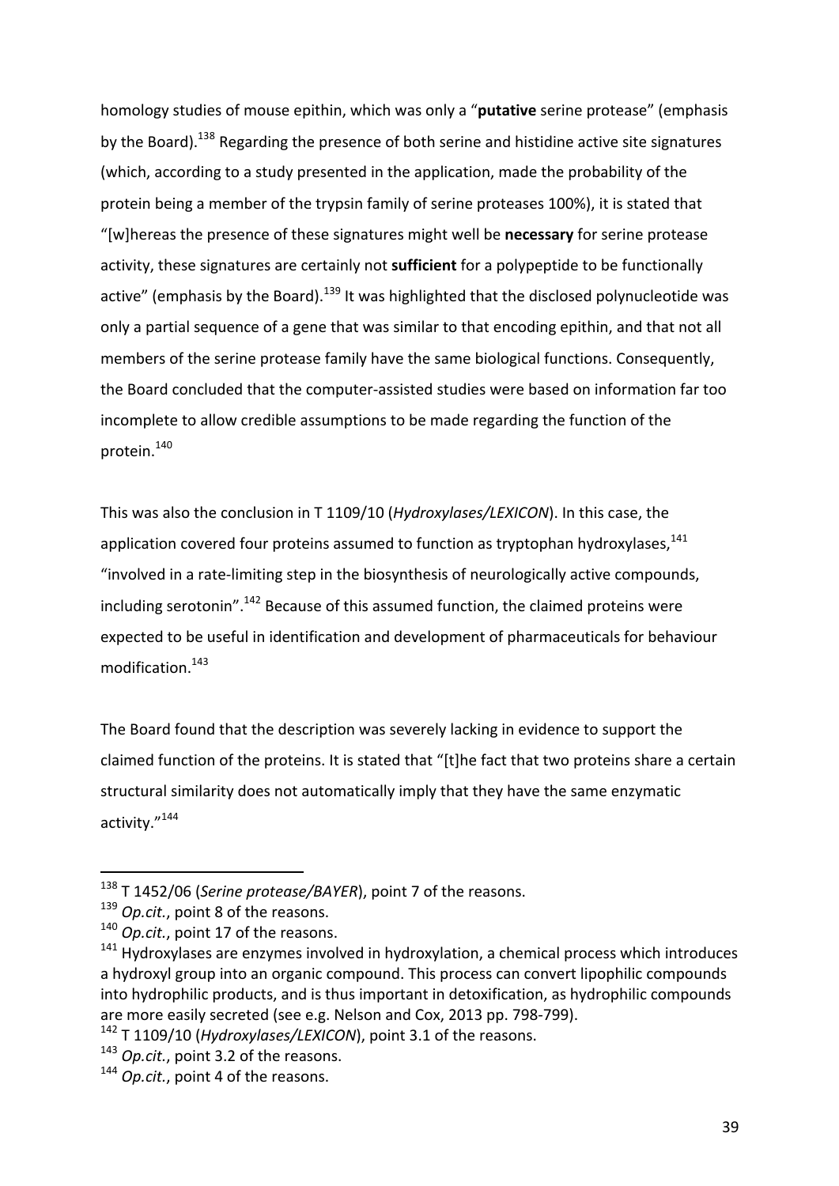homology studies of mouse epithin, which was only a "**putative** serine protease" (emphasis by the Board).[138] Regarding the presence of both serine and histidine active site signatures (which, according to a study presented in the application, made the probability of the protein being a member of the trypsin family of serine proteases 100%), it is stated that "[w]hereas the presence of these signatures might well be **necessary** for serine protease activity, these signatures are certainly not **sufficient** for a polypeptide to be functionally active" (emphasis by the Board).[139] It was highlighted that the disclosed polynucleotide was only a partial sequence of a gene that was similar to that encoding epithin, and that not all members of the serine protease family have the same biological functions. Consequently, the Board concluded that the computer-assisted studies were based on information far too incomplete to allow credible assumptions to be made regarding the function of the protein.[140]

This was also the conclusion in T 1109/10 (*Hydroxylases/LEXICON*). In this case, the application covered four proteins assumed to function as tryptophan hydroxylases,[141] "involved in a rate-limiting step in the biosynthesis of neurologically active compounds, including serotonin".[142] Because of this assumed function, the claimed proteins were expected to be useful in identification and development of pharmaceuticals for behaviour modification.[143]

The Board found that the description was severely lacking in evidence to support the claimed function of the proteins. It is stated that "[t]he fact that two proteins share a certain structural similarity does not automatically imply that they have the same enzymatic activity."[144]

---

[138] T 1452/06 (*Serine protease/BAYER*), point 7 of the reasons.

[139] *Op.cit.*, point 8 of the reasons.

[140] *Op.cit.*, point 17 of the reasons.

[141] Hydroxylases are enzymes involved in hydroxylation, a chemical process which introduces a hydroxyl group into an organic compound. This process can convert lipophilic compounds into hydrophilic products, and is thus important in detoxification, as hydrophilic compounds are more easily secreted (see e.g. Nelson and Cox, 2013 pp. 798-799).

[142] T 1109/10 (*Hydroxylases/LEXICON*), point 3.1 of the reasons.

[143] *Op.cit.*, point 3.2 of the reasons.

[144] *Op.cit.*, point 4 of the reasons.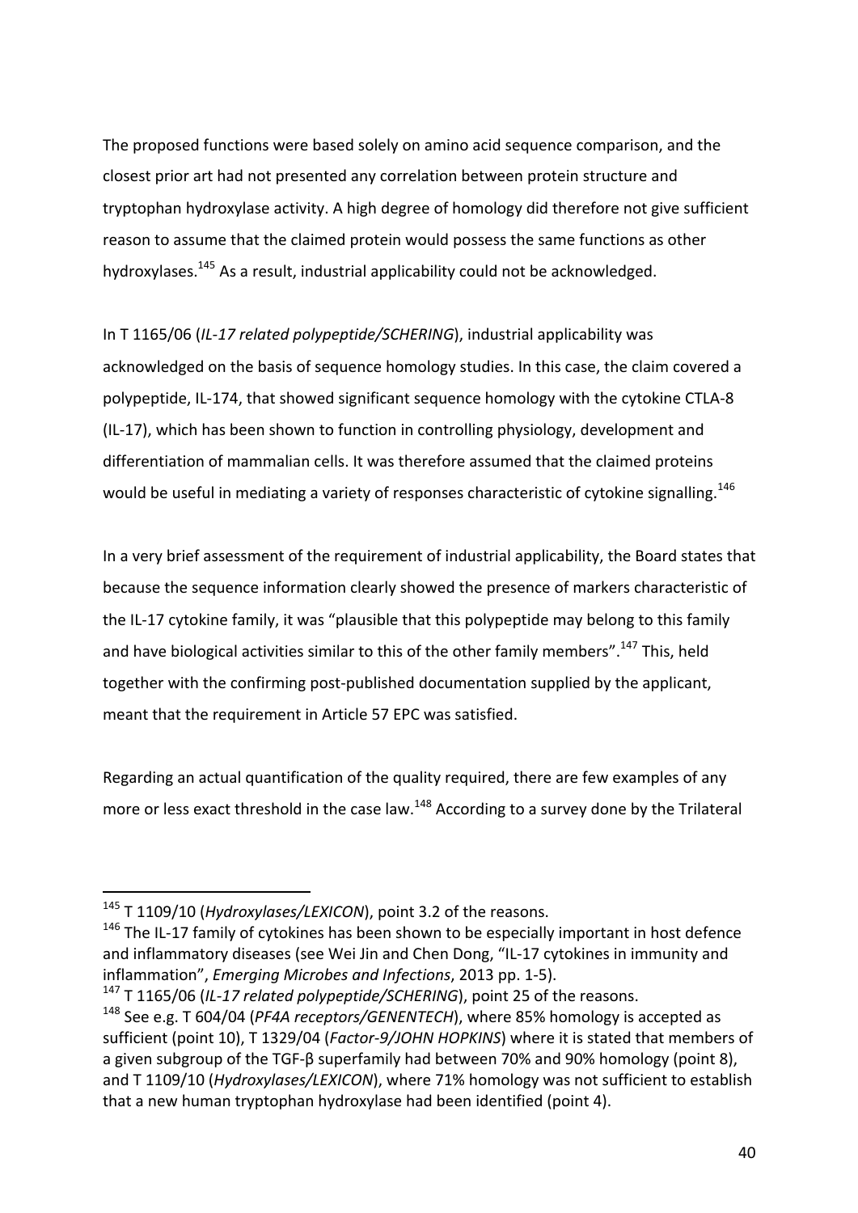The proposed functions were based solely on amino acid sequence comparison, and the closest prior art had not presented any correlation between protein structure and tryptophan hydroxylase activity. A high degree of homology did therefore not give sufficient reason to assume that the claimed protein would possess the same functions as other hydroxylases.[145] As a result, industrial applicability could not be acknowledged.

In T 1165/06 (*IL-17 related polypeptide/SCHERING*), industrial applicability was acknowledged on the basis of sequence homology studies. In this case, the claim covered a polypeptide, IL-174, that showed significant sequence homology with the cytokine CTLA-8 (IL-17), which has been shown to function in controlling physiology, development and differentiation of mammalian cells. It was therefore assumed that the claimed proteins would be useful in mediating a variety of responses characteristic of cytokine signalling.[146]

In a very brief assessment of the requirement of industrial applicability, the Board states that because the sequence information clearly showed the presence of markers characteristic of the IL-17 cytokine family, it was "plausible that this polypeptide may belong to this family and have biological activities similar to this of the other family members".[147] This, held together with the confirming post-published documentation supplied by the applicant, meant that the requirement in Article 57 EPC was satisfied.

Regarding an actual quantification of the quality required, there are few examples of any more or less exact threshold in the case law.[148] According to a survey done by the Trilateral

---

[145] T 1109/10 (*Hydroxylases/LEXICON*), point 3.2 of the reasons.

[146] The IL-17 family of cytokines has been shown to be especially important in host defence and inflammatory diseases (see Wei Jin and Chen Dong, "IL-17 cytokines in immunity and inflammation", *Emerging Microbes and Infections*, 2013 pp. 1-5).

[147] T 1165/06 (*IL-17 related polypeptide/SCHERING*), point 25 of the reasons.

[148] See e.g. T 604/04 (*PF4A receptors/GENENTECH*), where 85% homology is accepted as sufficient (point 10), T 1329/04 (*Factor-9/JOHN HOPKINS*) where it is stated that members of a given subgroup of the TGF-β superfamily had between 70% and 90% homology (point 8), and T 1109/10 (*Hydroxylases/LEXICON*), where 71% homology was not sufficient to establish that a new human tryptophan hydroxylase had been identified (point 4).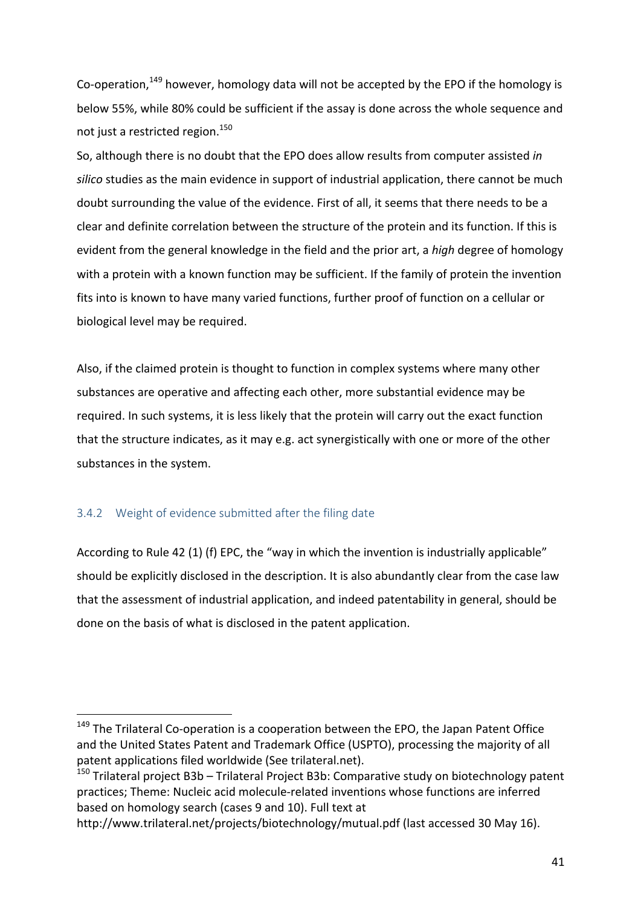Co-operation,[149] however, homology data will not be accepted by the EPO if the homology is below 55%, while 80% could be sufficient if the assay is done across the whole sequence and not just a restricted region.[150]

So, although there is no doubt that the EPO does allow results from computer assisted *in silico* studies as the main evidence in support of industrial application, there cannot be much doubt surrounding the value of the evidence. First of all, it seems that there needs to be a clear and definite correlation between the structure of the protein and its function. If this is evident from the general knowledge in the field and the prior art, a *high* degree of homology with a protein with a known function may be sufficient. If the family of protein the invention fits into is known to have many varied functions, further proof of function on a cellular or biological level may be required.

Also, if the claimed protein is thought to function in complex systems where many other substances are operative and affecting each other, more substantial evidence may be required. In such systems, it is less likely that the protein will carry out the exact function that the structure indicates, as it may e.g. act synergistically with one or more of the other substances in the system.

### 3.4.2 Weight of evidence submitted after the filing date

According to Rule 42 (1) (f) EPC, the "way in which the invention is industrially applicable" should be explicitly disclosed in the description. It is also abundantly clear from the case law that the assessment of industrial application, and indeed patentability in general, should be done on the basis of what is disclosed in the patent application.

---

[149] The Trilateral Co-operation is a cooperation between the EPO, the Japan Patent Office and the United States Patent and Trademark Office (USPTO), processing the majority of all patent applications filed worldwide (See trilateral.net).

[150] Trilateral project B3b – Trilateral Project B3b: Comparative study on biotechnology patent practices; Theme: Nucleic acid molecule-related inventions whose functions are inferred based on homology search (cases 9 and 10). Full text at http://www.trilateral.net/projects/biotechnology/mutual.pdf (last accessed 30 May 16).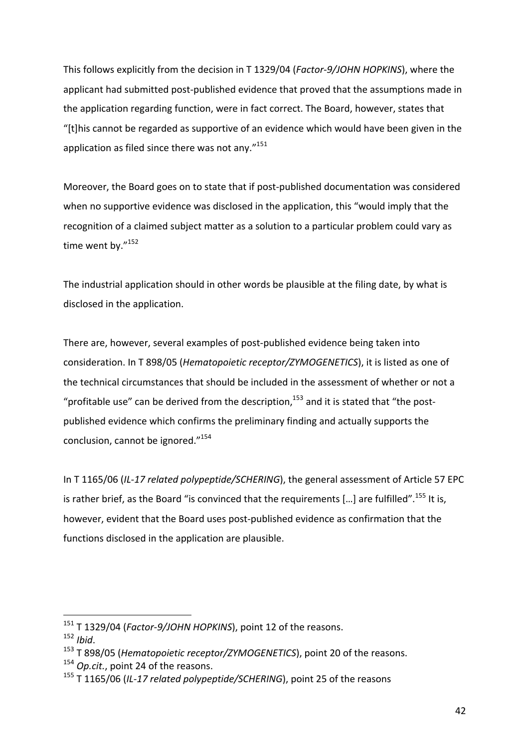This follows explicitly from the decision in T 1329/04 (*Factor-9/JOHN HOPKINS*), where the applicant had submitted post-published evidence that proved that the assumptions made in the application regarding function, were in fact correct. The Board, however, states that "[t]his cannot be regarded as supportive of an evidence which would have been given in the application as filed since there was not any."[151]

Moreover, the Board goes on to state that if post-published documentation was considered when no supportive evidence was disclosed in the application, this "would imply that the recognition of a claimed subject matter as a solution to a particular problem could vary as time went by."[152]

The industrial application should in other words be plausible at the filing date, by what is disclosed in the application.

There are, however, several examples of post-published evidence being taken into consideration. In T 898/05 (*Hematopoietic receptor/ZYMOGENETICS*), it is listed as one of the technical circumstances that should be included in the assessment of whether or not a "profitable use" can be derived from the description,[153] and it is stated that "the post-published evidence which confirms the preliminary finding and actually supports the conclusion, cannot be ignored."[154]

In T 1165/06 (*IL-17 related polypeptide/SCHERING*), the general assessment of Article 57 EPC is rather brief, as the Board "is convinced that the requirements […] are fulfilled".[155] It is, however, evident that the Board uses post-published evidence as confirmation that the functions disclosed in the application are plausible.

---

[151] T 1329/04 (*Factor-9/JOHN HOPKINS*), point 12 of the reasons.

[152] *Ibid*.

[153] T 898/05 (*Hematopoietic receptor/ZYMOGENETICS*), point 20 of the reasons.

[154] *Op.cit.*, point 24 of the reasons.

[155] T 1165/06 (*IL-17 related polypeptide/SCHERING*), point 25 of the reasons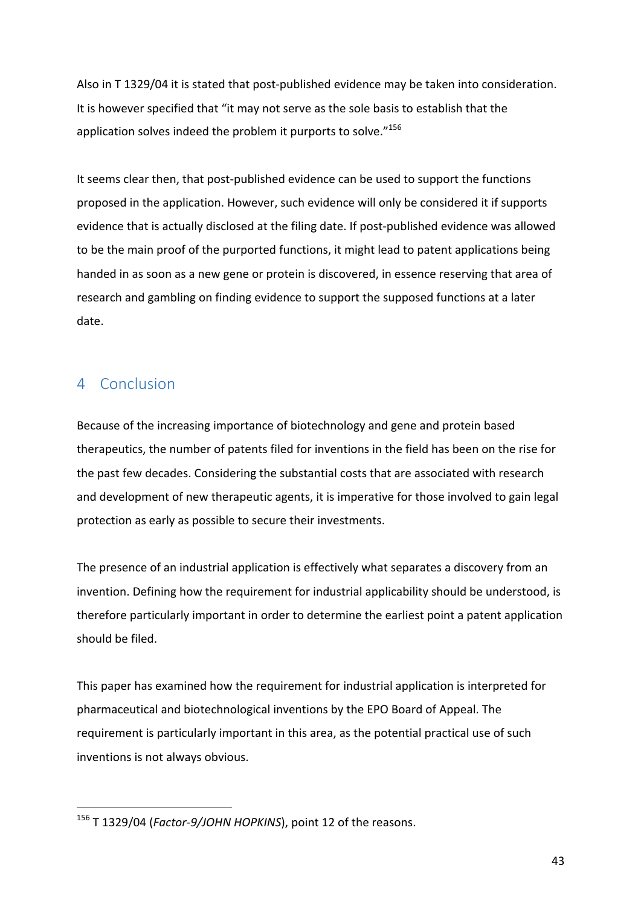Also in T 1329/04 it is stated that post-published evidence may be taken into consideration. It is however specified that "it may not serve as the sole basis to establish that the application solves indeed the problem it purports to solve."[156]

It seems clear then, that post-published evidence can be used to support the functions proposed in the application. However, such evidence will only be considered it if supports evidence that is actually disclosed at the filing date. If post-published evidence was allowed to be the main proof of the purported functions, it might lead to patent applications being handed in as soon as a new gene or protein is discovered, in essence reserving that area of research and gambling on finding evidence to support the supposed functions at a later date.

# 4 Conclusion

Because of the increasing importance of biotechnology and gene and protein based therapeutics, the number of patents filed for inventions in the field has been on the rise for the past few decades. Considering the substantial costs that are associated with research and development of new therapeutic agents, it is imperative for those involved to gain legal protection as early as possible to secure their investments.

The presence of an industrial application is effectively what separates a discovery from an invention. Defining how the requirement for industrial applicability should be understood, is therefore particularly important in order to determine the earliest point a patent application should be filed.

This paper has examined how the requirement for industrial application is interpreted for pharmaceutical and biotechnological inventions by the EPO Board of Appeal. The requirement is particularly important in this area, as the potential practical use of such inventions is not always obvious.

---

[156] T 1329/04 (*Factor-9/JOHN HOPKINS*), point 12 of the reasons.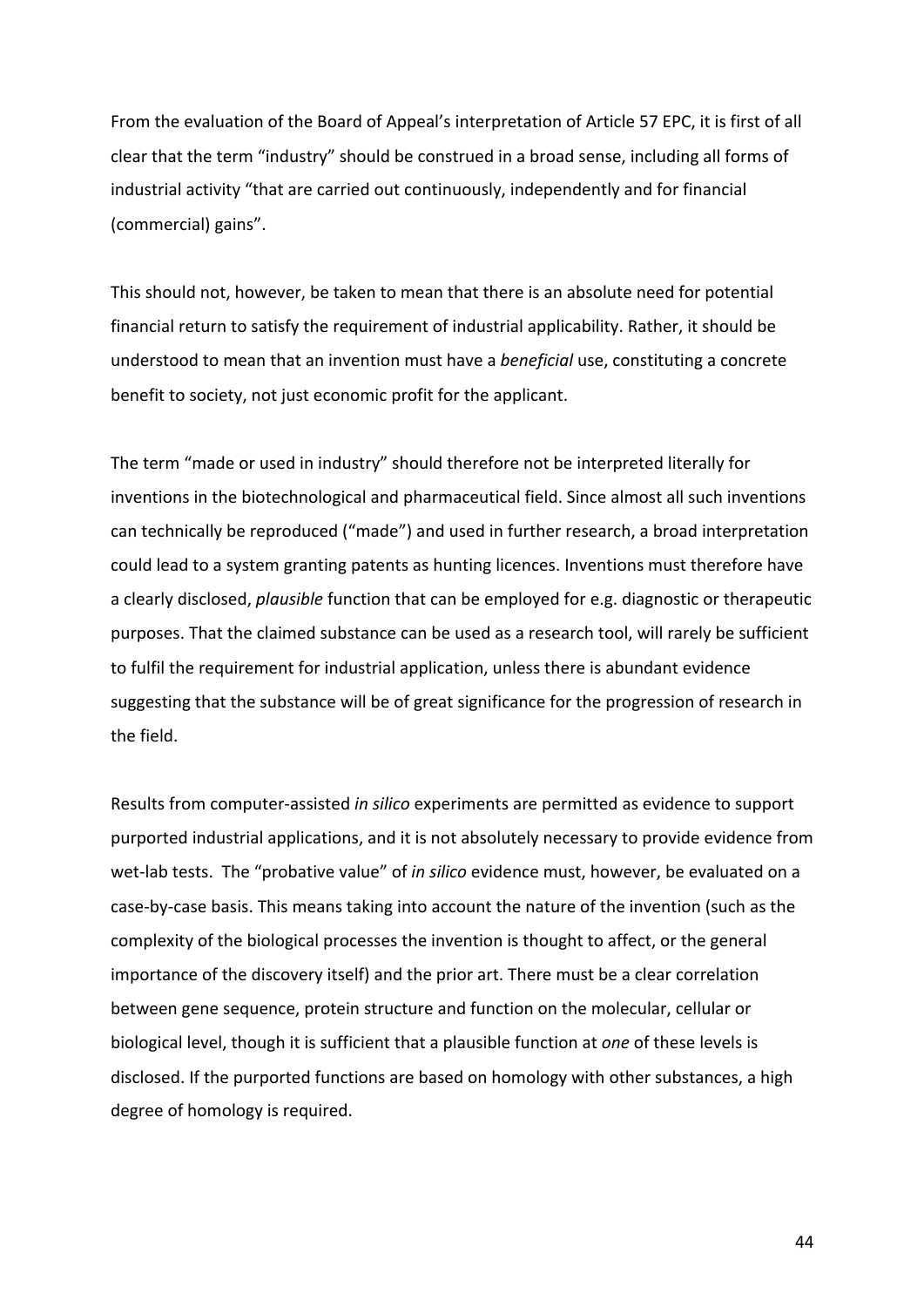From the evaluation of the Board of Appeal's interpretation of Article 57 EPC, it is first of all clear that the term "industry" should be construed in a broad sense, including all forms of industrial activity "that are carried out continuously, independently and for financial (commercial) gains".

This should not, however, be taken to mean that there is an absolute need for potential financial return to satisfy the requirement of industrial applicability. Rather, it should be understood to mean that an invention must have a *beneficial* use, constituting a concrete benefit to society, not just economic profit for the applicant.

The term "made or used in industry" should therefore not be interpreted literally for inventions in the biotechnological and pharmaceutical field. Since almost all such inventions can technically be reproduced ("made") and used in further research, a broad interpretation could lead to a system granting patents as hunting licences. Inventions must therefore have a clearly disclosed, *plausible* function that can be employed for e.g. diagnostic or therapeutic purposes. That the claimed substance can be used as a research tool, will rarely be sufficient to fulfil the requirement for industrial application, unless there is abundant evidence suggesting that the substance will be of great significance for the progression of research in the field.

Results from computer-assisted *in silico* experiments are permitted as evidence to support purported industrial applications, and it is not absolutely necessary to provide evidence from wet-lab tests. The "probative value" of *in silico* evidence must, however, be evaluated on a case-by-case basis. This means taking into account the nature of the invention (such as the complexity of the biological processes the invention is thought to affect, or the general importance of the discovery itself) and the prior art. There must be a clear correlation between gene sequence, protein structure and function on the molecular, cellular or biological level, though it is sufficient that a plausible function at *one* of these levels is disclosed. If the purported functions are based on homology with other substances, a high degree of homology is required.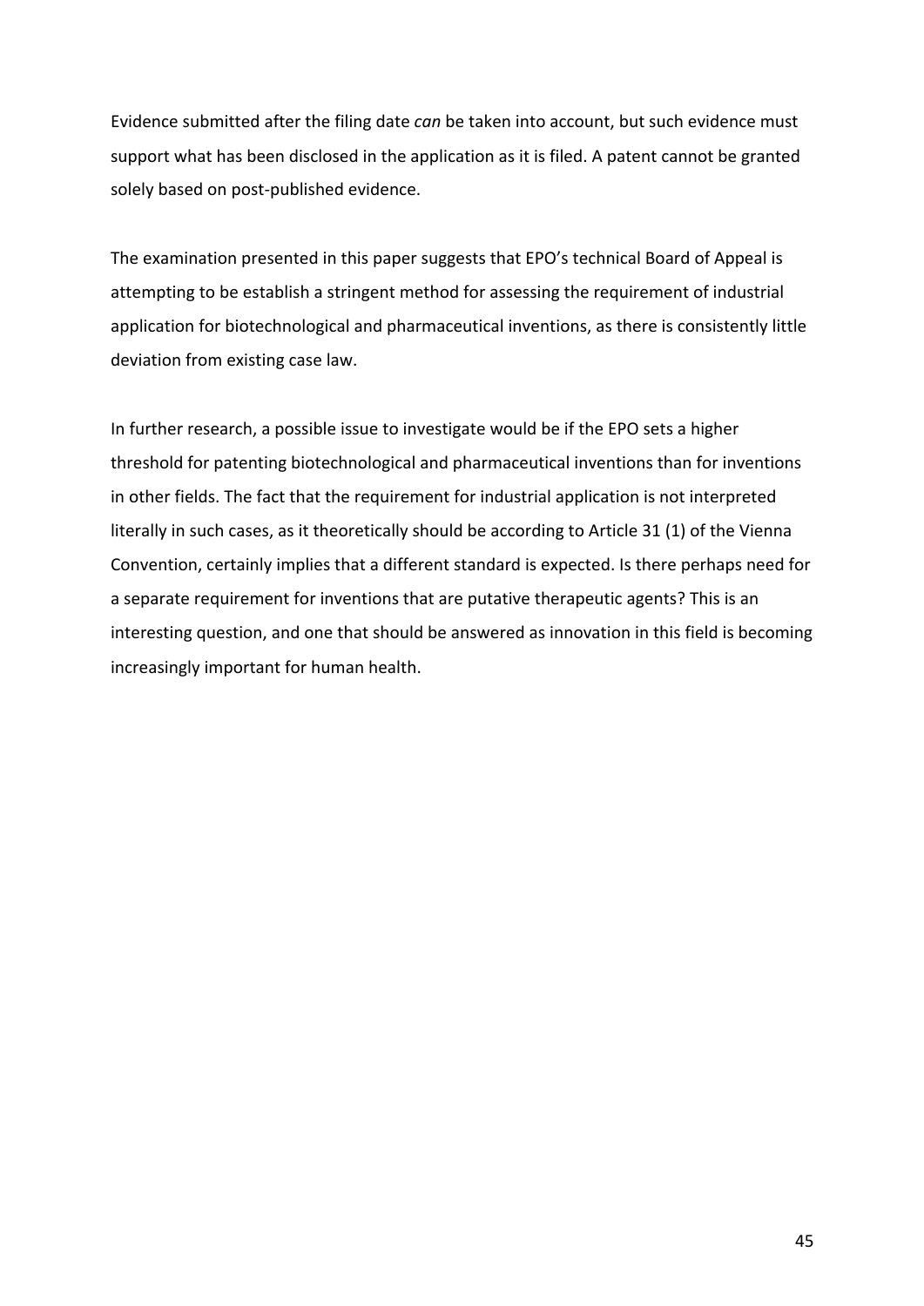Evidence submitted after the filing date *can* be taken into account, but such evidence must support what has been disclosed in the application as it is filed. A patent cannot be granted solely based on post-published evidence.

The examination presented in this paper suggests that EPO's technical Board of Appeal is attempting to be establish a stringent method for assessing the requirement of industrial application for biotechnological and pharmaceutical inventions, as there is consistently little deviation from existing case law.

In further research, a possible issue to investigate would be if the EPO sets a higher threshold for patenting biotechnological and pharmaceutical inventions than for inventions in other fields. The fact that the requirement for industrial application is not interpreted literally in such cases, as it theoretically should be according to Article 31 (1) of the Vienna Convention, certainly implies that a different standard is expected. Is there perhaps need for a separate requirement for inventions that are putative therapeutic agents? This is an interesting question, and one that should be answered as innovation in this field is becoming increasingly important for human health.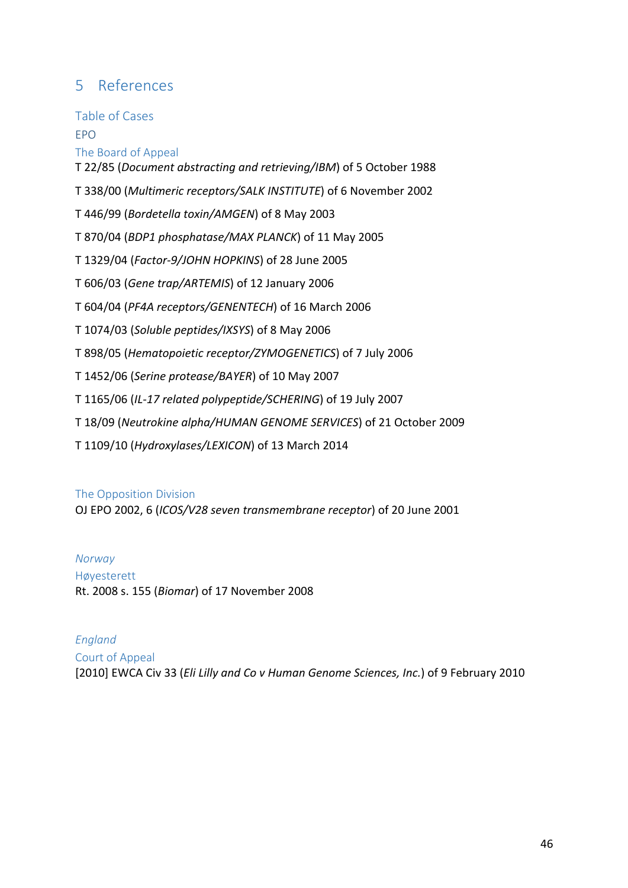# 5 References

## Table of Cases

### EPO

#### The Board of Appeal

T 22/85 (*Document abstracting and retrieving/IBM*) of 5 October 1988

T 338/00 (*Multimeric receptors/SALK INSTITUTE*) of 6 November 2002

T 446/99 (*Bordetella toxin/AMGEN*) of 8 May 2003

T 870/04 (*BDP1 phosphatase/MAX PLANCK*) of 11 May 2005

T 1329/04 (*Factor-9/JOHN HOPKINS*) of 28 June 2005

T 606/03 (*Gene trap/ARTEMIS*) of 12 January 2006

T 604/04 (*PF4A receptors/GENENTECH*) of 16 March 2006

T 1074/03 (*Soluble peptides/IXSYS*) of 8 May 2006

T 898/05 (*Hematopoietic receptor/ZYMOGENETICS*) of 7 July 2006

T 1452/06 (*Serine protease/BAYER*) of 10 May 2007

T 1165/06 (*IL-17 related polypeptide/SCHERING*) of 19 July 2007

T 18/09 (*Neutrokine alpha/HUMAN GENOME SERVICES*) of 21 October 2009

T 1109/10 (*Hydroxylases/LEXICON*) of 13 March 2014

#### The Opposition Division

OJ EPO 2002, 6 (*ICOS/V28 seven transmembrane receptor*) of 20 June 2001

### *Norway*

#### Høyesterett

Rt. 2008 s. 155 (*Biomar*) of 17 November 2008

### *England*

#### Court of Appeal

[2010] EWCA Civ 33 (*Eli Lilly and Co v Human Genome Sciences, Inc.*) of 9 February 2010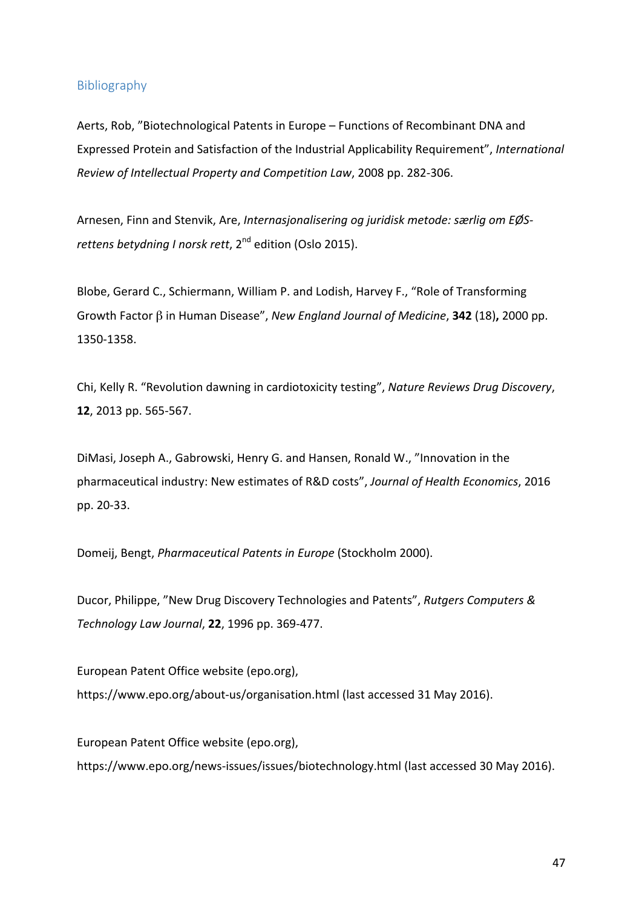## Bibliography

Aerts, Rob, ”Biotechnological Patents in Europe – Functions of Recombinant DNA and Expressed Protein and Satisfaction of the Industrial Applicability Requirement”, *International Review of Intellectual Property and Competition Law*, 2008 pp. 282-306.

Arnesen, Finn and Stenvik, Are, *Internasjonalisering og juridisk metode: særlig om EØS-rettens betydning I norsk rett*, 2nd edition (Oslo 2015).

Blobe, Gerard C., Schiermann, William P. and Lodish, Harvey F., “Role of Transforming Growth Factor $\beta$ in Human Disease”, *New England Journal of Medicine*, **342** (18)**,** 2000 pp. 1350-1358.

Chi, Kelly R. “Revolution dawning in cardiotoxicity testing”, *Nature Reviews Drug Discovery*, **12**, 2013 pp. 565-567.

DiMasi, Joseph A., Gabrowski, Henry G. and Hansen, Ronald W., ”Innovation in the pharmaceutical industry: New estimates of R&D costs”, *Journal of Health Economics*, 2016 pp. 20-33.

Domeij, Bengt, *Pharmaceutical Patents in Europe* (Stockholm 2000).

Ducor, Philippe, ”New Drug Discovery Technologies and Patents”, *Rutgers Computers & Technology Law Journal*, **22**, 1996 pp. 369-477.

European Patent Office website (epo.org), https://www.epo.org/about-us/organisation.html (last accessed 31 May 2016).

European Patent Office website (epo.org), https://www.epo.org/news-issues/issues/biotechnology.html (last accessed 30 May 2016).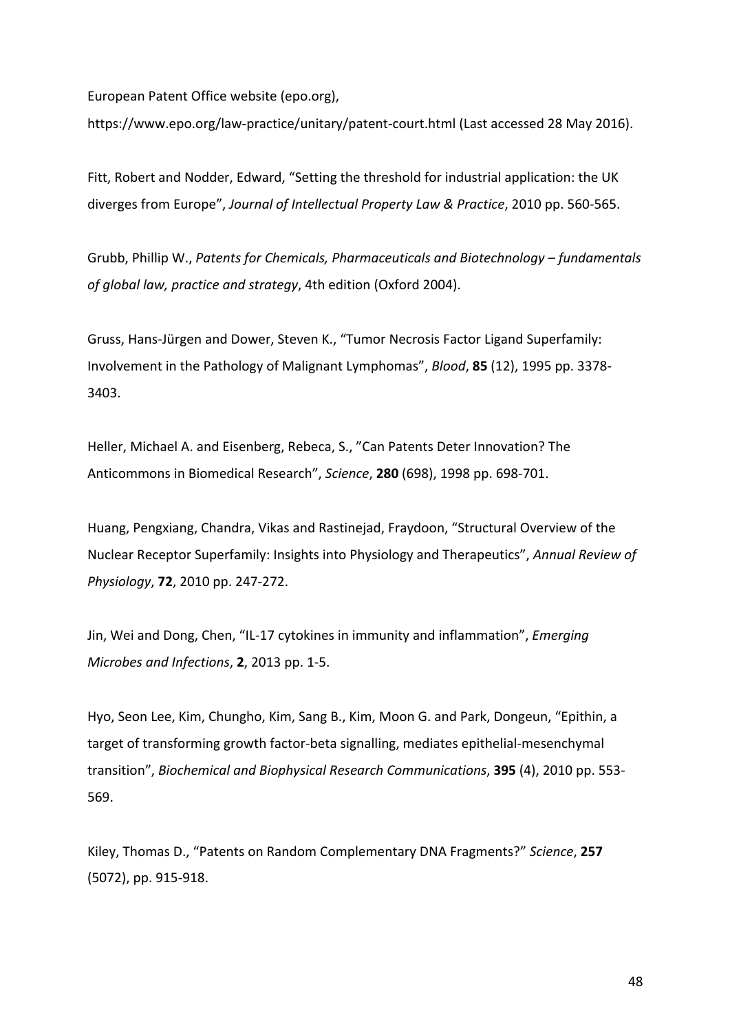European Patent Office website (epo.org), https://www.epo.org/law-practice/unitary/patent-court.html (Last accessed 28 May 2016).

Fitt, Robert and Nodder, Edward, “Setting the threshold for industrial application: the UK diverges from Europe”, *Journal of Intellectual Property Law & Practice*, 2010 pp. 560-565.

Grubb, Phillip W., *Patents for Chemicals, Pharmaceuticals and Biotechnology – fundamentals of global law, practice and strategy*, 4th edition (Oxford 2004).

Gruss, Hans-Jürgen and Dower, Steven K., “Tumor Necrosis Factor Ligand Superfamily: Involvement in the Pathology of Malignant Lymphomas”, *Blood*, **85** (12), 1995 pp. 3378-3403.

Heller, Michael A. and Eisenberg, Rebeca, S., ”Can Patents Deter Innovation? The Anticommons in Biomedical Research”, *Science*, **280** (698), 1998 pp. 698-701.

Huang, Pengxiang, Chandra, Vikas and Rastinejad, Fraydoon, “Structural Overview of the Nuclear Receptor Superfamily: Insights into Physiology and Therapeutics”, *Annual Review of Physiology*, **72**, 2010 pp. 247-272.

Jin, Wei and Dong, Chen, “IL-17 cytokines in immunity and inflammation”, *Emerging Microbes and Infections*, **2**, 2013 pp. 1-5.

Hyo, Seon Lee, Kim, Chungho, Kim, Sang B., Kim, Moon G. and Park, Dongeun, “Epithin, a target of transforming growth factor-beta signalling, mediates epithelial-mesenchymal transition”, *Biochemical and Biophysical Research Communications*, **395** (4), 2010 pp. 553-569.

Kiley, Thomas D., “Patents on Random Complementary DNA Fragments?” *Science*, **257** (5072), pp. 915-918.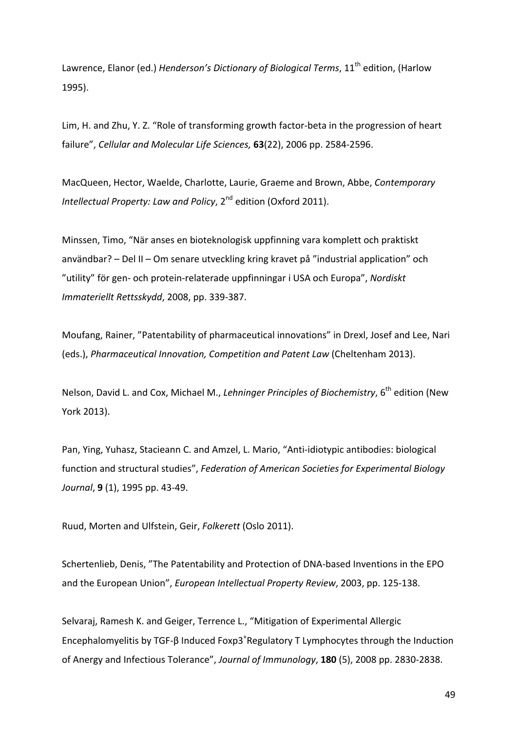Lawrence, Elanor (ed.) *Henderson's Dictionary of Biological Terms*, 11th edition, (Harlow 1995).

Lim, H. and Zhu, Y. Z. "Role of transforming growth factor-beta in the progression of heart failure", *Cellular and Molecular Life Sciences,* **63**(22), 2006 pp. 2584-2596.

MacQueen, Hector, Waelde, Charlotte, Laurie, Graeme and Brown, Abbe, *Contemporary Intellectual Property: Law and Policy*, 2nd edition (Oxford 2011).

Minssen, Timo, "När anses en bioteknologisk uppfinning vara komplett och praktiskt användbar? – Del II – Om senare utveckling kring kravet på "industrial application" och "utility" för gen- och protein-relaterade uppfinningar i USA och Europa", *Nordiskt Immateriellt Rettsskydd*, 2008, pp. 339-387.

Moufang, Rainer, "Patentability of pharmaceutical innovations" in Drexl, Josef and Lee, Nari (eds.), *Pharmaceutical Innovation, Competition and Patent Law* (Cheltenham 2013).

Nelson, David L. and Cox, Michael M., *Lehninger Principles of Biochemistry*, 6th edition (New York 2013).

Pan, Ying, Yuhasz, Stacieann C. and Amzel, L. Mario, "Anti-idiotypic antibodies: biological function and structural studies", *Federation of American Societies for Experimental Biology Journal*, **9** (1), 1995 pp. 43-49.

Ruud, Morten and Ulfstein, Geir, *Folkerett* (Oslo 2011).

Schertenlieb, Denis, "The Patentability and Protection of DNA-based Inventions in the EPO and the European Union", *European Intellectual Property Review*, 2003, pp. 125-138.

Selvaraj, Ramesh K. and Geiger, Terrence L., "Mitigation of Experimental Allergic Encephalomyelitis by TGF-β Induced Foxp3+Regulatory T Lymphocytes through the Induction of Anergy and Infectious Tolerance", *Journal of Immunology*, **180** (5), 2008 pp. 2830-2838.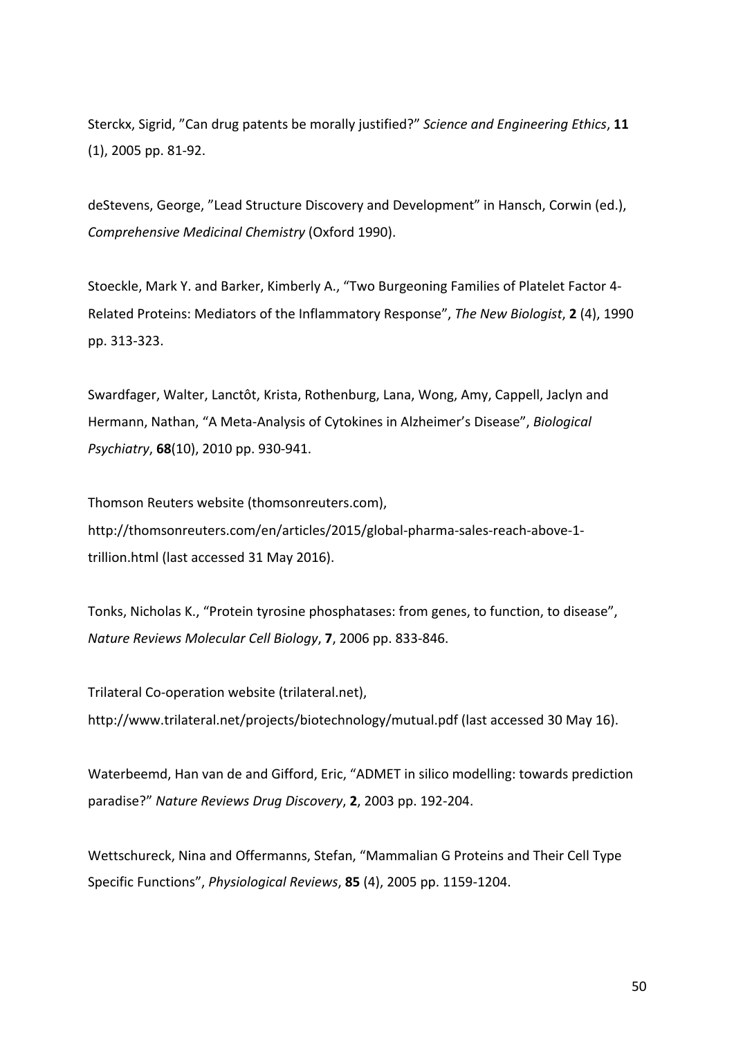Sterckx, Sigrid, ”Can drug patents be morally justified?” *Science and Engineering Ethics*, **11** (1), 2005 pp. 81-92.

deStevens, George, ”Lead Structure Discovery and Development” in Hansch, Corwin (ed.), *Comprehensive Medicinal Chemistry* (Oxford 1990).

Stoeckle, Mark Y. and Barker, Kimberly A., “Two Burgeoning Families of Platelet Factor 4-Related Proteins: Mediators of the Inflammatory Response”, *The New Biologist*, **2** (4), 1990 pp. 313-323.

Swardfager, Walter, Lanctôt, Krista, Rothenburg, Lana, Wong, Amy, Cappell, Jaclyn and Hermann, Nathan, “A Meta-Analysis of Cytokines in Alzheimer’s Disease”, *Biological Psychiatry*, **68**(10), 2010 pp. 930-941.

Thomson Reuters website (thomsonreuters.com), http://thomsonreuters.com/en/articles/2015/global-pharma-sales-reach-above-1-trillion.html (last accessed 31 May 2016).

Tonks, Nicholas K., “Protein tyrosine phosphatases: from genes, to function, to disease”, *Nature Reviews Molecular Cell Biology*, **7**, 2006 pp. 833-846.

Trilateral Co-operation website (trilateral.net), http://www.trilateral.net/projects/biotechnology/mutual.pdf (last accessed 30 May 16).

Waterbeemd, Han van de and Gifford, Eric, “ADMET in silico modelling: towards prediction paradise?” *Nature Reviews Drug Discovery*, **2**, 2003 pp. 192-204.

Wettschureck, Nina and Offermanns, Stefan, “Mammalian G Proteins and Their Cell Type Specific Functions”, *Physiological Reviews*, **85** (4), 2005 pp. 1159-1204.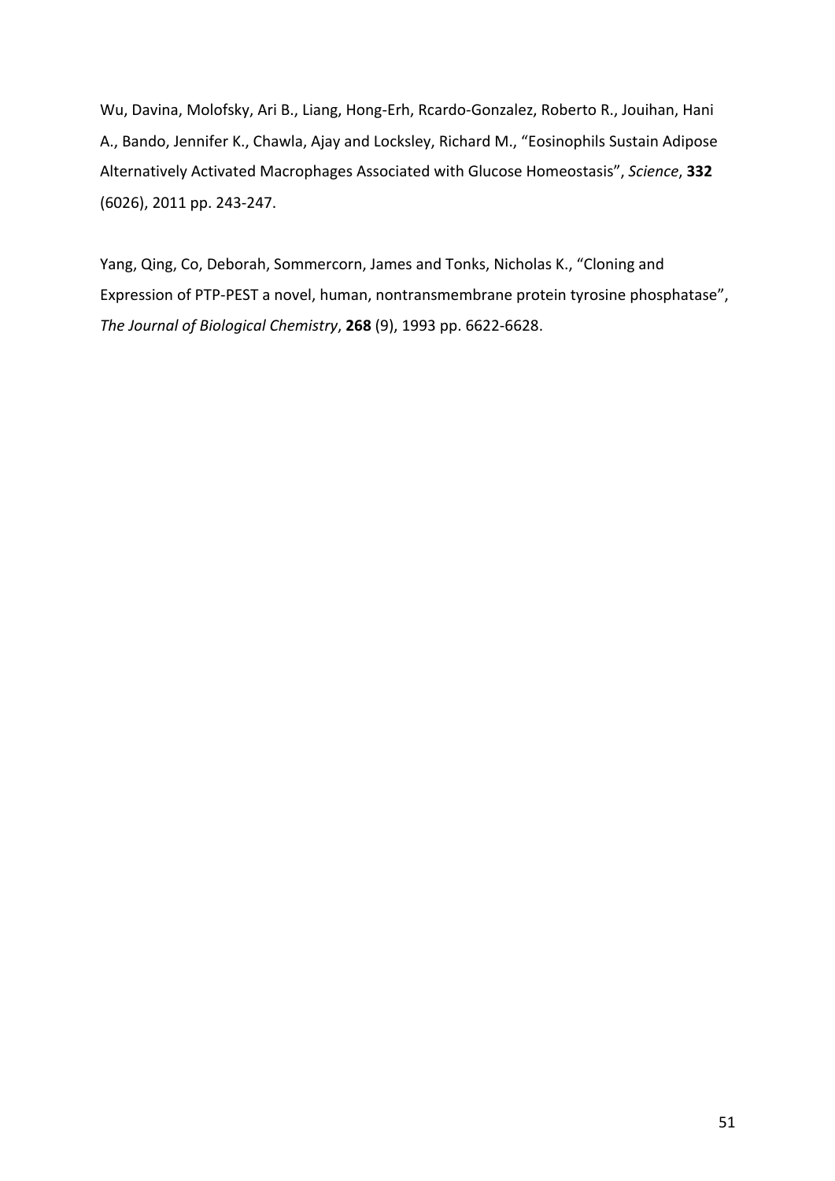Wu, Davina, Molofsky, Ari B., Liang, Hong-Erh, Rcardo-Gonzalez, Roberto R., Jouihan, Hani A., Bando, Jennifer K., Chawla, Ajay and Locksley, Richard M., "Eosinophils Sustain Adipose Alternatively Activated Macrophages Associated with Glucose Homeostasis", *Science*, **332** (6026), 2011 pp. 243-247.

Yang, Qing, Co, Deborah, Sommercorn, James and Tonks, Nicholas K., "Cloning and Expression of PTP-PEST a novel, human, nontransmembrane protein tyrosine phosphatase", *The Journal of Biological Chemistry*, **268** (9), 1993 pp. 6622-6628.